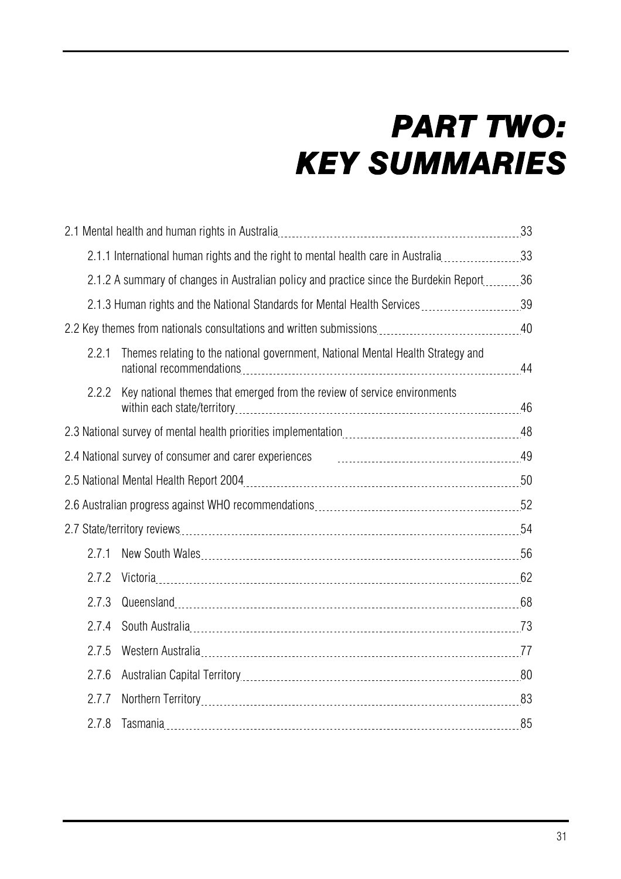# PART TWO: KEY SUMMARIES

2.1 Mental health and human rights in Australia ..... 33

- 2.1.1 International human rights and the right to mental health care in Australia ..... 33
- 2.1.2 A summary of changes in Australian policy and practice since the Burdekin Report ..... 36
- 2.1.3 Human rights and the National Standards for Mental Health Services ..... 39

2.2 Key themes from nationals consultations and written submissions ..... 40

- 2.2.1 Themes relating to the national government, National Mental Health Strategy and national recommendations ..... 44
- 2.2.2 Key national themes that emerged from the review of service environments within each state/territory ..... 46

2.3 National survey of mental health priorities implementation ..... 48

2.4 National survey of consumer and carer experiences ..... 49

2.5 National Mental Health Report 2004 ..... 50

2.6 Australian progress against WHO recommendations ..... 52

2.7 State/territory reviews ..... 54

- 2.7.1 New South Wales ..... 56
- 2.7.2 Victoria ..... 62
- 2.7.3 Queensland ..... 68
- 2.7.4 South Australia ..... 73
- 2.7.5 Western Australia ..... 77
- 2.7.6 Australian Capital Territory ..... 80
- 2.7.7 Northern Territory ..... 83
- 2.7.8 Tasmania ..... 85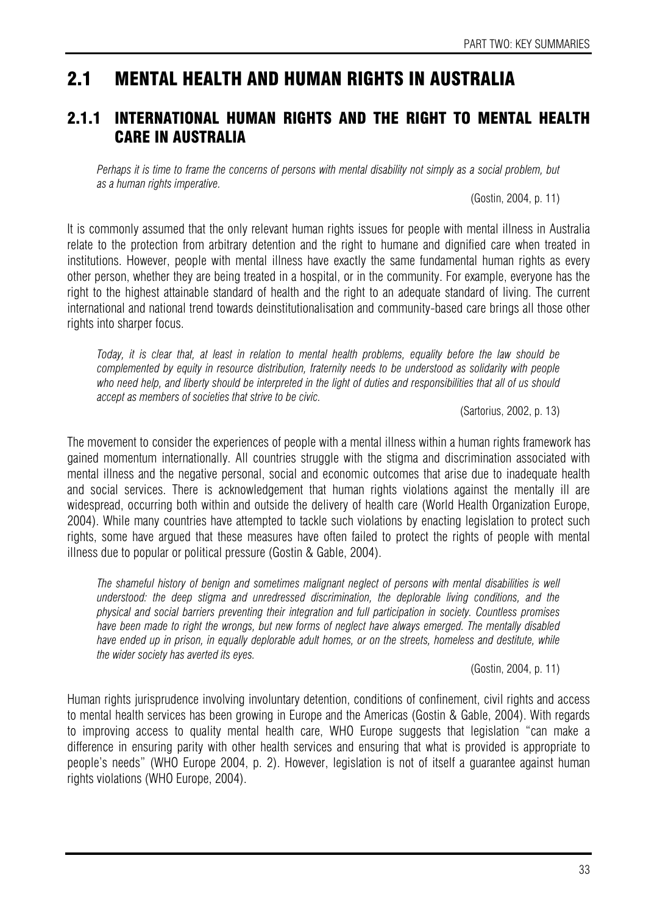## 2.1 MENTAL HEALTH AND HUMAN RIGHTS IN AUSTRALIA

### 2.1.1 INTERNATIONAL HUMAN RIGHTS AND THE RIGHT TO MENTAL HEALTH CARE IN AUSTRALIA

> *Perhaps it is time to frame the concerns of persons with mental disability not simply as a social problem, but as a human rights imperative.*
>
> (Gostin, 2004, p. 11)

It is commonly assumed that the only relevant human rights issues for people with mental illness in Australia relate to the protection from arbitrary detention and the right to humane and dignified care when treated in institutions. However, people with mental illness have exactly the same fundamental human rights as every other person, whether they are being treated in a hospital, or in the community. For example, everyone has the right to the highest attainable standard of health and the right to an adequate standard of living. The current international and national trend towards deinstitutionalisation and community-based care brings all those other rights into sharper focus.

> *Today, it is clear that, at least in relation to mental health problems, equality before the law should be complemented by equity in resource distribution, fraternity needs to be understood as solidarity with people who need help, and liberty should be interpreted in the light of duties and responsibilities that all of us should accept as members of societies that strive to be civic.*
>
> (Sartorius, 2002, p. 13)

The movement to consider the experiences of people with a mental illness within a human rights framework has gained momentum internationally. All countries struggle with the stigma and discrimination associated with mental illness and the negative personal, social and economic outcomes that arise due to inadequate health and social services. There is acknowledgement that human rights violations against the mentally ill are widespread, occurring both within and outside the delivery of health care (World Health Organization Europe, 2004). While many countries have attempted to tackle such violations by enacting legislation to protect such rights, some have argued that these measures have often failed to protect the rights of people with mental illness due to popular or political pressure (Gostin & Gable, 2004).

> *The shameful history of benign and sometimes malignant neglect of persons with mental disabilities is well understood: the deep stigma and unredressed discrimination, the deplorable living conditions, and the physical and social barriers preventing their integration and full participation in society. Countless promises have been made to right the wrongs, but new forms of neglect have always emerged. The mentally disabled have ended up in prison, in equally deplorable adult homes, or on the streets, homeless and destitute, while the wider society has averted its eyes.*
>
> (Gostin, 2004, p. 11)

Human rights jurisprudence involving involuntary detention, conditions of confinement, civil rights and access to mental health services has been growing in Europe and the Americas (Gostin & Gable, 2004). With regards to improving access to quality mental health care, WHO Europe suggests that legislation "can make a difference in ensuring parity with other health services and ensuring that what is provided is appropriate to people's needs" (WHO Europe 2004, p. 2). However, legislation is not of itself a guarantee against human rights violations (WHO Europe, 2004).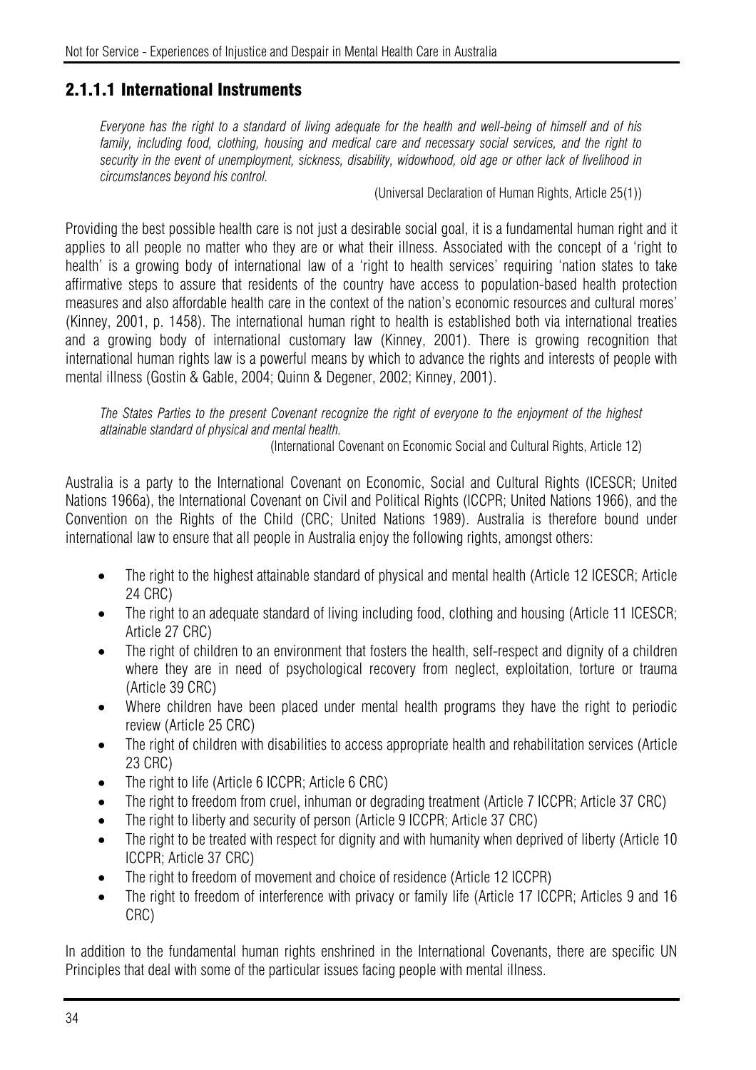### 2.1.1.1 International Instruments

*Everyone has the right to a standard of living adequate for the health and well-being of himself and of his family, including food, clothing, housing and medical care and necessary social services, and the right to security in the event of unemployment, sickness, disability, widowhood, old age or other lack of livelihood in circumstances beyond his control.*

(Universal Declaration of Human Rights, Article 25(1))

Providing the best possible health care is not just a desirable social goal, it is a fundamental human right and it applies to all people no matter who they are or what their illness. Associated with the concept of a 'right to health' is a growing body of international law of a 'right to health services' requiring 'nation states to take affirmative steps to assure that residents of the country have access to population-based health protection measures and also affordable health care in the context of the nation's economic resources and cultural mores' (Kinney, 2001, p. 1458). The international human right to health is established both via international treaties and a growing body of international customary law (Kinney, 2001). There is growing recognition that international human rights law is a powerful means by which to advance the rights and interests of people with mental illness (Gostin & Gable, 2004; Quinn & Degener, 2002; Kinney, 2001).

*The States Parties to the present Covenant recognize the right of everyone to the enjoyment of the highest attainable standard of physical and mental health.*

(International Covenant on Economic Social and Cultural Rights, Article 12)

Australia is a party to the International Covenant on Economic, Social and Cultural Rights (ICESCR; United Nations 1966a), the International Covenant on Civil and Political Rights (ICCPR; United Nations 1966), and the Convention on the Rights of the Child (CRC; United Nations 1989). Australia is therefore bound under international law to ensure that all people in Australia enjoy the following rights, amongst others:

- The right to the highest attainable standard of physical and mental health (Article 12 ICESCR; Article 24 CRC)
- The right to an adequate standard of living including food, clothing and housing (Article 11 ICESCR; Article 27 CRC)
- The right of children to an environment that fosters the health, self-respect and dignity of a children where they are in need of psychological recovery from neglect, exploitation, torture or trauma (Article 39 CRC)
- Where children have been placed under mental health programs they have the right to periodic review (Article 25 CRC)
- The right of children with disabilities to access appropriate health and rehabilitation services (Article 23 CRC)
- The right to life (Article 6 ICCPR; Article 6 CRC)
- The right to freedom from cruel, inhuman or degrading treatment (Article 7 ICCPR; Article 37 CRC)
- The right to liberty and security of person (Article 9 ICCPR; Article 37 CRC)
- The right to be treated with respect for dignity and with humanity when deprived of liberty (Article 10 ICCPR; Article 37 CRC)
- The right to freedom of movement and choice of residence (Article 12 ICCPR)
- The right to freedom of interference with privacy or family life (Article 17 ICCPR; Articles 9 and 16 CRC)

In addition to the fundamental human rights enshrined in the International Covenants, there are specific UN Principles that deal with some of the particular issues facing people with mental illness.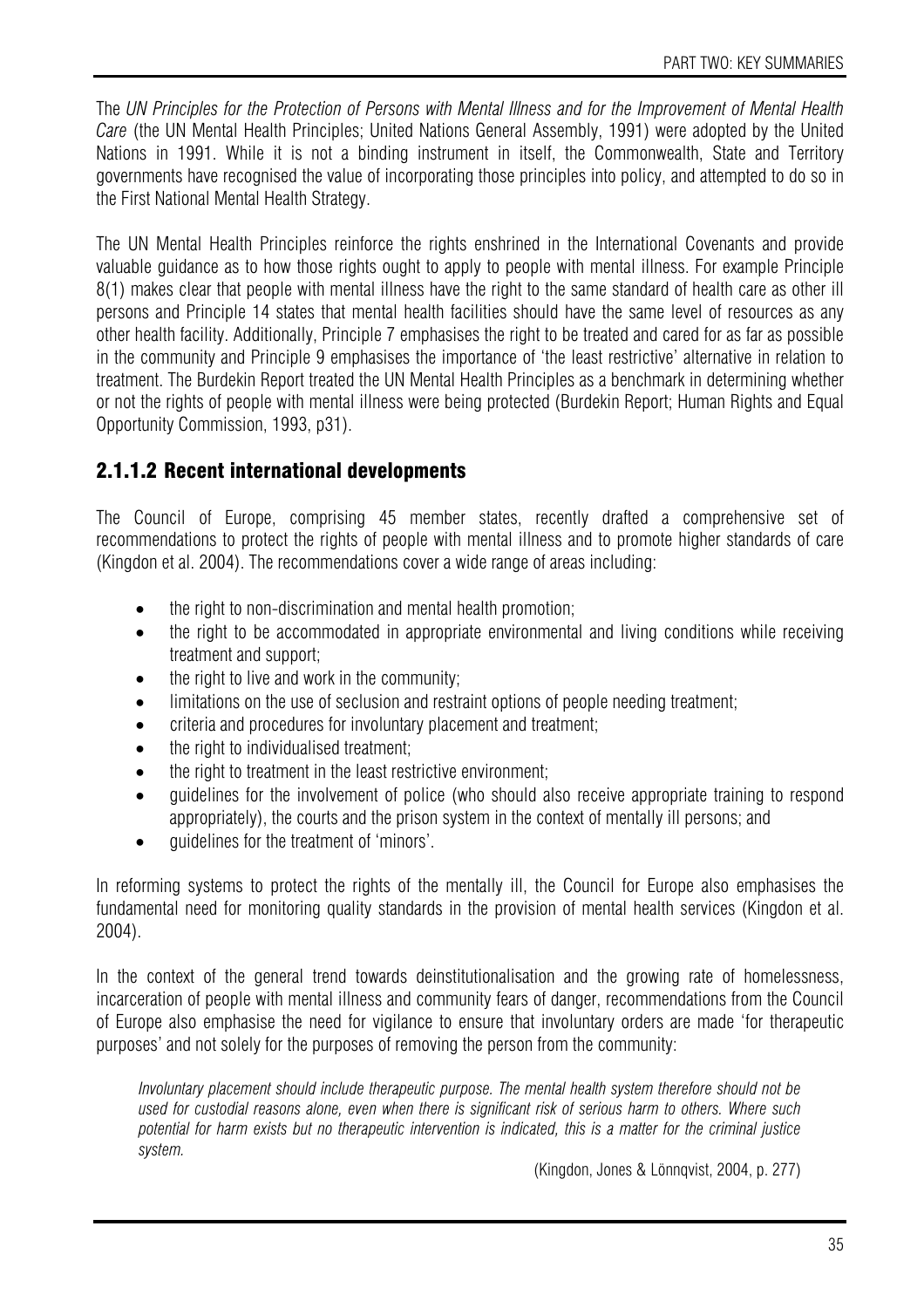The *UN Principles for the Protection of Persons with Mental Illness and for the Improvement of Mental Health Care* (the UN Mental Health Principles; United Nations General Assembly, 1991) were adopted by the United Nations in 1991. While it is not a binding instrument in itself, the Commonwealth, State and Territory governments have recognised the value of incorporating those principles into policy, and attempted to do so in the First National Mental Health Strategy.

The UN Mental Health Principles reinforce the rights enshrined in the International Covenants and provide valuable guidance as to how those rights ought to apply to people with mental illness. For example Principle 8(1) makes clear that people with mental illness have the right to the same standard of health care as other ill persons and Principle 14 states that mental health facilities should have the same level of resources as any other health facility. Additionally, Principle 7 emphasises the right to be treated and cared for as far as possible in the community and Principle 9 emphasises the importance of 'the least restrictive' alternative in relation to treatment. The Burdekin Report treated the UN Mental Health Principles as a benchmark in determining whether or not the rights of people with mental illness were being protected (Burdekin Report; Human Rights and Equal Opportunity Commission, 1993, p31).

### 2.1.1.2 Recent international developments

The Council of Europe, comprising 45 member states, recently drafted a comprehensive set of recommendations to protect the rights of people with mental illness and to promote higher standards of care (Kingdon et al. 2004). The recommendations cover a wide range of areas including:

- the right to non-discrimination and mental health promotion;
- the right to be accommodated in appropriate environmental and living conditions while receiving treatment and support;
- the right to live and work in the community;
- limitations on the use of seclusion and restraint options of people needing treatment;
- criteria and procedures for involuntary placement and treatment;
- the right to individualised treatment;
- the right to treatment in the least restrictive environment;
- guidelines for the involvement of police (who should also receive appropriate training to respond appropriately), the courts and the prison system in the context of mentally ill persons; and
- guidelines for the treatment of 'minors'.

In reforming systems to protect the rights of the mentally ill, the Council for Europe also emphasises the fundamental need for monitoring quality standards in the provision of mental health services (Kingdon et al. 2004).

In the context of the general trend towards deinstitutionalisation and the growing rate of homelessness, incarceration of people with mental illness and community fears of danger, recommendations from the Council of Europe also emphasise the need for vigilance to ensure that involuntary orders are made 'for therapeutic purposes' and not solely for the purposes of removing the person from the community:

> *Involuntary placement should include therapeutic purpose. The mental health system therefore should not be used for custodial reasons alone, even when there is significant risk of serious harm to others. Where such potential for harm exists but no therapeutic intervention is indicated, this is a matter for the criminal justice system.*
>
> (Kingdon, Jones & Lönnqvist, 2004, p. 277)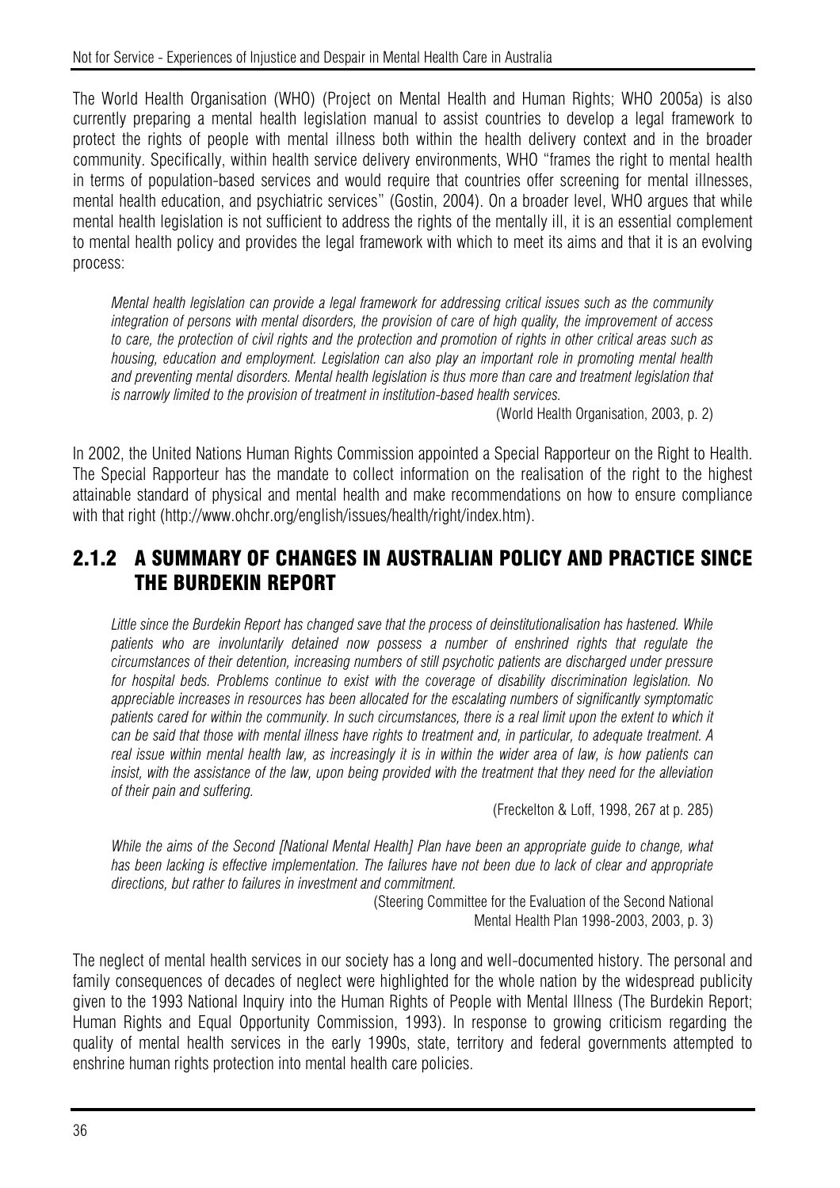The World Health Organisation (WHO) (Project on Mental Health and Human Rights; WHO 2005a) is also currently preparing a mental health legislation manual to assist countries to develop a legal framework to protect the rights of people with mental illness both within the health delivery context and in the broader community. Specifically, within health service delivery environments, WHO "frames the right to mental health in terms of population-based services and would require that countries offer screening for mental illnesses, mental health education, and psychiatric services" (Gostin, 2004). On a broader level, WHO argues that while mental health legislation is not sufficient to address the rights of the mentally ill, it is an essential complement to mental health policy and provides the legal framework with which to meet its aims and that it is an evolving process:

> *Mental health legislation can provide a legal framework for addressing critical issues such as the community integration of persons with mental disorders, the provision of care of high quality, the improvement of access to care, the protection of civil rights and the protection and promotion of rights in other critical areas such as housing, education and employment. Legislation can also play an important role in promoting mental health and preventing mental disorders. Mental health legislation is thus more than care and treatment legislation that is narrowly limited to the provision of treatment in institution-based health services.*
>
> (World Health Organisation, 2003, p. 2)

In 2002, the United Nations Human Rights Commission appointed a Special Rapporteur on the Right to Health. The Special Rapporteur has the mandate to collect information on the realisation of the right to the highest attainable standard of physical and mental health and make recommendations on how to ensure compliance with that right (http://www.ohchr.org/english/issues/health/right/index.htm).

## 2.1.2 A SUMMARY OF CHANGES IN AUSTRALIAN POLICY AND PRACTICE SINCE THE BURDEKIN REPORT

> *Little since the Burdekin Report has changed save that the process of deinstitutionalisation has hastened. While patients who are involuntarily detained now possess a number of enshrined rights that regulate the circumstances of their detention, increasing numbers of still psychotic patients are discharged under pressure for hospital beds. Problems continue to exist with the coverage of disability discrimination legislation. No appreciable increases in resources has been allocated for the escalating numbers of significantly symptomatic patients cared for within the community. In such circumstances, there is a real limit upon the extent to which it can be said that those with mental illness have rights to treatment and, in particular, to adequate treatment. A real issue within mental health law, as increasingly it is in within the wider area of law, is how patients can insist, with the assistance of the law, upon being provided with the treatment that they need for the alleviation of their pain and suffering.*
>
> (Freckelton & Loff, 1998, 267 at p. 285)

> *While the aims of the Second [National Mental Health] Plan have been an appropriate guide to change, what has been lacking is effective implementation. The failures have not been due to lack of clear and appropriate directions, but rather to failures in investment and commitment.*
>
> (Steering Committee for the Evaluation of the Second National Mental Health Plan 1998-2003, 2003, p. 3)

The neglect of mental health services in our society has a long and well-documented history. The personal and family consequences of decades of neglect were highlighted for the whole nation by the widespread publicity given to the 1993 National Inquiry into the Human Rights of People with Mental Illness (The Burdekin Report; Human Rights and Equal Opportunity Commission, 1993). In response to growing criticism regarding the quality of mental health services in the early 1990s, state, territory and federal governments attempted to enshrine human rights protection into mental health care policies.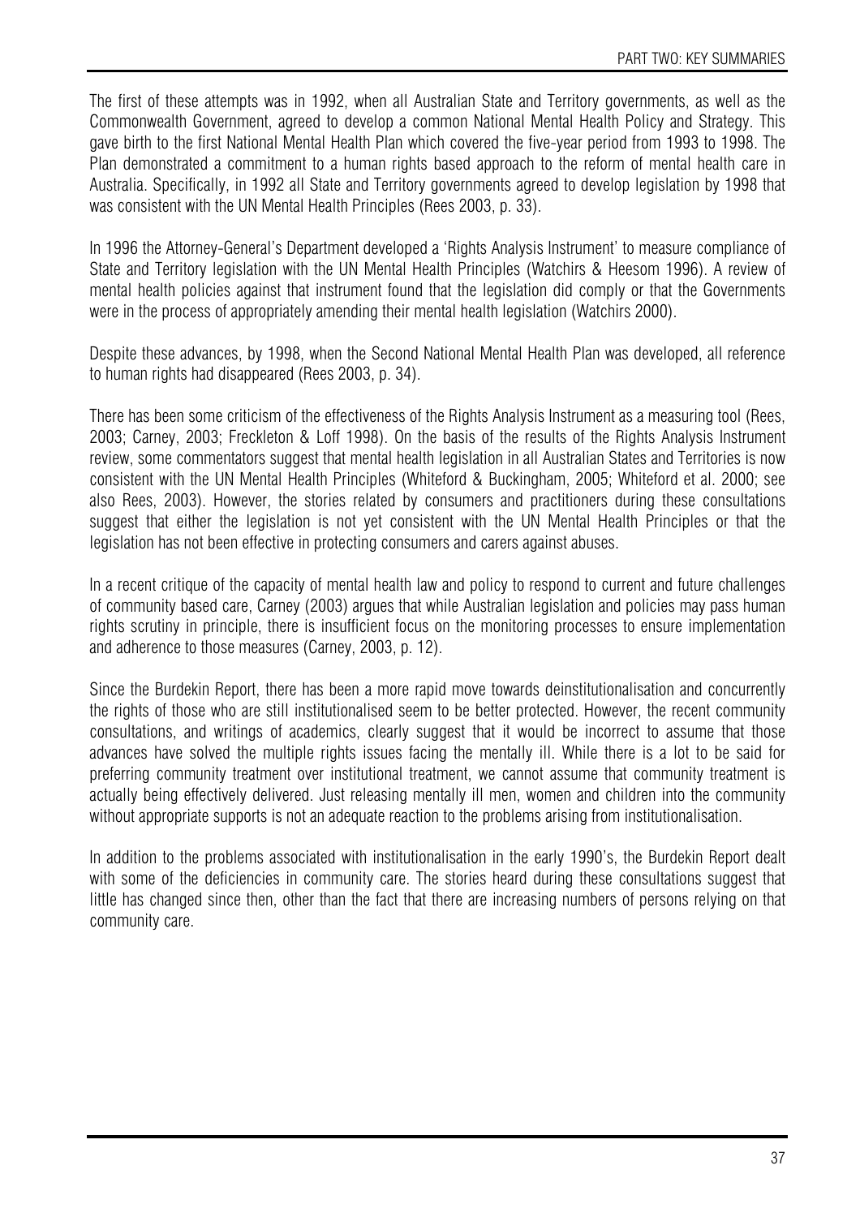The first of these attempts was in 1992, when all Australian State and Territory governments, as well as the Commonwealth Government, agreed to develop a common National Mental Health Policy and Strategy. This gave birth to the first National Mental Health Plan which covered the five-year period from 1993 to 1998. The Plan demonstrated a commitment to a human rights based approach to the reform of mental health care in Australia. Specifically, in 1992 all State and Territory governments agreed to develop legislation by 1998 that was consistent with the UN Mental Health Principles (Rees 2003, p. 33).

In 1996 the Attorney-General's Department developed a 'Rights Analysis Instrument' to measure compliance of State and Territory legislation with the UN Mental Health Principles (Watchirs & Heesom 1996). A review of mental health policies against that instrument found that the legislation did comply or that the Governments were in the process of appropriately amending their mental health legislation (Watchirs 2000).

Despite these advances, by 1998, when the Second National Mental Health Plan was developed, all reference to human rights had disappeared (Rees 2003, p. 34).

There has been some criticism of the effectiveness of the Rights Analysis Instrument as a measuring tool (Rees, 2003; Carney, 2003; Freckleton & Loff 1998). On the basis of the results of the Rights Analysis Instrument review, some commentators suggest that mental health legislation in all Australian States and Territories is now consistent with the UN Mental Health Principles (Whiteford & Buckingham, 2005; Whiteford et al. 2000; see also Rees, 2003). However, the stories related by consumers and practitioners during these consultations suggest that either the legislation is not yet consistent with the UN Mental Health Principles or that the legislation has not been effective in protecting consumers and carers against abuses.

In a recent critique of the capacity of mental health law and policy to respond to current and future challenges of community based care, Carney (2003) argues that while Australian legislation and policies may pass human rights scrutiny in principle, there is insufficient focus on the monitoring processes to ensure implementation and adherence to those measures (Carney, 2003, p. 12).

Since the Burdekin Report, there has been a more rapid move towards deinstitutionalisation and concurrently the rights of those who are still institutionalised seem to be better protected. However, the recent community consultations, and writings of academics, clearly suggest that it would be incorrect to assume that those advances have solved the multiple rights issues facing the mentally ill. While there is a lot to be said for preferring community treatment over institutional treatment, we cannot assume that community treatment is actually being effectively delivered. Just releasing mentally ill men, women and children into the community without appropriate supports is not an adequate reaction to the problems arising from institutionalisation.

In addition to the problems associated with institutionalisation in the early 1990's, the Burdekin Report dealt with some of the deficiencies in community care. The stories heard during these consultations suggest that little has changed since then, other than the fact that there are increasing numbers of persons relying on that community care.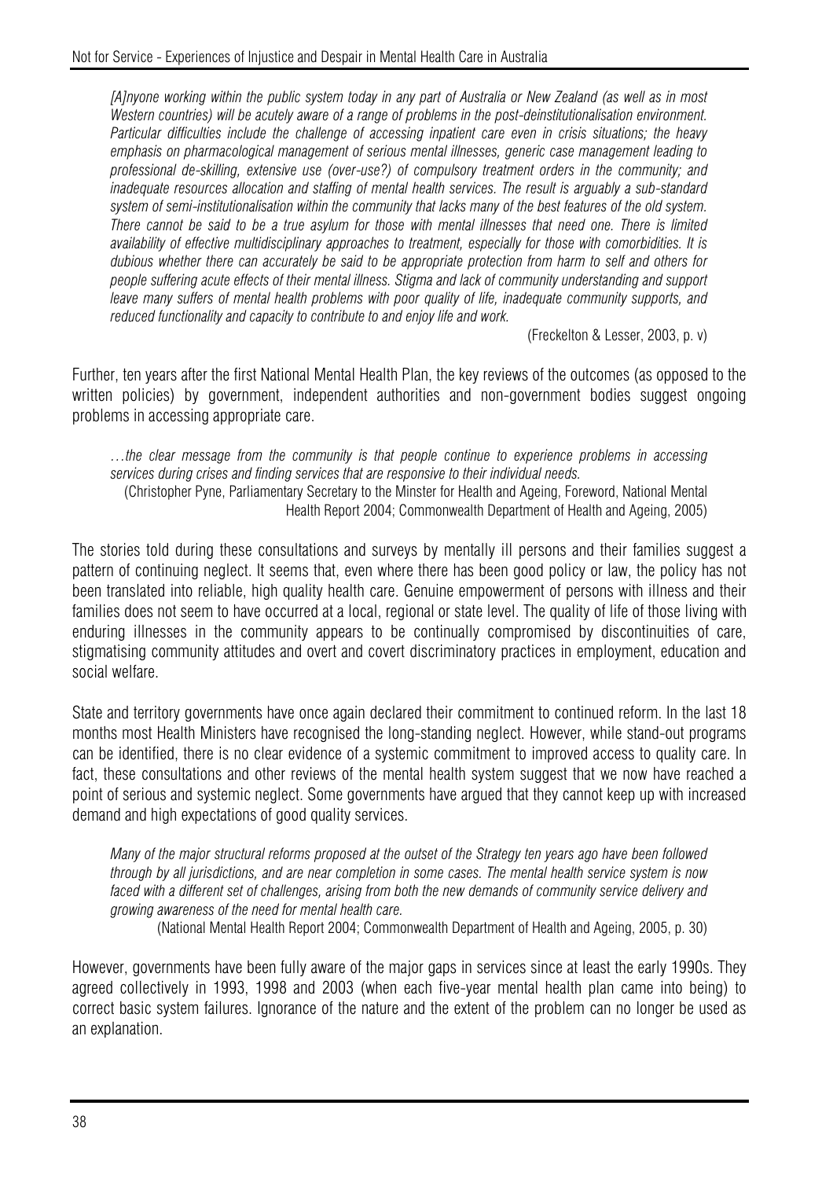*[A]nyone working within the public system today in any part of Australia or New Zealand (as well as in most Western countries) will be acutely aware of a range of problems in the post-deinstitutionalisation environment. Particular difficulties include the challenge of accessing inpatient care even in crisis situations; the heavy emphasis on pharmacological management of serious mental illnesses, generic case management leading to professional de-skilling, extensive use (over-use?) of compulsory treatment orders in the community; and inadequate resources allocation and staffing of mental health services. The result is arguably a sub-standard system of semi-institutionalisation within the community that lacks many of the best features of the old system. There cannot be said to be a true asylum for those with mental illnesses that need one. There is limited availability of effective multidisciplinary approaches to treatment, especially for those with comorbidities. It is dubious whether there can accurately be said to be appropriate protection from harm to self and others for people suffering acute effects of their mental illness. Stigma and lack of community understanding and support leave many suffers of mental health problems with poor quality of life, inadequate community supports, and reduced functionality and capacity to contribute to and enjoy life and work.*

(Freckelton & Lesser, 2003, p. v)

Further, ten years after the first National Mental Health Plan, the key reviews of the outcomes (as opposed to the written policies) by government, independent authorities and non-government bodies suggest ongoing problems in accessing appropriate care.

*…the clear message from the community is that people continue to experience problems in accessing services during crises and finding services that are responsive to their individual needs.*

(Christopher Pyne, Parliamentary Secretary to the Minster for Health and Ageing, Foreword, National Mental Health Report 2004; Commonwealth Department of Health and Ageing, 2005)

The stories told during these consultations and surveys by mentally ill persons and their families suggest a pattern of continuing neglect. It seems that, even where there has been good policy or law, the policy has not been translated into reliable, high quality health care. Genuine empowerment of persons with illness and their families does not seem to have occurred at a local, regional or state level. The quality of life of those living with enduring illnesses in the community appears to be continually compromised by discontinuities of care, stigmatising community attitudes and overt and covert discriminatory practices in employment, education and social welfare.

State and territory governments have once again declared their commitment to continued reform. In the last 18 months most Health Ministers have recognised the long-standing neglect. However, while stand-out programs can be identified, there is no clear evidence of a systemic commitment to improved access to quality care. In fact, these consultations and other reviews of the mental health system suggest that we now have reached a point of serious and systemic neglect. Some governments have argued that they cannot keep up with increased demand and high expectations of good quality services.

*Many of the major structural reforms proposed at the outset of the Strategy ten years ago have been followed through by all jurisdictions, and are near completion in some cases. The mental health service system is now faced with a different set of challenges, arising from both the new demands of community service delivery and growing awareness of the need for mental health care.*

(National Mental Health Report 2004; Commonwealth Department of Health and Ageing, 2005, p. 30)

However, governments have been fully aware of the major gaps in services since at least the early 1990s. They agreed collectively in 1993, 1998 and 2003 (when each five-year mental health plan came into being) to correct basic system failures. Ignorance of the nature and the extent of the problem can no longer be used as an explanation.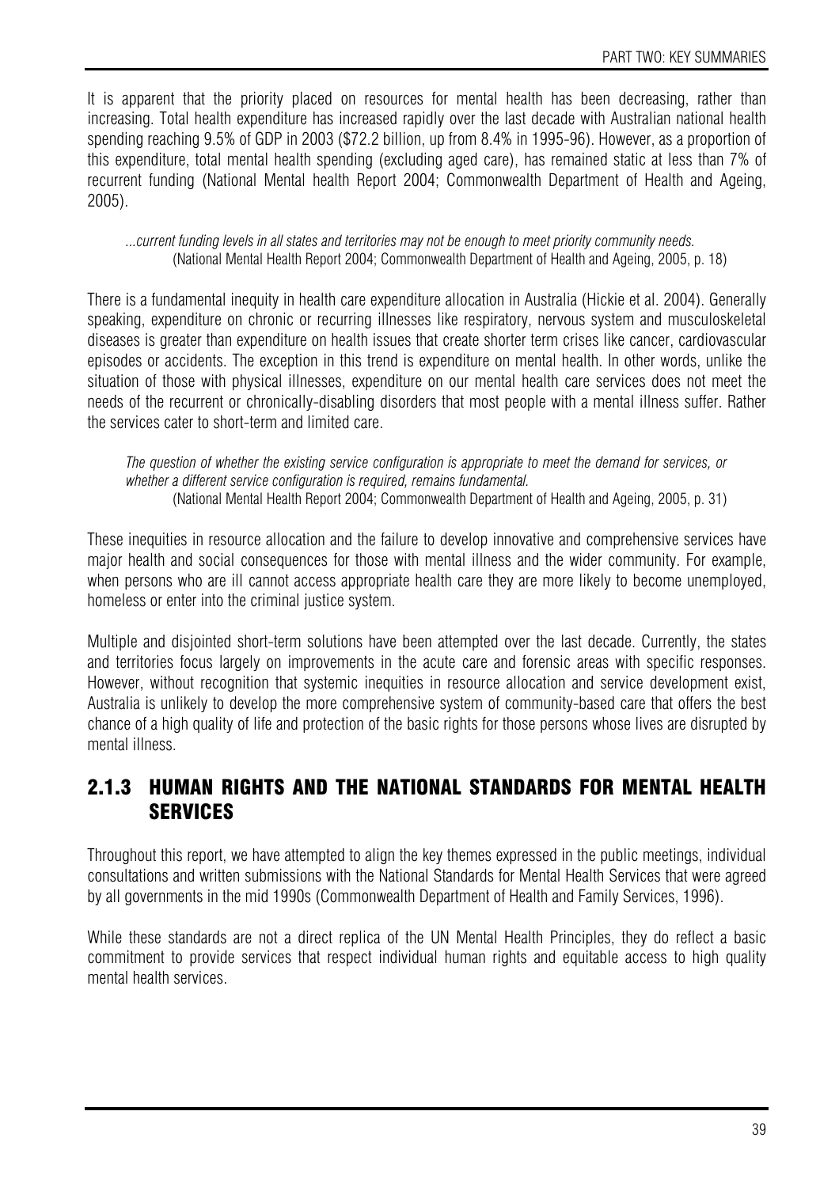It is apparent that the priority placed on resources for mental health has been decreasing, rather than increasing. Total health expenditure has increased rapidly over the last decade with Australian national health spending reaching 9.5% of GDP in 2003 ($72.2 billion, up from 8.4% in 1995-96). However, as a proportion of this expenditure, total mental health spending (excluding aged care), has remained static at less than 7% of recurrent funding (National Mental health Report 2004; Commonwealth Department of Health and Ageing, 2005).

> *...current funding levels in all states and territories may not be enough to meet priority community needs.*
> (National Mental Health Report 2004; Commonwealth Department of Health and Ageing, 2005, p. 18)

There is a fundamental inequity in health care expenditure allocation in Australia (Hickie et al. 2004). Generally speaking, expenditure on chronic or recurring illnesses like respiratory, nervous system and musculoskeletal diseases is greater than expenditure on health issues that create shorter term crises like cancer, cardiovascular episodes or accidents. The exception in this trend is expenditure on mental health. In other words, unlike the situation of those with physical illnesses, expenditure on our mental health care services does not meet the needs of the recurrent or chronically-disabling disorders that most people with a mental illness suffer. Rather the services cater to short-term and limited care.

> *The question of whether the existing service configuration is appropriate to meet the demand for services, or whether a different service configuration is required, remains fundamental.*
> (National Mental Health Report 2004; Commonwealth Department of Health and Ageing, 2005, p. 31)

These inequities in resource allocation and the failure to develop innovative and comprehensive services have major health and social consequences for those with mental illness and the wider community. For example, when persons who are ill cannot access appropriate health care they are more likely to become unemployed, homeless or enter into the criminal justice system.

Multiple and disjointed short-term solutions have been attempted over the last decade. Currently, the states and territories focus largely on improvements in the acute care and forensic areas with specific responses. However, without recognition that systemic inequities in resource allocation and service development exist, Australia is unlikely to develop the more comprehensive system of community-based care that offers the best chance of a high quality of life and protection of the basic rights for those persons whose lives are disrupted by mental illness.

### 2.1.3 HUMAN RIGHTS AND THE NATIONAL STANDARDS FOR MENTAL HEALTH SERVICES

Throughout this report, we have attempted to align the key themes expressed in the public meetings, individual consultations and written submissions with the National Standards for Mental Health Services that were agreed by all governments in the mid 1990s (Commonwealth Department of Health and Family Services, 1996).

While these standards are not a direct replica of the UN Mental Health Principles, they do reflect a basic commitment to provide services that respect individual human rights and equitable access to high quality mental health services.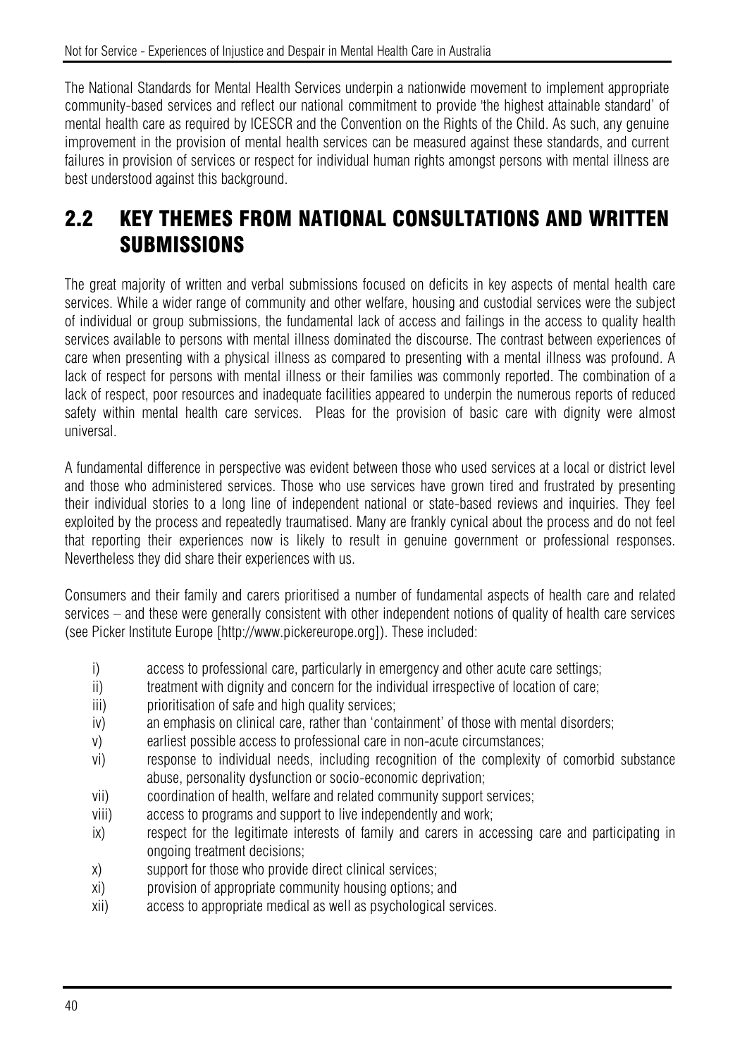The National Standards for Mental Health Services underpin a nationwide movement to implement appropriate community-based services and reflect our national commitment to provide 'the highest attainable standard' of mental health care as required by ICESCR and the Convention on the Rights of the Child. As such, any genuine improvement in the provision of mental health services can be measured against these standards, and current failures in provision of services or respect for individual human rights amongst persons with mental illness are best understood against this background.

## 2.2 KEY THEMES FROM NATIONAL CONSULTATIONS AND WRITTEN SUBMISSIONS

The great majority of written and verbal submissions focused on deficits in key aspects of mental health care services. While a wider range of community and other welfare, housing and custodial services were the subject of individual or group submissions, the fundamental lack of access and failings in the access to quality health services available to persons with mental illness dominated the discourse. The contrast between experiences of care when presenting with a physical illness as compared to presenting with a mental illness was profound. A lack of respect for persons with mental illness or their families was commonly reported. The combination of a lack of respect, poor resources and inadequate facilities appeared to underpin the numerous reports of reduced safety within mental health care services. Pleas for the provision of basic care with dignity were almost universal.

A fundamental difference in perspective was evident between those who used services at a local or district level and those who administered services. Those who use services have grown tired and frustrated by presenting their individual stories to a long line of independent national or state-based reviews and inquiries. They feel exploited by the process and repeatedly traumatised. Many are frankly cynical about the process and do not feel that reporting their experiences now is likely to result in genuine government or professional responses. Nevertheless they did share their experiences with us.

Consumers and their family and carers prioritised a number of fundamental aspects of health care and related services – and these were generally consistent with other independent notions of quality of health care services (see Picker Institute Europe [http://www.pickereurope.org]). These included:

i) access to professional care, particularly in emergency and other acute care settings;
ii) treatment with dignity and concern for the individual irrespective of location of care;
iii) prioritisation of safe and high quality services;
iv) an emphasis on clinical care, rather than 'containment' of those with mental disorders;
v) earliest possible access to professional care in non-acute circumstances;
vi) response to individual needs, including recognition of the complexity of comorbid substance abuse, personality dysfunction or socio-economic deprivation;
vii) coordination of health, welfare and related community support services;
viii) access to programs and support to live independently and work;
ix) respect for the legitimate interests of family and carers in accessing care and participating in ongoing treatment decisions;
x) support for those who provide direct clinical services;
xi) provision of appropriate community housing options; and
xii) access to appropriate medical as well as psychological services.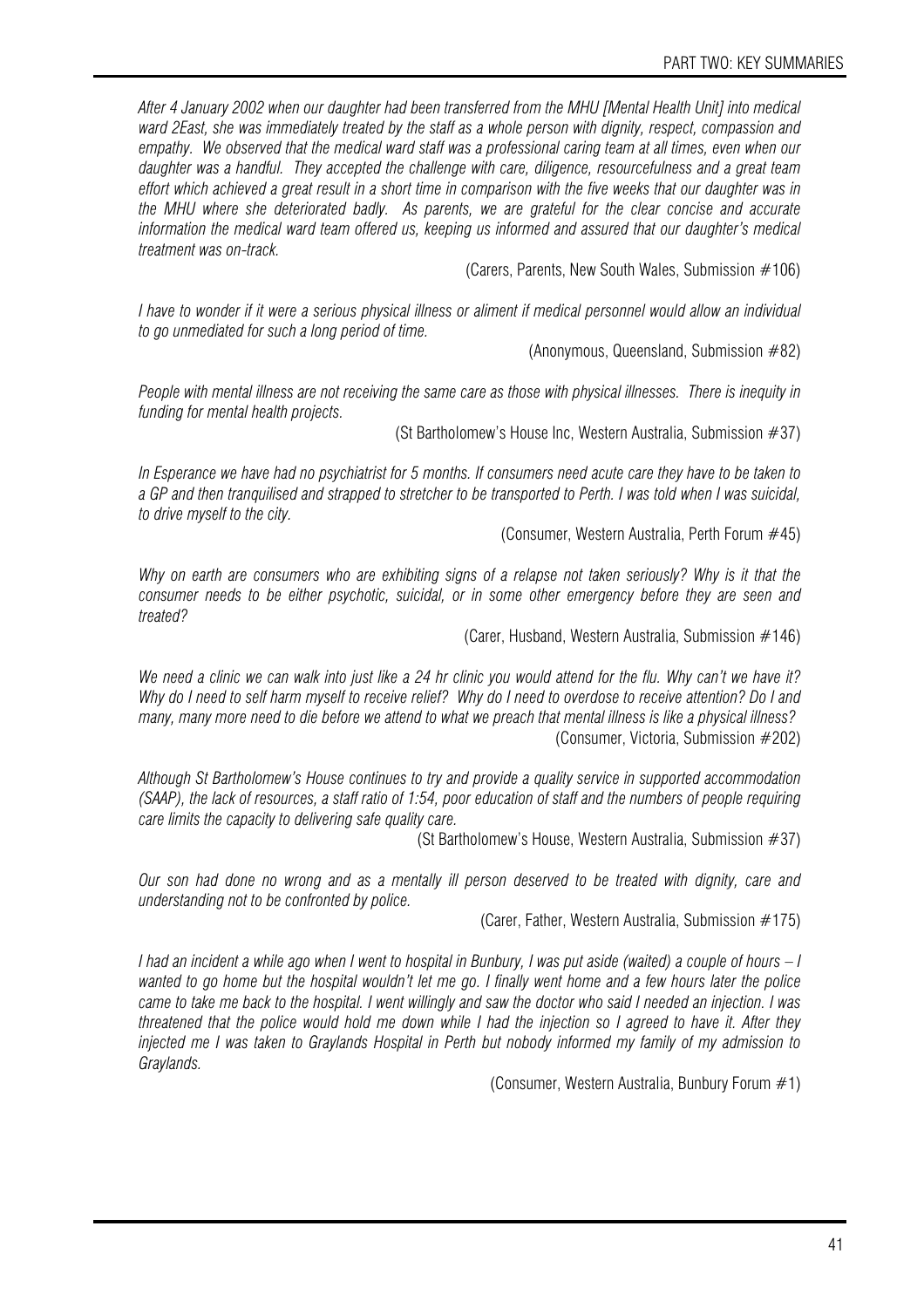*After 4 January 2002 when our daughter had been transferred from the MHU [Mental Health Unit] into medical ward 2East, she was immediately treated by the staff as a whole person with dignity, respect, compassion and empathy. We observed that the medical ward staff was a professional caring team at all times, even when our daughter was a handful. They accepted the challenge with care, diligence, resourcefulness and a great team effort which achieved a great result in a short time in comparison with the five weeks that our daughter was in the MHU where she deteriorated badly. As parents, we are grateful for the clear concise and accurate information the medical ward team offered us, keeping us informed and assured that our daughter's medical treatment was on-track.*

(Carers, Parents, New South Wales, Submission #106)

*I have to wonder if it were a serious physical illness or aliment if medical personnel would allow an individual to go unmediated for such a long period of time.*

(Anonymous, Queensland, Submission #82)

*People with mental illness are not receiving the same care as those with physical illnesses. There is inequity in funding for mental health projects.*

(St Bartholomew's House Inc, Western Australia, Submission #37)

*In Esperance we have had no psychiatrist for 5 months. If consumers need acute care they have to be taken to a GP and then tranquilised and strapped to stretcher to be transported to Perth. I was told when I was suicidal, to drive myself to the city.*

(Consumer, Western Australia, Perth Forum #45)

*Why on earth are consumers who are exhibiting signs of a relapse not taken seriously? Why is it that the consumer needs to be either psychotic, suicidal, or in some other emergency before they are seen and treated?*

(Carer, Husband, Western Australia, Submission #146)

*We need a clinic we can walk into just like a 24 hr clinic you would attend for the flu. Why can't we have it? Why do I need to self harm myself to receive relief? Why do I need to overdose to receive attention? Do I and many, many more need to die before we attend to what we preach that mental illness is like a physical illness?*

(Consumer, Victoria, Submission #202)

*Although St Bartholomew's House continues to try and provide a quality service in supported accommodation (SAAP), the lack of resources, a staff ratio of 1:54, poor education of staff and the numbers of people requiring care limits the capacity to delivering safe quality care.*

(St Bartholomew's House, Western Australia, Submission #37)

*Our son had done no wrong and as a mentally ill person deserved to be treated with dignity, care and understanding not to be confronted by police.*

(Carer, Father, Western Australia, Submission #175)

*I had an incident a while ago when I went to hospital in Bunbury, I was put aside (waited) a couple of hours – I wanted to go home but the hospital wouldn't let me go. I finally went home and a few hours later the police came to take me back to the hospital. I went willingly and saw the doctor who said I needed an injection. I was threatened that the police would hold me down while I had the injection so I agreed to have it. After they injected me I was taken to Graylands Hospital in Perth but nobody informed my family of my admission to Graylands.*

(Consumer, Western Australia, Bunbury Forum #1)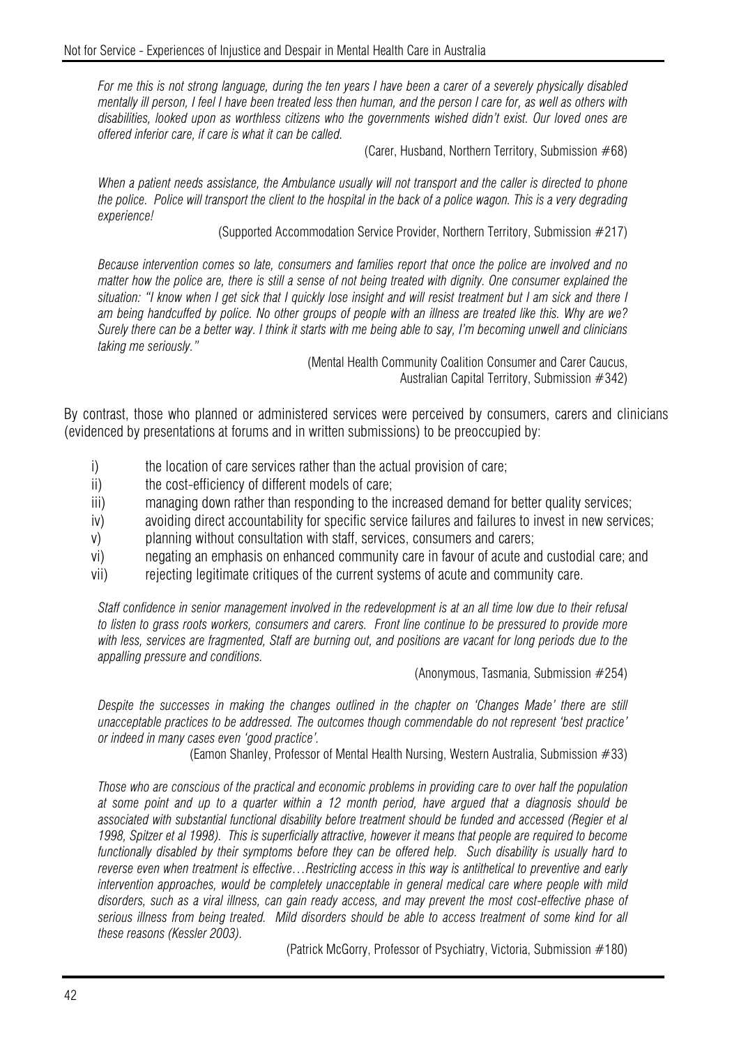*For me this is not strong language, during the ten years I have been a carer of a severely physically disabled mentally ill person, I feel I have been treated less then human, and the person I care for, as well as others with disabilities, looked upon as worthless citizens who the governments wished didn't exist. Our loved ones are offered inferior care, if care is what it can be called.*

(Carer, Husband, Northern Territory, Submission #68)

*When a patient needs assistance, the Ambulance usually will not transport and the caller is directed to phone the police. Police will transport the client to the hospital in the back of a police wagon. This is a very degrading experience!*

(Supported Accommodation Service Provider, Northern Territory, Submission #217)

*Because intervention comes so late, consumers and families report that once the police are involved and no matter how the police are, there is still a sense of not being treated with dignity. One consumer explained the situation: "I know when I get sick that I quickly lose insight and will resist treatment but I am sick and there I am being handcuffed by police. No other groups of people with an illness are treated like this. Why are we? Surely there can be a better way. I think it starts with me being able to say, I'm becoming unwell and clinicians taking me seriously."*

(Mental Health Community Coalition Consumer and Carer Caucus, Australian Capital Territory, Submission #342)

By contrast, those who planned or administered services were perceived by consumers, carers and clinicians (evidenced by presentations at forums and in written submissions) to be preoccupied by:

i) the location of care services rather than the actual provision of care;
ii) the cost-efficiency of different models of care;
iii) managing down rather than responding to the increased demand for better quality services;
iv) avoiding direct accountability for specific service failures and failures to invest in new services;
v) planning without consultation with staff, services, consumers and carers;
vi) negating an emphasis on enhanced community care in favour of acute and custodial care; and
vii) rejecting legitimate critiques of the current systems of acute and community care.

*Staff confidence in senior management involved in the redevelopment is at an all time low due to their refusal to listen to grass roots workers, consumers and carers. Front line continue to be pressured to provide more with less, services are fragmented, Staff are burning out, and positions are vacant for long periods due to the appalling pressure and conditions.*

(Anonymous, Tasmania, Submission #254)

*Despite the successes in making the changes outlined in the chapter on 'Changes Made' there are still unacceptable practices to be addressed. The outcomes though commendable do not represent 'best practice' or indeed in many cases even 'good practice'.*

(Eamon Shanley, Professor of Mental Health Nursing, Western Australia, Submission #33)

*Those who are conscious of the practical and economic problems in providing care to over half the population at some point and up to a quarter within a 12 month period, have argued that a diagnosis should be associated with substantial functional disability before treatment should be funded and accessed (Regier et al 1998, Spitzer et al 1998). This is superficially attractive, however it means that people are required to become functionally disabled by their symptoms before they can be offered help. Such disability is usually hard to reverse even when treatment is effective…Restricting access in this way is antithetical to preventive and early intervention approaches, would be completely unacceptable in general medical care where people with mild disorders, such as a viral illness, can gain ready access, and may prevent the most cost-effective phase of serious illness from being treated. Mild disorders should be able to access treatment of some kind for all these reasons (Kessler 2003).*

(Patrick McGorry, Professor of Psychiatry, Victoria, Submission #180)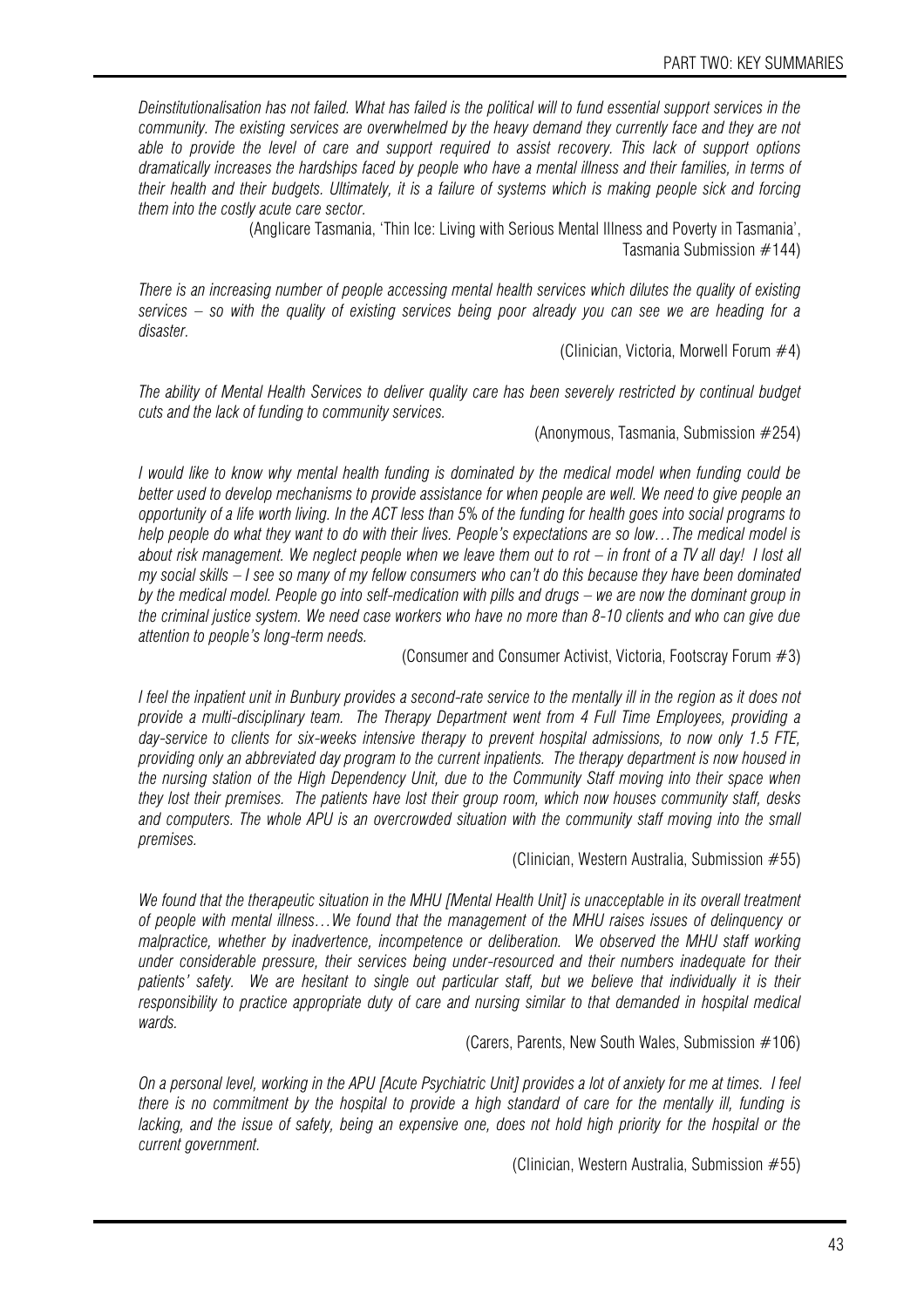*Deinstitutionalisation has not failed. What has failed is the political will to fund essential support services in the community. The existing services are overwhelmed by the heavy demand they currently face and they are not able to provide the level of care and support required to assist recovery. This lack of support options dramatically increases the hardships faced by people who have a mental illness and their families, in terms of their health and their budgets. Ultimately, it is a failure of systems which is making people sick and forcing them into the costly acute care sector.*

(Anglicare Tasmania, 'Thin Ice: Living with Serious Mental Illness and Poverty in Tasmania', Tasmania Submission #144)

*There is an increasing number of people accessing mental health services which dilutes the quality of existing services – so with the quality of existing services being poor already you can see we are heading for a disaster.*

(Clinician, Victoria, Morwell Forum #4)

*The ability of Mental Health Services to deliver quality care has been severely restricted by continual budget cuts and the lack of funding to community services.*

(Anonymous, Tasmania, Submission #254)

*I would like to know why mental health funding is dominated by the medical model when funding could be better used to develop mechanisms to provide assistance for when people are well. We need to give people an opportunity of a life worth living. In the ACT less than 5% of the funding for health goes into social programs to help people do what they want to do with their lives. People's expectations are so low…The medical model is about risk management. We neglect people when we leave them out to rot – in front of a TV all day! I lost all my social skills – I see so many of my fellow consumers who can't do this because they have been dominated by the medical model. People go into self-medication with pills and drugs – we are now the dominant group in the criminal justice system. We need case workers who have no more than 8-10 clients and who can give due attention to people's long-term needs.*

(Consumer and Consumer Activist, Victoria, Footscray Forum #3)

*I feel the inpatient unit in Bunbury provides a second-rate service to the mentally ill in the region as it does not provide a multi-disciplinary team. The Therapy Department went from 4 Full Time Employees, providing a day-service to clients for six-weeks intensive therapy to prevent hospital admissions, to now only 1.5 FTE, providing only an abbreviated day program to the current inpatients. The therapy department is now housed in the nursing station of the High Dependency Unit, due to the Community Staff moving into their space when they lost their premises. The patients have lost their group room, which now houses community staff, desks and computers. The whole APU is an overcrowded situation with the community staff moving into the small premises.*

(Clinician, Western Australia, Submission #55)

*We found that the therapeutic situation in the MHU [Mental Health Unit] is unacceptable in its overall treatment of people with mental illness…We found that the management of the MHU raises issues of delinquency or malpractice, whether by inadvertence, incompetence or deliberation. We observed the MHU staff working under considerable pressure, their services being under-resourced and their numbers inadequate for their patients' safety. We are hesitant to single out particular staff, but we believe that individually it is their responsibility to practice appropriate duty of care and nursing similar to that demanded in hospital medical wards.*

(Carers, Parents, New South Wales, Submission #106)

*On a personal level, working in the APU [Acute Psychiatric Unit] provides a lot of anxiety for me at times. I feel there is no commitment by the hospital to provide a high standard of care for the mentally ill, funding is lacking, and the issue of safety, being an expensive one, does not hold high priority for the hospital or the current government.*

(Clinician, Western Australia, Submission #55)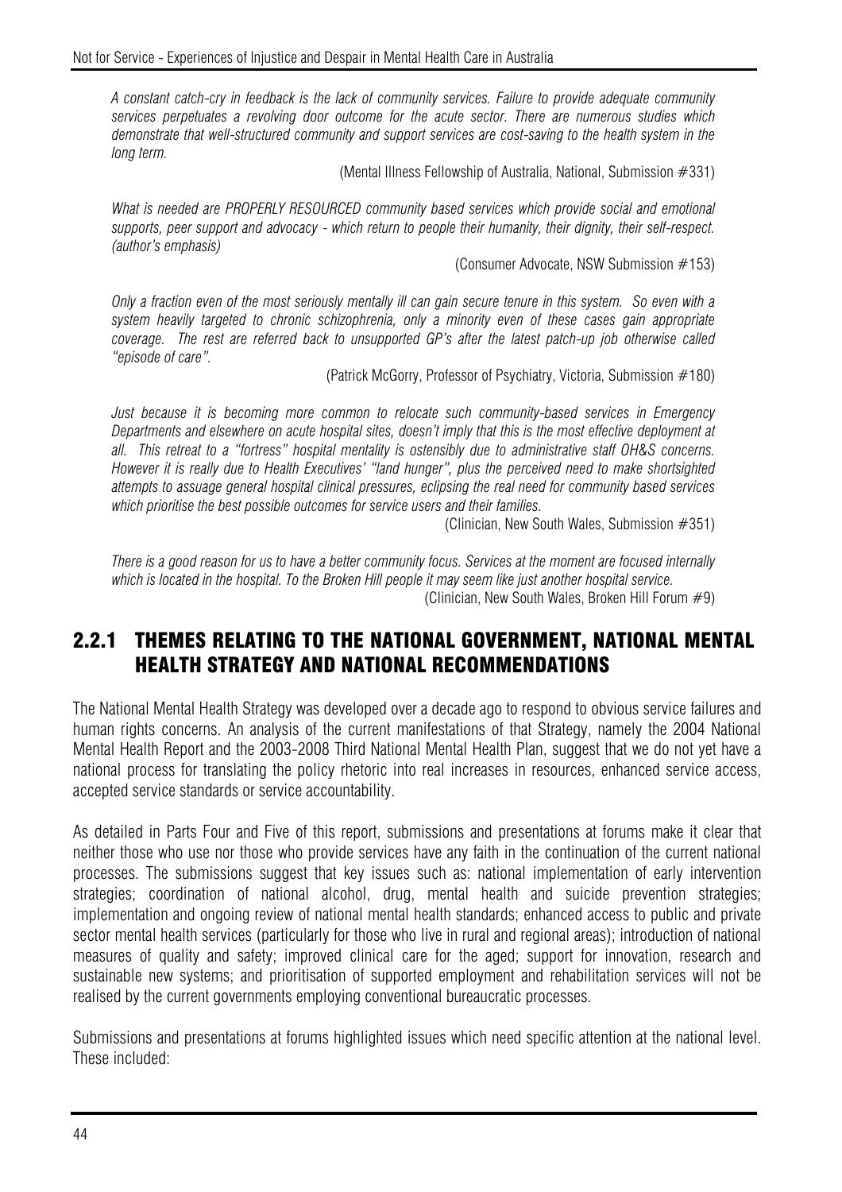*A constant catch-cry in feedback is the lack of community services. Failure to provide adequate community services perpetuates a revolving door outcome for the acute sector. There are numerous studies which demonstrate that well-structured community and support services are cost-saving to the health system in the long term.*

(Mental Illness Fellowship of Australia, National, Submission #331)

*What is needed are PROPERLY RESOURCED community based services which provide social and emotional supports, peer support and advocacy - which return to people their humanity, their dignity, their self-respect. (author's emphasis)*

(Consumer Advocate, NSW Submission #153)

*Only a fraction even of the most seriously mentally ill can gain secure tenure in this system. So even with a system heavily targeted to chronic schizophrenia, only a minority even of these cases gain appropriate coverage. The rest are referred back to unsupported GP's after the latest patch-up job otherwise called "episode of care".*

(Patrick McGorry, Professor of Psychiatry, Victoria, Submission #180)

*Just because it is becoming more common to relocate such community-based services in Emergency Departments and elsewhere on acute hospital sites, doesn't imply that this is the most effective deployment at all. This retreat to a "fortress" hospital mentality is ostensibly due to administrative staff OH&S concerns. However it is really due to Health Executives' "land hunger", plus the perceived need to make shortsighted attempts to assuage general hospital clinical pressures, eclipsing the real need for community based services which prioritise the best possible outcomes for service users and their families.*

(Clinician, New South Wales, Submission #351)

*There is a good reason for us to have a better community focus. Services at the moment are focused internally which is located in the hospital. To the Broken Hill people it may seem like just another hospital service.*

(Clinician, New South Wales, Broken Hill Forum #9)

## 2.2.1 THEMES RELATING TO THE NATIONAL GOVERNMENT, NATIONAL MENTAL HEALTH STRATEGY AND NATIONAL RECOMMENDATIONS

The National Mental Health Strategy was developed over a decade ago to respond to obvious service failures and human rights concerns. An analysis of the current manifestations of that Strategy, namely the 2004 National Mental Health Report and the 2003-2008 Third National Mental Health Plan, suggest that we do not yet have a national process for translating the policy rhetoric into real increases in resources, enhanced service access, accepted service standards or service accountability.

As detailed in Parts Four and Five of this report, submissions and presentations at forums make it clear that neither those who use nor those who provide services have any faith in the continuation of the current national processes. The submissions suggest that key issues such as: national implementation of early intervention strategies; coordination of national alcohol, drug, mental health and suicide prevention strategies; implementation and ongoing review of national mental health standards; enhanced access to public and private sector mental health services (particularly for those who live in rural and regional areas); introduction of national measures of quality and safety; improved clinical care for the aged; support for innovation, research and sustainable new systems; and prioritisation of supported employment and rehabilitation services will not be realised by the current governments employing conventional bureaucratic processes.

Submissions and presentations at forums highlighted issues which need specific attention at the national level. These included: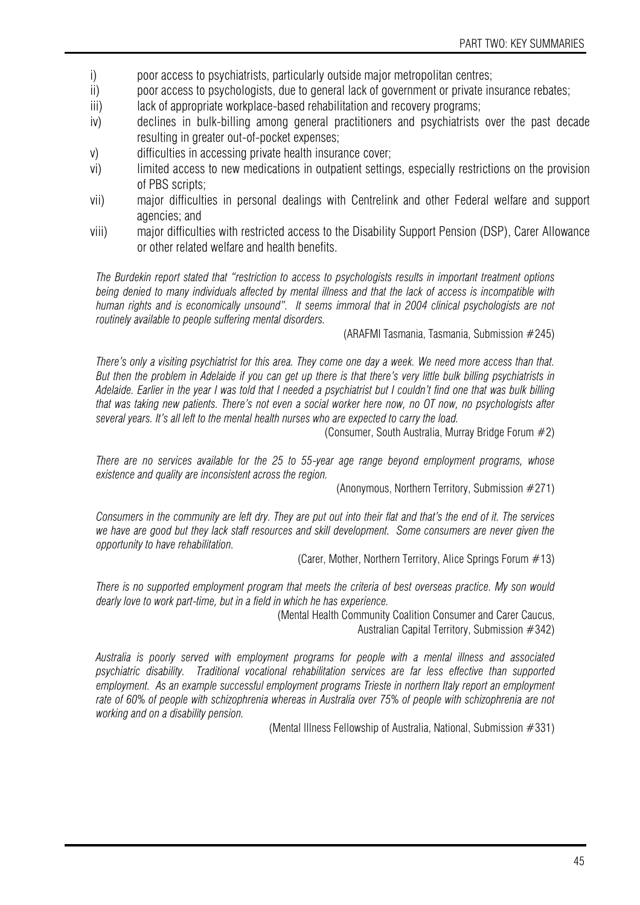i) poor access to psychiatrists, particularly outside major metropolitan centres;
ii) poor access to psychologists, due to general lack of government or private insurance rebates;
iii) lack of appropriate workplace-based rehabilitation and recovery programs;
iv) declines in bulk-billing among general practitioners and psychiatrists over the past decade resulting in greater out-of-pocket expenses;
v) difficulties in accessing private health insurance cover;
vi) limited access to new medications in outpatient settings, especially restrictions on the provision of PBS scripts;
vii) major difficulties in personal dealings with Centrelink and other Federal welfare and support agencies; and
viii) major difficulties with restricted access to the Disability Support Pension (DSP), Carer Allowance or other related welfare and health benefits.

*The Burdekin report stated that "restriction to access to psychologists results in important treatment options being denied to many individuals affected by mental illness and that the lack of access is incompatible with human rights and is economically unsound". It seems immoral that in 2004 clinical psychologists are not routinely available to people suffering mental disorders.*

(ARAFMI Tasmania, Tasmania, Submission #245)

*There's only a visiting psychiatrist for this area. They come one day a week. We need more access than that. But then the problem in Adelaide if you can get up there is that there's very little bulk billing psychiatrists in Adelaide. Earlier in the year I was told that I needed a psychiatrist but I couldn't find one that was bulk billing that was taking new patients. There's not even a social worker here now, no OT now, no psychologists after several years. It's all left to the mental health nurses who are expected to carry the load.*

(Consumer, South Australia, Murray Bridge Forum #2)

*There are no services available for the 25 to 55-year age range beyond employment programs, whose existence and quality are inconsistent across the region.*

(Anonymous, Northern Territory, Submission #271)

*Consumers in the community are left dry. They are put out into their flat and that's the end of it. The services we have are good but they lack staff resources and skill development. Some consumers are never given the opportunity to have rehabilitation.*

(Carer, Mother, Northern Territory, Alice Springs Forum #13)

*There is no supported employment program that meets the criteria of best overseas practice. My son would dearly love to work part-time, but in a field in which he has experience.*

(Mental Health Community Coalition Consumer and Carer Caucus, Australian Capital Territory, Submission #342)

*Australia is poorly served with employment programs for people with a mental illness and associated psychiatric disability. Traditional vocational rehabilitation services are far less effective than supported employment. As an example successful employment programs Trieste in northern Italy report an employment rate of 60% of people with schizophrenia whereas in Australia over 75% of people with schizophrenia are not working and on a disability pension.*

(Mental Illness Fellowship of Australia, National, Submission #331)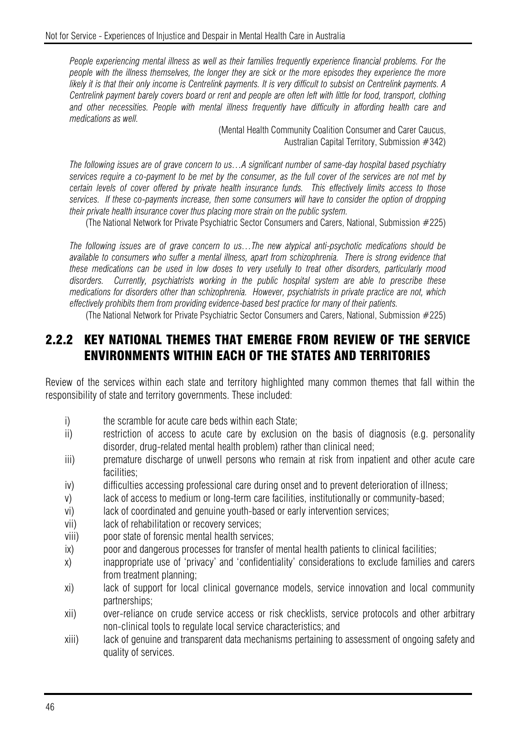*People experiencing mental illness as well as their families frequently experience financial problems. For the people with the illness themselves, the longer they are sick or the more episodes they experience the more likely it is that their only income is Centrelink payments. It is very difficult to subsist on Centrelink payments. A Centrelink payment barely covers board or rent and people are often left with little for food, transport, clothing and other necessities. People with mental illness frequently have difficulty in affording health care and medications as well.*

(Mental Health Community Coalition Consumer and Carer Caucus, Australian Capital Territory, Submission #342)

*The following issues are of grave concern to us…A significant number of same-day hospital based psychiatry services require a co-payment to be met by the consumer, as the full cover of the services are not met by certain levels of cover offered by private health insurance funds. This effectively limits access to those services. If these co-payments increase, then some consumers will have to consider the option of dropping their private health insurance cover thus placing more strain on the public system.*

(The National Network for Private Psychiatric Sector Consumers and Carers, National, Submission #225)

*The following issues are of grave concern to us…The new atypical anti-psychotic medications should be available to consumers who suffer a mental illness, apart from schizophrenia. There is strong evidence that these medications can be used in low doses to very usefully to treat other disorders, particularly mood disorders. Currently, psychiatrists working in the public hospital system are able to prescribe these medications for disorders other than schizophrenia. However, psychiatrists in private practice are not, which effectively prohibits them from providing evidence-based best practice for many of their patients.*

(The National Network for Private Psychiatric Sector Consumers and Carers, National, Submission #225)

### 2.2.2 KEY NATIONAL THEMES THAT EMERGE FROM REVIEW OF THE SERVICE ENVIRONMENTS WITHIN EACH OF THE STATES AND TERRITORIES

Review of the services within each state and territory highlighted many common themes that fall within the responsibility of state and territory governments. These included:

- i) the scramble for acute care beds within each State;
- ii) restriction of access to acute care by exclusion on the basis of diagnosis (e.g. personality disorder, drug-related mental health problem) rather than clinical need;
- iii) premature discharge of unwell persons who remain at risk from inpatient and other acute care facilities;
- iv) difficulties accessing professional care during onset and to prevent deterioration of illness;
- v) lack of access to medium or long-term care facilities, institutionally or community-based;
- vi) lack of coordinated and genuine youth-based or early intervention services;
- vii) lack of rehabilitation or recovery services;
- viii) poor state of forensic mental health services;
- ix) poor and dangerous processes for transfer of mental health patients to clinical facilities;
- x) inappropriate use of 'privacy' and 'confidentiality' considerations to exclude families and carers from treatment planning;
- xi) lack of support for local clinical governance models, service innovation and local community partnerships;
- xii) over-reliance on crude service access or risk checklists, service protocols and other arbitrary non-clinical tools to regulate local service characteristics; and
- xiii) lack of genuine and transparent data mechanisms pertaining to assessment of ongoing safety and quality of services.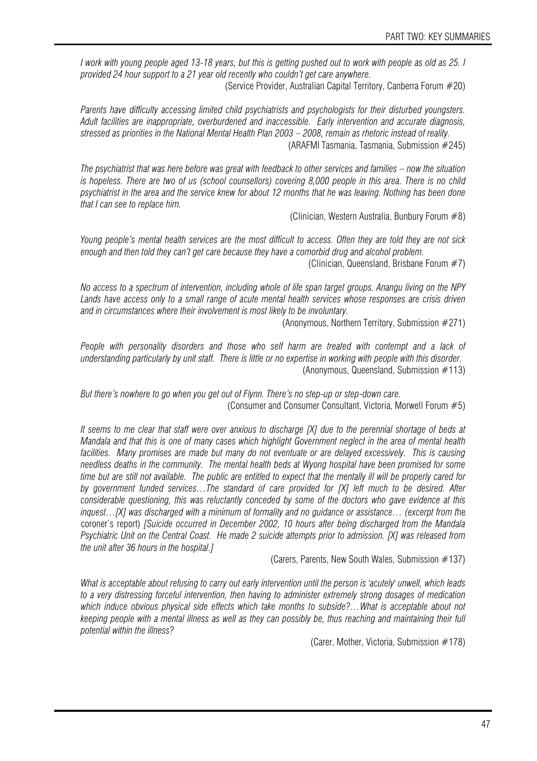*I work with young people aged 13-18 years, but this is getting pushed out to work with people as old as 25. I provided 24 hour support to a 21 year old recently who couldn't get care anywhere.*

(Service Provider, Australian Capital Territory, Canberra Forum #20)

*Parents have difficulty accessing limited child psychiatrists and psychologists for their disturbed youngsters. Adult facilities are inappropriate, overburdened and inaccessible. Early intervention and accurate diagnosis, stressed as priorities in the National Mental Health Plan 2003 – 2008, remain as rhetoric instead of reality.*

(ARAFMI Tasmania, Tasmania, Submission #245)

*The psychiatrist that was here before was great with feedback to other services and families – now the situation is hopeless. There are two of us (school counsellors) covering 8,000 people in this area. There is no child psychiatrist in the area and the service knew for about 12 months that he was leaving. Nothing has been done that I can see to replace him.*

(Clinician, Western Australia, Bunbury Forum #8)

*Young people's mental health services are the most difficult to access. Often they are told they are not sick enough and then told they can't get care because they have a comorbid drug and alcohol problem.*

(Clinician, Queensland, Brisbane Forum #7)

*No access to a spectrum of intervention, including whole of life span target groups. Anangu living on the NPY Lands have access only to a small range of acute mental health services whose responses are crisis driven and in circumstances where their involvement is most likely to be involuntary.*

(Anonymous, Northern Territory, Submission #271)

*People with personality disorders and those who self harm are treated with contempt and a lack of understanding particularly by unit staff. There is little or no expertise in working with people with this disorder.*

(Anonymous, Queensland, Submission #113)

*But there's nowhere to go when you get out of Flynn. There's no step-up or step-down care.*

(Consumer and Consumer Consultant, Victoria, Morwell Forum #5)

*It seems to me clear that staff were over anxious to discharge [X] due to the perennial shortage of beds at Mandala and that this is one of many cases which highlight Government neglect in the area of mental health facilities. Many promises are made but many do not eventuate or are delayed excessively. This is causing needless deaths in the community. The mental health beds at Wyong hospital have been promised for some time but are still not available. The public are entitled to expect that the mentally ill will be properly cared for by government funded services…The standard of care provided for [X] left much to be desired. After considerable questioning, this was reluctantly conceded by some of the doctors who gave evidence at this inquest…[X] was discharged with a minimum of formality and no guidance or assistance… (excerpt from* the coroner's report) *[Suicide occurred in December 2002, 10 hours after being discharged from the Mandala Psychiatric Unit on the Central Coast. He made 2 suicide attempts prior to admission. [X] was released from the unit after 36 hours in the hospital.]*

(Carers, Parents, New South Wales, Submission #137)

*What is acceptable about refusing to carry out early intervention until the person is 'acutely' unwell, which leads to a very distressing forceful intervention, then having to administer extremely strong dosages of medication which induce obvious physical side effects which take months to subside?…What is acceptable about not keeping people with a mental illness as well as they can possibly be, thus reaching and maintaining their full potential within the illness?*

(Carer, Mother, Victoria, Submission #178)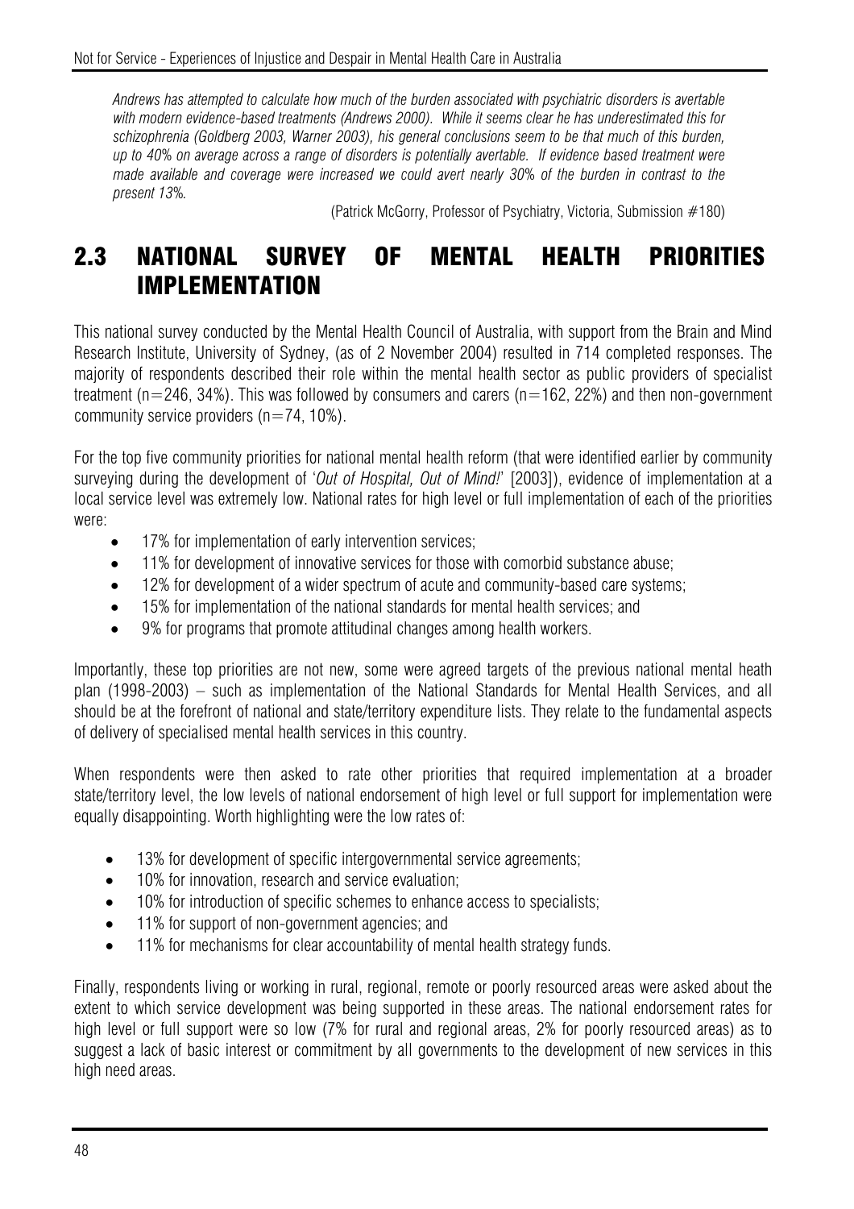*Andrews has attempted to calculate how much of the burden associated with psychiatric disorders is avertable with modern evidence-based treatments (Andrews 2000). While it seems clear he has underestimated this for schizophrenia (Goldberg 2003, Warner 2003), his general conclusions seem to be that much of this burden, up to 40% on average across a range of disorders is potentially avertable. If evidence based treatment were made available and coverage were increased we could avert nearly 30% of the burden in contrast to the present 13%.*

(Patrick McGorry, Professor of Psychiatry, Victoria, Submission #180)

## 2.3 NATIONAL SURVEY OF MENTAL HEALTH PRIORITIES IMPLEMENTATION

This national survey conducted by the Mental Health Council of Australia, with support from the Brain and Mind Research Institute, University of Sydney, (as of 2 November 2004) resulted in 714 completed responses. The majority of respondents described their role within the mental health sector as public providers of specialist treatment (n=246, 34%). This was followed by consumers and carers (n=162, 22%) and then non-government community service providers (n=74, 10%).

For the top five community priorities for national mental health reform (that were identified earlier by community surveying during the development of '*Out of Hospital, Out of Mind!*' [2003]), evidence of implementation at a local service level was extremely low. National rates for high level or full implementation of each of the priorities were:

- 17% for implementation of early intervention services;
- 11% for development of innovative services for those with comorbid substance abuse;
- 12% for development of a wider spectrum of acute and community-based care systems;
- 15% for implementation of the national standards for mental health services; and
- 9% for programs that promote attitudinal changes among health workers.

Importantly, these top priorities are not new, some were agreed targets of the previous national mental heath plan (1998-2003) – such as implementation of the National Standards for Mental Health Services, and all should be at the forefront of national and state/territory expenditure lists. They relate to the fundamental aspects of delivery of specialised mental health services in this country.

When respondents were then asked to rate other priorities that required implementation at a broader state/territory level, the low levels of national endorsement of high level or full support for implementation were equally disappointing. Worth highlighting were the low rates of:

- 13% for development of specific intergovernmental service agreements;
- 10% for innovation, research and service evaluation;
- 10% for introduction of specific schemes to enhance access to specialists;
- 11% for support of non-government agencies; and
- 11% for mechanisms for clear accountability of mental health strategy funds.

Finally, respondents living or working in rural, regional, remote or poorly resourced areas were asked about the extent to which service development was being supported in these areas. The national endorsement rates for high level or full support were so low (7% for rural and regional areas, 2% for poorly resourced areas) as to suggest a lack of basic interest or commitment by all governments to the development of new services in this high need areas.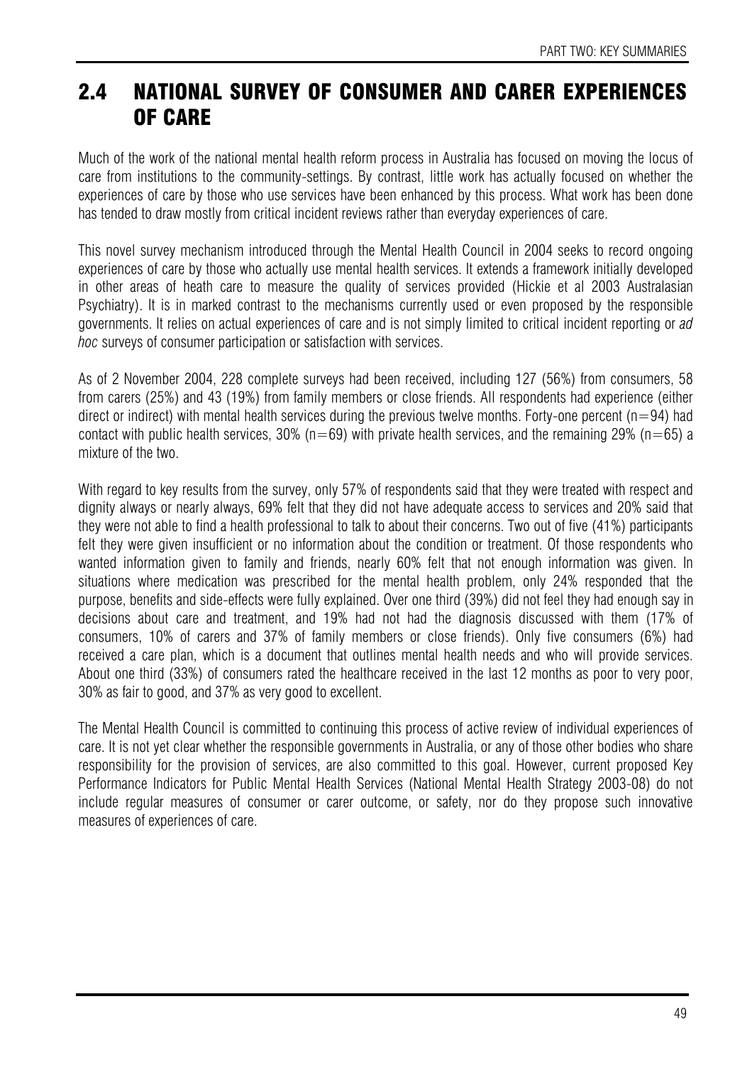## 2.4 NATIONAL SURVEY OF CONSUMER AND CARER EXPERIENCES OF CARE

Much of the work of the national mental health reform process in Australia has focused on moving the locus of care from institutions to the community-settings. By contrast, little work has actually focused on whether the experiences of care by those who use services have been enhanced by this process. What work has been done has tended to draw mostly from critical incident reviews rather than everyday experiences of care.

This novel survey mechanism introduced through the Mental Health Council in 2004 seeks to record ongoing experiences of care by those who actually use mental health services. It extends a framework initially developed in other areas of heath care to measure the quality of services provided (Hickie et al 2003 Australasian Psychiatry). It is in marked contrast to the mechanisms currently used or even proposed by the responsible governments. It relies on actual experiences of care and is not simply limited to critical incident reporting or *ad hoc* surveys of consumer participation or satisfaction with services.

As of 2 November 2004, 228 complete surveys had been received, including 127 (56%) from consumers, 58 from carers (25%) and 43 (19%) from family members or close friends. All respondents had experience (either direct or indirect) with mental health services during the previous twelve months. Forty-one percent (n=94) had contact with public health services, 30% (n=69) with private health services, and the remaining 29% (n=65) a mixture of the two.

With regard to key results from the survey, only 57% of respondents said that they were treated with respect and dignity always or nearly always, 69% felt that they did not have adequate access to services and 20% said that they were not able to find a health professional to talk to about their concerns. Two out of five (41%) participants felt they were given insufficient or no information about the condition or treatment. Of those respondents who wanted information given to family and friends, nearly 60% felt that not enough information was given. In situations where medication was prescribed for the mental health problem, only 24% responded that the purpose, benefits and side-effects were fully explained. Over one third (39%) did not feel they had enough say in decisions about care and treatment, and 19% had not had the diagnosis discussed with them (17% of consumers, 10% of carers and 37% of family members or close friends). Only five consumers (6%) had received a care plan, which is a document that outlines mental health needs and who will provide services. About one third (33%) of consumers rated the healthcare received in the last 12 months as poor to very poor, 30% as fair to good, and 37% as very good to excellent.

The Mental Health Council is committed to continuing this process of active review of individual experiences of care. It is not yet clear whether the responsible governments in Australia, or any of those other bodies who share responsibility for the provision of services, are also committed to this goal. However, current proposed Key Performance Indicators for Public Mental Health Services (National Mental Health Strategy 2003-08) do not include regular measures of consumer or carer outcome, or safety, nor do they propose such innovative measures of experiences of care.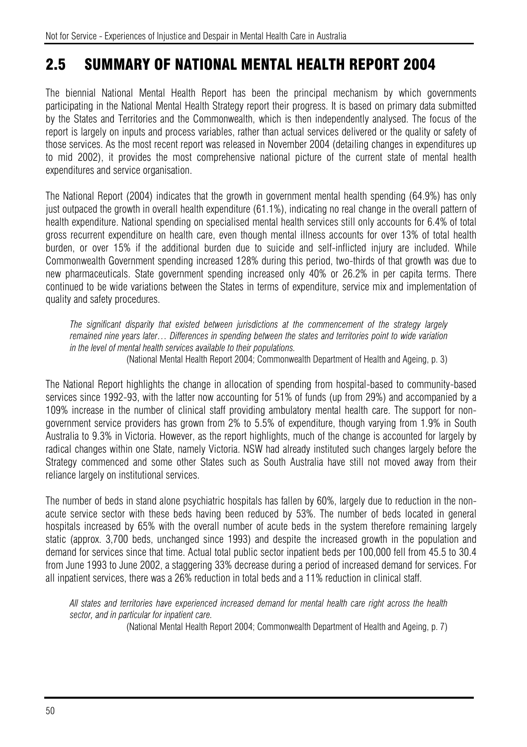## 2.5 SUMMARY OF NATIONAL MENTAL HEALTH REPORT 2004

The biennial National Mental Health Report has been the principal mechanism by which governments participating in the National Mental Health Strategy report their progress. It is based on primary data submitted by the States and Territories and the Commonwealth, which is then independently analysed. The focus of the report is largely on inputs and process variables, rather than actual services delivered or the quality or safety of those services. As the most recent report was released in November 2004 (detailing changes in expenditures up to mid 2002), it provides the most comprehensive national picture of the current state of mental health expenditures and service organisation.

The National Report (2004) indicates that the growth in government mental health spending (64.9%) has only just outpaced the growth in overall health expenditure (61.1%), indicating no real change in the overall pattern of health expenditure. National spending on specialised mental health services still only accounts for 6.4% of total gross recurrent expenditure on health care, even though mental illness accounts for over 13% of total health burden, or over 15% if the additional burden due to suicide and self-inflicted injury are included. While Commonwealth Government spending increased 128% during this period, two-thirds of that growth was due to new pharmaceuticals. State government spending increased only 40% or 26.2% in per capita terms. There continued to be wide variations between the States in terms of expenditure, service mix and implementation of quality and safety procedures.

> *The significant disparity that existed between jurisdictions at the commencement of the strategy largely remained nine years later… Differences in spending between the states and territories point to wide variation in the level of mental health services available to their populations.*
>
> (National Mental Health Report 2004; Commonwealth Department of Health and Ageing, p. 3)

The National Report highlights the change in allocation of spending from hospital-based to community-based services since 1992-93, with the latter now accounting for 51% of funds (up from 29%) and accompanied by a 109% increase in the number of clinical staff providing ambulatory mental health care. The support for non-government service providers has grown from 2% to 5.5% of expenditure, though varying from 1.9% in South Australia to 9.3% in Victoria. However, as the report highlights, much of the change is accounted for largely by radical changes within one State, namely Victoria. NSW had already instituted such changes largely before the Strategy commenced and some other States such as South Australia have still not moved away from their reliance largely on institutional services.

The number of beds in stand alone psychiatric hospitals has fallen by 60%, largely due to reduction in the non-acute service sector with these beds having been reduced by 53%. The number of beds located in general hospitals increased by 65% with the overall number of acute beds in the system therefore remaining largely static (approx. 3,700 beds, unchanged since 1993) and despite the increased growth in the population and demand for services since that time. Actual total public sector inpatient beds per 100,000 fell from 45.5 to 30.4 from June 1993 to June 2002, a staggering 33% decrease during a period of increased demand for services. For all inpatient services, there was a 26% reduction in total beds and a 11% reduction in clinical staff.

> *All states and territories have experienced increased demand for mental health care right across the health sector, and in particular for inpatient care.*
>
> (National Mental Health Report 2004; Commonwealth Department of Health and Ageing, p. 7)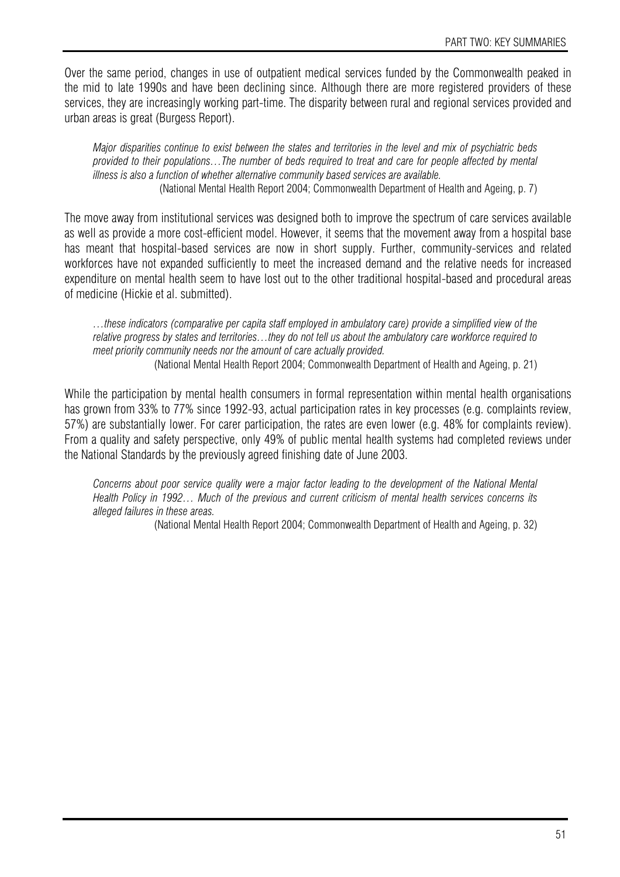Over the same period, changes in use of outpatient medical services funded by the Commonwealth peaked in the mid to late 1990s and have been declining since. Although there are more registered providers of these services, they are increasingly working part-time. The disparity between rural and regional services provided and urban areas is great (Burgess Report).

> *Major disparities continue to exist between the states and territories in the level and mix of psychiatric beds provided to their populations…The number of beds required to treat and care for people affected by mental illness is also a function of whether alternative community based services are available.*
>
> (National Mental Health Report 2004; Commonwealth Department of Health and Ageing, p. 7)

The move away from institutional services was designed both to improve the spectrum of care services available as well as provide a more cost-efficient model. However, it seems that the movement away from a hospital base has meant that hospital-based services are now in short supply. Further, community-services and related workforces have not expanded sufficiently to meet the increased demand and the relative needs for increased expenditure on mental health seem to have lost out to the other traditional hospital-based and procedural areas of medicine (Hickie et al. submitted).

> *…these indicators (comparative per capita staff employed in ambulatory care) provide a simplified view of the relative progress by states and territories…they do not tell us about the ambulatory care workforce required to meet priority community needs nor the amount of care actually provided.*
>
> (National Mental Health Report 2004; Commonwealth Department of Health and Ageing, p. 21)

While the participation by mental health consumers in formal representation within mental health organisations has grown from 33% to 77% since 1992-93, actual participation rates in key processes (e.g. complaints review, 57%) are substantially lower. For carer participation, the rates are even lower (e.g. 48% for complaints review). From a quality and safety perspective, only 49% of public mental health systems had completed reviews under the National Standards by the previously agreed finishing date of June 2003.

> *Concerns about poor service quality were a major factor leading to the development of the National Mental Health Policy in 1992… Much of the previous and current criticism of mental health services concerns its alleged failures in these areas.*
>
> (National Mental Health Report 2004; Commonwealth Department of Health and Ageing, p. 32)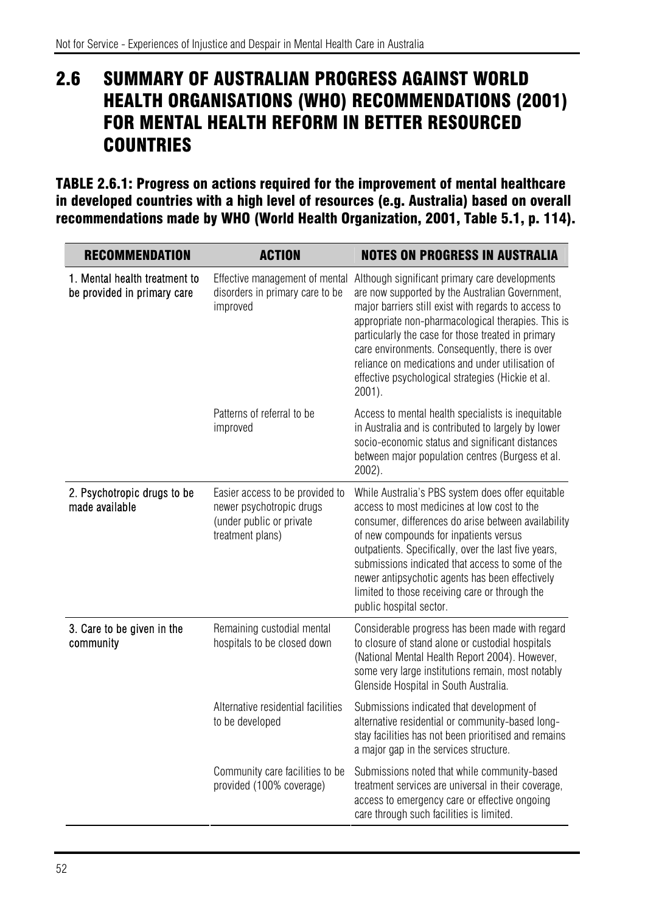## 2.6 SUMMARY OF AUSTRALIAN PROGRESS AGAINST WORLD HEALTH ORGANISATIONS (WHO) RECOMMENDATIONS (2001) FOR MENTAL HEALTH REFORM IN BETTER RESOURCED COUNTRIES

**TABLE 2.6.1: Progress on actions required for the improvement of mental healthcare in developed countries with a high level of resources (e.g. Australia) based on overall recommendations made by WHO (World Health Organization, 2001, Table 5.1, p. 114).**

| RECOMMENDATION | ACTION | NOTES ON PROGRESS IN AUSTRALIA |
|---|---|---|
| 1. Mental health treatment to be provided in primary care | Effective management of mental disorders in primary care to be improved | Although significant primary care developments are now supported by the Australian Government, major barriers still exist with regards to access to appropriate non-pharmacological therapies. This is particularly the case for those treated in primary care environments. Consequently, there is over reliance on medications and under utilisation of effective psychological strategies (Hickie et al. 2001). |
| | Patterns of referral to be improved | Access to mental health specialists is inequitable in Australia and is contributed to largely by lower socio-economic status and significant distances between major population centres (Burgess et al. 2002). |
| 2. Psychotropic drugs to be made available | Easier access to be provided to newer psychotropic drugs (under public or private treatment plans) | While Australia's PBS system does offer equitable access to most medicines at low cost to the consumer, differences do arise between availability of new compounds for inpatients versus outpatients. Specifically, over the last five years, submissions indicated that access to some of the newer antipsychotic agents has been effectively limited to those receiving care or through the public hospital sector. |
| 3. Care to be given in the community | Remaining custodial mental hospitals to be closed down | Considerable progress has been made with regard to closure of stand alone or custodial hospitals (National Mental Health Report 2004). However, some very large institutions remain, most notably Glenside Hospital in South Australia. |
| | Alternative residential facilities to be developed | Submissions indicated that development of alternative residential or community-based long-stay facilities has not been prioritised and remains a major gap in the services structure. |
| | Community care facilities to be provided (100% coverage) | Submissions noted that while community-based treatment services are universal in their coverage, access to emergency care or effective ongoing care through such facilities is limited. |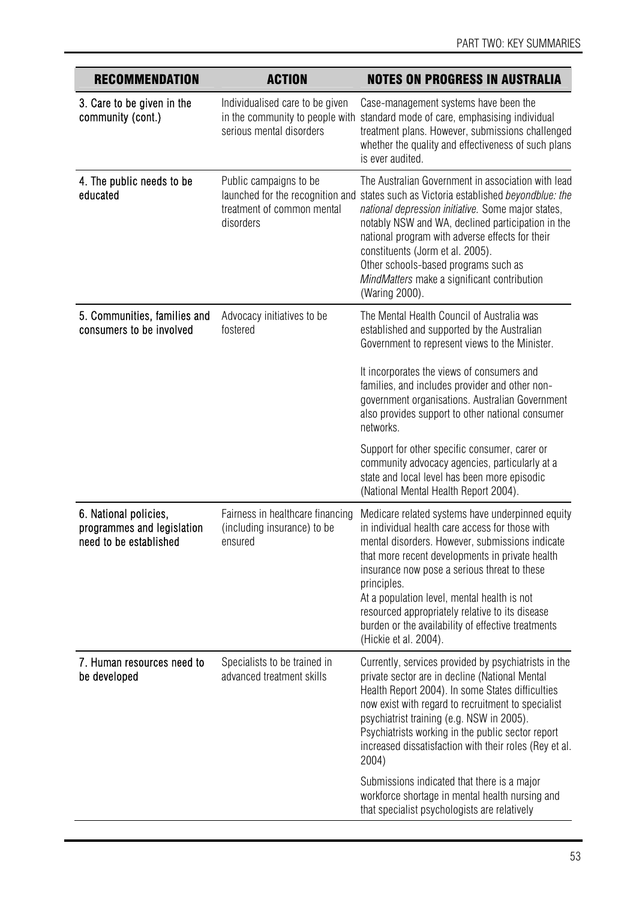| RECOMMENDATION | ACTION | NOTES ON PROGRESS IN AUSTRALIA |
|---|---|---|
| 3. Care to be given in the community (cont.) | Individualised care to be given in the community to people with serious mental disorders | Case-management systems have been the standard mode of care, emphasising individual treatment plans. However, submissions challenged whether the quality and effectiveness of such plans is ever audited. |
| 4. The public needs to be educated | Public campaigns to be launched for the recognition and treatment of common mental disorders | The Australian Government in association with lead states such as Victoria established *beyondblue: the national depression initiative.* Some major states, notably NSW and WA, declined participation in the national program with adverse effects for their constituents (Jorm et al. 2005).<br>Other schools-based programs such as *MindMatters* make a significant contribution (Waring 2000). |
| 5. Communities, families and consumers to be involved | Advocacy initiatives to be fostered | The Mental Health Council of Australia was established and supported by the Australian Government to represent views to the Minister.<br><br>It incorporates the views of consumers and families, and includes provider and other non-government organisations. Australian Government also provides support to other national consumer networks.<br><br>Support for other specific consumer, carer or community advocacy agencies, particularly at a state and local level has been more episodic (National Mental Health Report 2004). |
| 6. National policies, programmes and legislation need to be established | Fairness in healthcare financing (including insurance) to be ensured | Medicare related systems have underpinned equity in individual health care access for those with mental disorders. However, submissions indicate that more recent developments in private health insurance now pose a serious threat to these principles.<br>At a population level, mental health is not resourced appropriately relative to its disease burden or the availability of effective treatments (Hickie et al. 2004). |
| 7. Human resources need to be developed | Specialists to be trained in advanced treatment skills | Currently, services provided by psychiatrists in the private sector are in decline (National Mental Health Report 2004). In some States difficulties now exist with regard to recruitment to specialist psychiatrist training (e.g. NSW in 2005). Psychiatrists working in the public sector report increased dissatisfaction with their roles (Rey et al. 2004)<br><br>Submissions indicated that there is a major workforce shortage in mental health nursing and that specialist psychologists are relatively |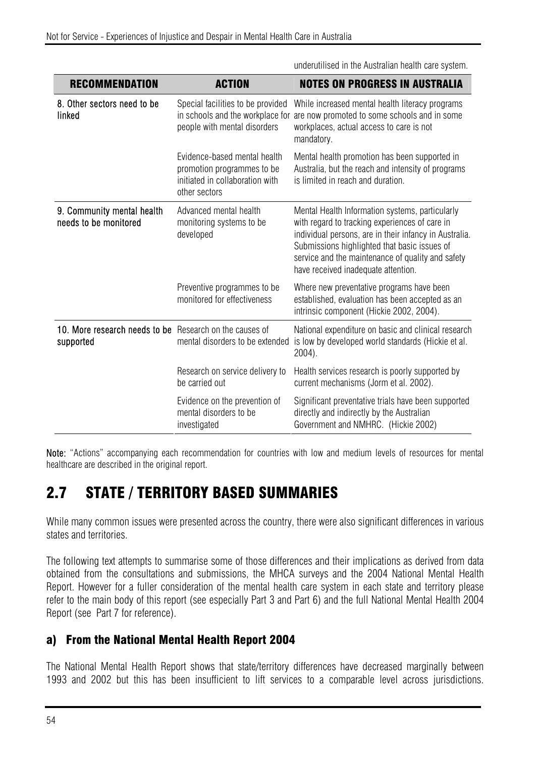underutilised in the Australian health care system.

| RECOMMENDATION | ACTION | NOTES ON PROGRESS IN AUSTRALIA |
|---|---|---|
| 8. Other sectors need to be linked | Special facilities to be provided in schools and the workplace for people with mental disorders | While increased mental health literacy programs are now promoted to some schools and in some workplaces, actual access to care is not mandatory. |
| | Evidence-based mental health promotion programmes to be initiated in collaboration with other sectors | Mental health promotion has been supported in Australia, but the reach and intensity of programs is limited in reach and duration. |
| 9. Community mental health needs to be monitored | Advanced mental health monitoring systems to be developed | Mental Health Information systems, particularly with regard to tracking experiences of care in individual persons, are in their infancy in Australia. Submissions highlighted that basic issues of service and the maintenance of quality and safety have received inadequate attention. |
| | Preventive programmes to be monitored for effectiveness | Where new preventative programs have been established, evaluation has been accepted as an intrinsic component (Hickie 2002, 2004). |
| 10. More research needs to be supported | Research on the causes of mental disorders to be extended | National expenditure on basic and clinical research is low by developed world standards (Hickie et al. 2004). |
| | Research on service delivery to be carried out | Health services research is poorly supported by current mechanisms (Jorm et al. 2002). |
| | Evidence on the prevention of mental disorders to be investigated | Significant preventative trials have been supported directly and indirectly by the Australian Government and NMHRC. (Hickie 2002) |

**Note:** "Actions" accompanying each recommendation for countries with low and medium levels of resources for mental healthcare are described in the original report.

## 2.7 STATE / TERRITORY BASED SUMMARIES

While many common issues were presented across the country, there were also significant differences in various states and territories.

The following text attempts to summarise some of those differences and their implications as derived from data obtained from the consultations and submissions, the MHCA surveys and the 2004 National Mental Health Report. However for a fuller consideration of the mental health care system in each state and territory please refer to the main body of this report (see especially Part 3 and Part 6) and the full National Mental Health 2004 Report (see Part 7 for reference).

### a) From the National Mental Health Report 2004

The National Mental Health Report shows that state/territory differences have decreased marginally between 1993 and 2002 but this has been insufficient to lift services to a comparable level across jurisdictions.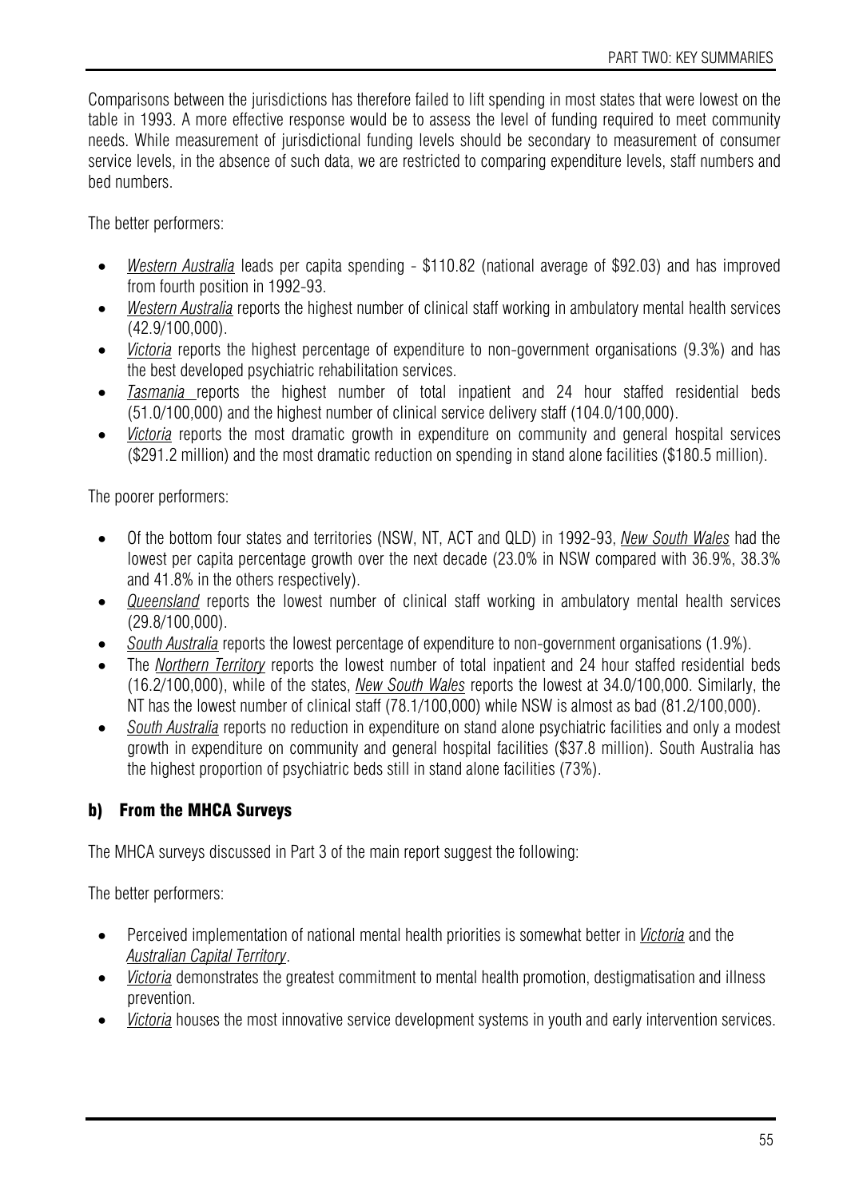Comparisons between the jurisdictions has therefore failed to lift spending in most states that were lowest on the table in 1993. A more effective response would be to assess the level of funding required to meet community needs. While measurement of jurisdictional funding levels should be secondary to measurement of consumer service levels, in the absence of such data, we are restricted to comparing expenditure levels, staff numbers and bed numbers.

The better performers:

- *Western Australia* leads per capita spending - $110.82 (national average of $92.03) and has improved from fourth position in 1992-93.
- *Western Australia* reports the highest number of clinical staff working in ambulatory mental health services (42.9/100,000).
- *Victoria* reports the highest percentage of expenditure to non-government organisations (9.3%) and has the best developed psychiatric rehabilitation services.
- *Tasmania* reports the highest number of total inpatient and 24 hour staffed residential beds (51.0/100,000) and the highest number of clinical service delivery staff (104.0/100,000).
- *Victoria* reports the most dramatic growth in expenditure on community and general hospital services ($291.2 million) and the most dramatic reduction on spending in stand alone facilities ($180.5 million).

The poorer performers:

- Of the bottom four states and territories (NSW, NT, ACT and QLD) in 1992-93, *New South Wales* had the lowest per capita percentage growth over the next decade (23.0% in NSW compared with 36.9%, 38.3% and 41.8% in the others respectively).
- *Queensland* reports the lowest number of clinical staff working in ambulatory mental health services (29.8/100,000).
- *South Australia* reports the lowest percentage of expenditure to non-government organisations (1.9%).
- The *Northern Territory* reports the lowest number of total inpatient and 24 hour staffed residential beds (16.2/100,000), while of the states, *New South Wales* reports the lowest at 34.0/100,000. Similarly, the NT has the lowest number of clinical staff (78.1/100,000) while NSW is almost as bad (81.2/100,000).
- *South Australia* reports no reduction in expenditure on stand alone psychiatric facilities and only a modest growth in expenditure on community and general hospital facilities ($37.8 million). South Australia has the highest proportion of psychiatric beds still in stand alone facilities (73%).

### b) From the MHCA Surveys

The MHCA surveys discussed in Part 3 of the main report suggest the following:

The better performers:

- Perceived implementation of national mental health priorities is somewhat better in *Victoria* and the *Australian Capital Territory*.
- *Victoria* demonstrates the greatest commitment to mental health promotion, destigmatisation and illness prevention.
- *Victoria* houses the most innovative service development systems in youth and early intervention services.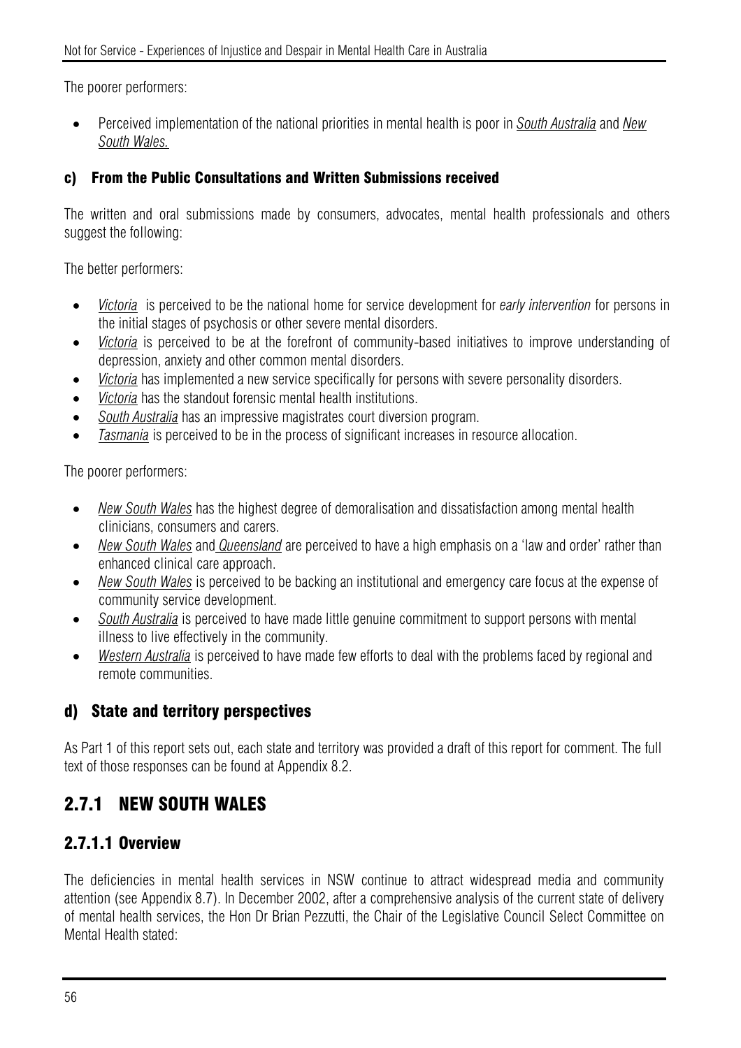The poorer performers:

- Perceived implementation of the national priorities in mental health is poor in *South Australia* and *New South Wales.*

### c) From the Public Consultations and Written Submissions received

The written and oral submissions made by consumers, advocates, mental health professionals and others suggest the following:

The better performers:

- *Victoria* is perceived to be the national home for service development for *early intervention* for persons in the initial stages of psychosis or other severe mental disorders.
- *Victoria* is perceived to be at the forefront of community-based initiatives to improve understanding of depression, anxiety and other common mental disorders.
- *Victoria* has implemented a new service specifically for persons with severe personality disorders.
- *Victoria* has the standout forensic mental health institutions.
- *South Australia* has an impressive magistrates court diversion program.
- *Tasmania* is perceived to be in the process of significant increases in resource allocation.

The poorer performers:

- *New South Wales* has the highest degree of demoralisation and dissatisfaction among mental health clinicians, consumers and carers.
- *New South Wales* and *Queensland* are perceived to have a high emphasis on a 'law and order' rather than enhanced clinical care approach.
- *New South Wales* is perceived to be backing an institutional and emergency care focus at the expense of community service development.
- *South Australia* is perceived to have made little genuine commitment to support persons with mental illness to live effectively in the community.
- *Western Australia* is perceived to have made few efforts to deal with the problems faced by regional and remote communities.

### d) State and territory perspectives

As Part 1 of this report sets out, each state and territory was provided a draft of this report for comment. The full text of those responses can be found at Appendix 8.2.

## 2.7.1 NEW SOUTH WALES

### 2.7.1.1 Overview

The deficiencies in mental health services in NSW continue to attract widespread media and community attention (see Appendix 8.7). In December 2002, after a comprehensive analysis of the current state of delivery of mental health services, the Hon Dr Brian Pezzutti, the Chair of the Legislative Council Select Committee on Mental Health stated: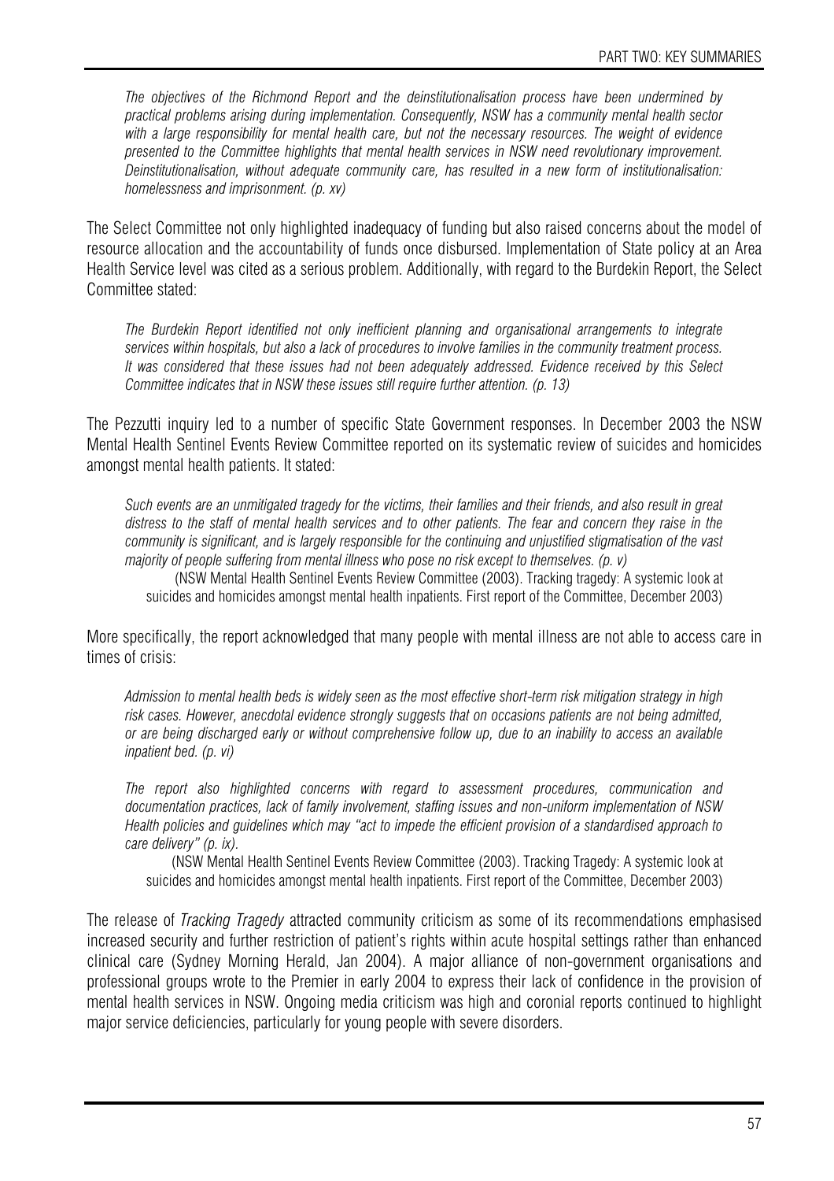*The objectives of the Richmond Report and the deinstitutionalisation process have been undermined by practical problems arising during implementation. Consequently, NSW has a community mental health sector with a large responsibility for mental health care, but not the necessary resources. The weight of evidence presented to the Committee highlights that mental health services in NSW need revolutionary improvement. Deinstitutionalisation, without adequate community care, has resulted in a new form of institutionalisation: homelessness and imprisonment. (p. xv)*

The Select Committee not only highlighted inadequacy of funding but also raised concerns about the model of resource allocation and the accountability of funds once disbursed. Implementation of State policy at an Area Health Service level was cited as a serious problem. Additionally, with regard to the Burdekin Report, the Select Committee stated:

*The Burdekin Report identified not only inefficient planning and organisational arrangements to integrate services within hospitals, but also a lack of procedures to involve families in the community treatment process. It was considered that these issues had not been adequately addressed. Evidence received by this Select Committee indicates that in NSW these issues still require further attention. (p. 13)*

The Pezzutti inquiry led to a number of specific State Government responses. In December 2003 the NSW Mental Health Sentinel Events Review Committee reported on its systematic review of suicides and homicides amongst mental health patients. It stated:

*Such events are an unmitigated tragedy for the victims, their families and their friends, and also result in great distress to the staff of mental health services and to other patients. The fear and concern they raise in the community is significant, and is largely responsible for the continuing and unjustified stigmatisation of the vast majority of people suffering from mental illness who pose no risk except to themselves. (p. v)*

(NSW Mental Health Sentinel Events Review Committee (2003). Tracking tragedy: A systemic look at suicides and homicides amongst mental health inpatients. First report of the Committee, December 2003)

More specifically, the report acknowledged that many people with mental illness are not able to access care in times of crisis:

*Admission to mental health beds is widely seen as the most effective short-term risk mitigation strategy in high risk cases. However, anecdotal evidence strongly suggests that on occasions patients are not being admitted, or are being discharged early or without comprehensive follow up, due to an inability to access an available inpatient bed. (p. vi)*

*The report also highlighted concerns with regard to assessment procedures, communication and documentation practices, lack of family involvement, staffing issues and non-uniform implementation of NSW Health policies and guidelines which may "act to impede the efficient provision of a standardised approach to care delivery" (p. ix).*

(NSW Mental Health Sentinel Events Review Committee (2003). Tracking Tragedy: A systemic look at suicides and homicides amongst mental health inpatients. First report of the Committee, December 2003)

The release of *Tracking Tragedy* attracted community criticism as some of its recommendations emphasised increased security and further restriction of patient's rights within acute hospital settings rather than enhanced clinical care (Sydney Morning Herald, Jan 2004). A major alliance of non-government organisations and professional groups wrote to the Premier in early 2004 to express their lack of confidence in the provision of mental health services in NSW. Ongoing media criticism was high and coronial reports continued to highlight major service deficiencies, particularly for young people with severe disorders.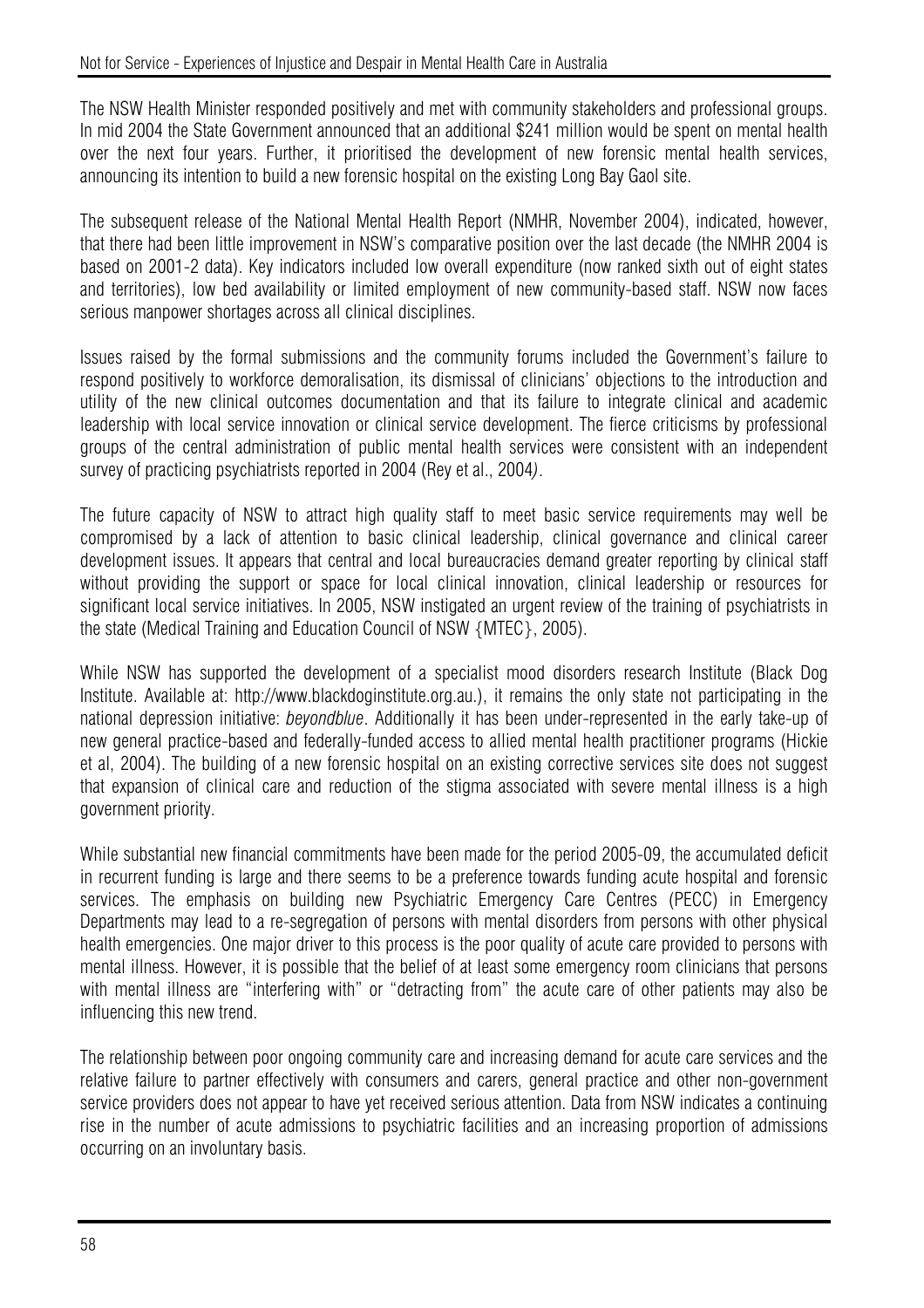The NSW Health Minister responded positively and met with community stakeholders and professional groups. In mid 2004 the State Government announced that an additional $241 million would be spent on mental health over the next four years. Further, it prioritised the development of new forensic mental health services, announcing its intention to build a new forensic hospital on the existing Long Bay Gaol site.

The subsequent release of the National Mental Health Report (NMHR, November 2004), indicated, however, that there had been little improvement in NSW's comparative position over the last decade (the NMHR 2004 is based on 2001-2 data). Key indicators included low overall expenditure (now ranked sixth out of eight states and territories), low bed availability or limited employment of new community-based staff. NSW now faces serious manpower shortages across all clinical disciplines.

Issues raised by the formal submissions and the community forums included the Government's failure to respond positively to workforce demoralisation, its dismissal of clinicians' objections to the introduction and utility of the new clinical outcomes documentation and that its failure to integrate clinical and academic leadership with local service innovation or clinical service development. The fierce criticisms by professional groups of the central administration of public mental health services were consistent with an independent survey of practicing psychiatrists reported in 2004 (Rey et al., 2004).

The future capacity of NSW to attract high quality staff to meet basic service requirements may well be compromised by a lack of attention to basic clinical leadership, clinical governance and clinical career development issues. It appears that central and local bureaucracies demand greater reporting by clinical staff without providing the support or space for local clinical innovation, clinical leadership or resources for significant local service initiatives. In 2005, NSW instigated an urgent review of the training of psychiatrists in the state (Medical Training and Education Council of NSW {MTEC}, 2005).

While NSW has supported the development of a specialist mood disorders research Institute (Black Dog Institute. Available at: http://www.blackdoginstitute.org.au.), it remains the only state not participating in the national depression initiative: *beyondblue*. Additionally it has been under-represented in the early take-up of new general practice-based and federally-funded access to allied mental health practitioner programs (Hickie et al, 2004). The building of a new forensic hospital on an existing corrective services site does not suggest that expansion of clinical care and reduction of the stigma associated with severe mental illness is a high government priority.

While substantial new financial commitments have been made for the period 2005-09, the accumulated deficit in recurrent funding is large and there seems to be a preference towards funding acute hospital and forensic services. The emphasis on building new Psychiatric Emergency Care Centres (PECC) in Emergency Departments may lead to a re-segregation of persons with mental disorders from persons with other physical health emergencies. One major driver to this process is the poor quality of acute care provided to persons with mental illness. However, it is possible that the belief of at least some emergency room clinicians that persons with mental illness are "interfering with" or "detracting from" the acute care of other patients may also be influencing this new trend.

The relationship between poor ongoing community care and increasing demand for acute care services and the relative failure to partner effectively with consumers and carers, general practice and other non-government service providers does not appear to have yet received serious attention. Data from NSW indicates a continuing rise in the number of acute admissions to psychiatric facilities and an increasing proportion of admissions occurring on an involuntary basis.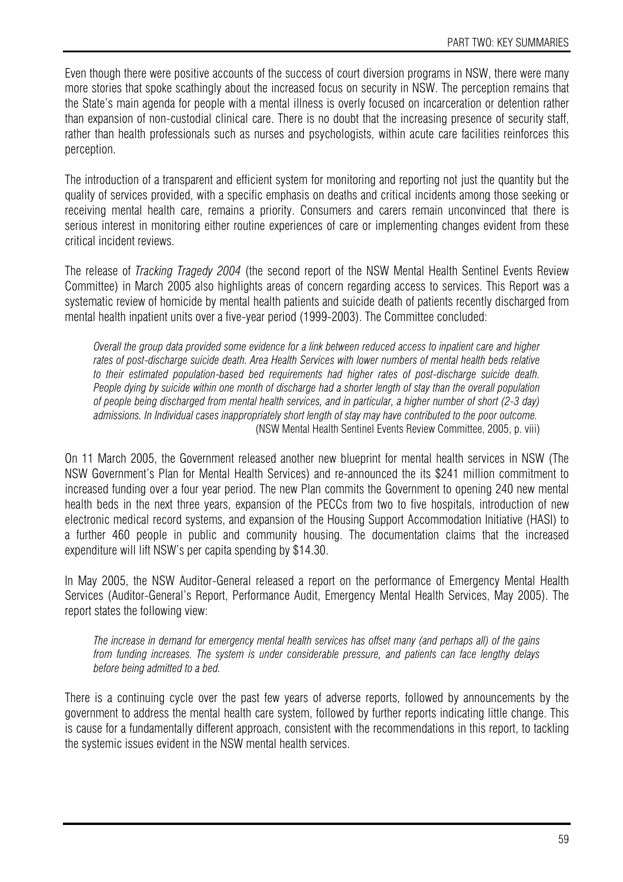Even though there were positive accounts of the success of court diversion programs in NSW, there were many more stories that spoke scathingly about the increased focus on security in NSW. The perception remains that the State's main agenda for people with a mental illness is overly focused on incarceration or detention rather than expansion of non-custodial clinical care. There is no doubt that the increasing presence of security staff, rather than health professionals such as nurses and psychologists, within acute care facilities reinforces this perception.

The introduction of a transparent and efficient system for monitoring and reporting not just the quantity but the quality of services provided, with a specific emphasis on deaths and critical incidents among those seeking or receiving mental health care, remains a priority. Consumers and carers remain unconvinced that there is serious interest in monitoring either routine experiences of care or implementing changes evident from these critical incident reviews.

The release of *Tracking Tragedy 2004* (the second report of the NSW Mental Health Sentinel Events Review Committee) in March 2005 also highlights areas of concern regarding access to services. This Report was a systematic review of homicide by mental health patients and suicide death of patients recently discharged from mental health inpatient units over a five-year period (1999-2003). The Committee concluded:

> *Overall the group data provided some evidence for a link between reduced access to inpatient care and higher rates of post-discharge suicide death. Area Health Services with lower numbers of mental health beds relative to their estimated population-based bed requirements had higher rates of post-discharge suicide death. People dying by suicide within one month of discharge had a shorter length of stay than the overall population of people being discharged from mental health services, and in particular, a higher number of short (2-3 day) admissions. In Individual cases inappropriately short length of stay may have contributed to the poor outcome.*
> (NSW Mental Health Sentinel Events Review Committee, 2005, p. viii)

On 11 March 2005, the Government released another new blueprint for mental health services in NSW (The NSW Government's Plan for Mental Health Services) and re-announced the its $241 million commitment to increased funding over a four year period. The new Plan commits the Government to opening 240 new mental health beds in the next three years, expansion of the PECCs from two to five hospitals, introduction of new electronic medical record systems, and expansion of the Housing Support Accommodation Initiative (HASI) to a further 460 people in public and community housing. The documentation claims that the increased expenditure will lift NSW's per capita spending by $14.30.

In May 2005, the NSW Auditor-General released a report on the performance of Emergency Mental Health Services (Auditor-General's Report, Performance Audit, Emergency Mental Health Services, May 2005). The report states the following view:

> *The increase in demand for emergency mental health services has offset many (and perhaps all) of the gains from funding increases. The system is under considerable pressure, and patients can face lengthy delays before being admitted to a bed.*

There is a continuing cycle over the past few years of adverse reports, followed by announcements by the government to address the mental health care system, followed by further reports indicating little change. This is cause for a fundamentally different approach, consistent with the recommendations in this report, to tackling the systemic issues evident in the NSW mental health services.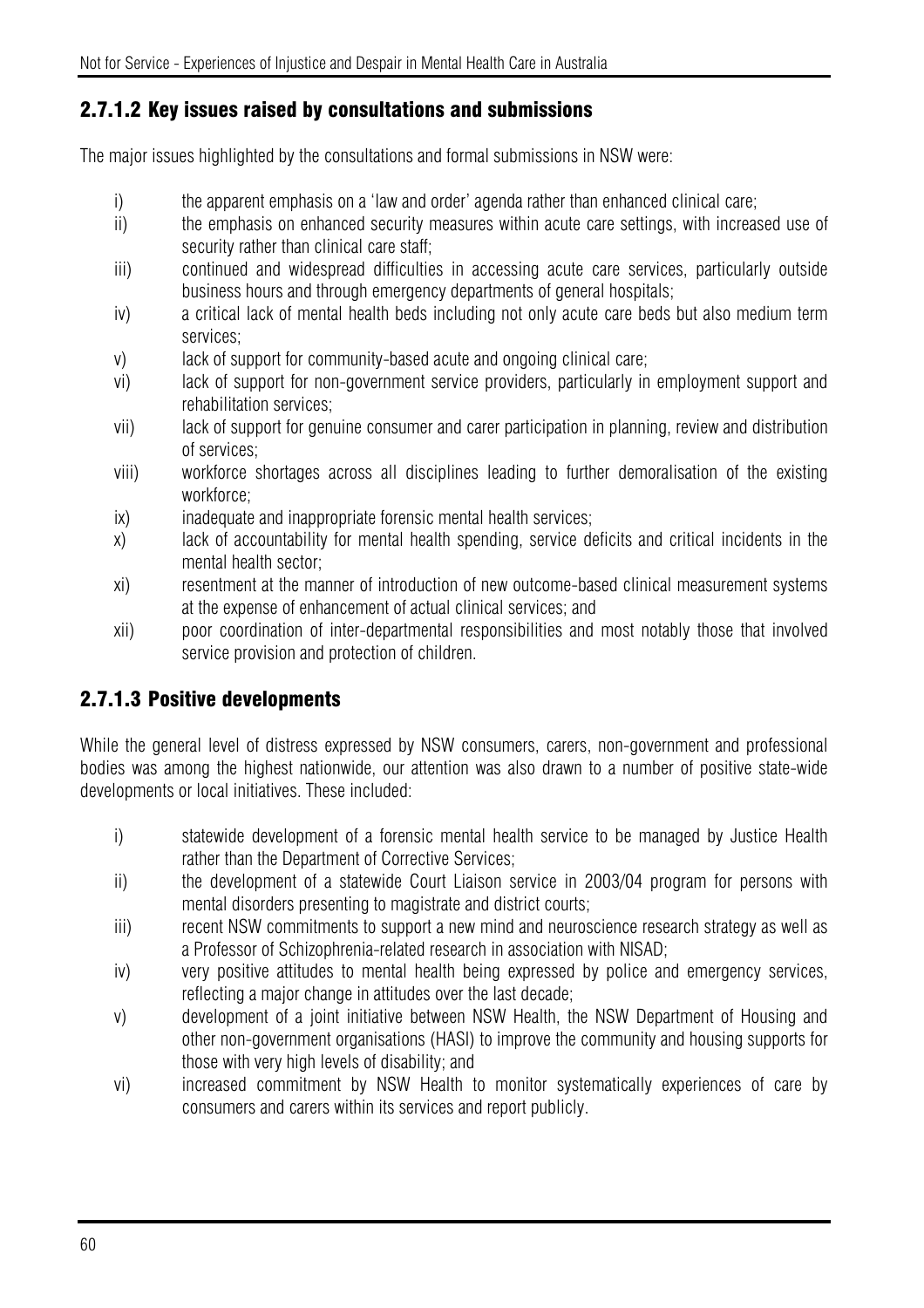### 2.7.1.2 Key issues raised by consultations and submissions

The major issues highlighted by the consultations and formal submissions in NSW were:

- i) the apparent emphasis on a 'law and order' agenda rather than enhanced clinical care;
- ii) the emphasis on enhanced security measures within acute care settings, with increased use of security rather than clinical care staff;
- iii) continued and widespread difficulties in accessing acute care services, particularly outside business hours and through emergency departments of general hospitals;
- iv) a critical lack of mental health beds including not only acute care beds but also medium term services;
- v) lack of support for community-based acute and ongoing clinical care;
- vi) lack of support for non-government service providers, particularly in employment support and rehabilitation services;
- vii) lack of support for genuine consumer and carer participation in planning, review and distribution of services;
- viii) workforce shortages across all disciplines leading to further demoralisation of the existing workforce;
- ix) inadequate and inappropriate forensic mental health services;
- x) lack of accountability for mental health spending, service deficits and critical incidents in the mental health sector;
- xi) resentment at the manner of introduction of new outcome-based clinical measurement systems at the expense of enhancement of actual clinical services; and
- xii) poor coordination of inter-departmental responsibilities and most notably those that involved service provision and protection of children.

### 2.7.1.3 Positive developments

While the general level of distress expressed by NSW consumers, carers, non-government and professional bodies was among the highest nationwide, our attention was also drawn to a number of positive state-wide developments or local initiatives. These included:

- i) statewide development of a forensic mental health service to be managed by Justice Health rather than the Department of Corrective Services;
- ii) the development of a statewide Court Liaison service in 2003/04 program for persons with mental disorders presenting to magistrate and district courts;
- iii) recent NSW commitments to support a new mind and neuroscience research strategy as well as a Professor of Schizophrenia-related research in association with NISAD;
- iv) very positive attitudes to mental health being expressed by police and emergency services, reflecting a major change in attitudes over the last decade;
- v) development of a joint initiative between NSW Health, the NSW Department of Housing and other non-government organisations (HASI) to improve the community and housing supports for those with very high levels of disability; and
- vi) increased commitment by NSW Health to monitor systematically experiences of care by consumers and carers within its services and report publicly.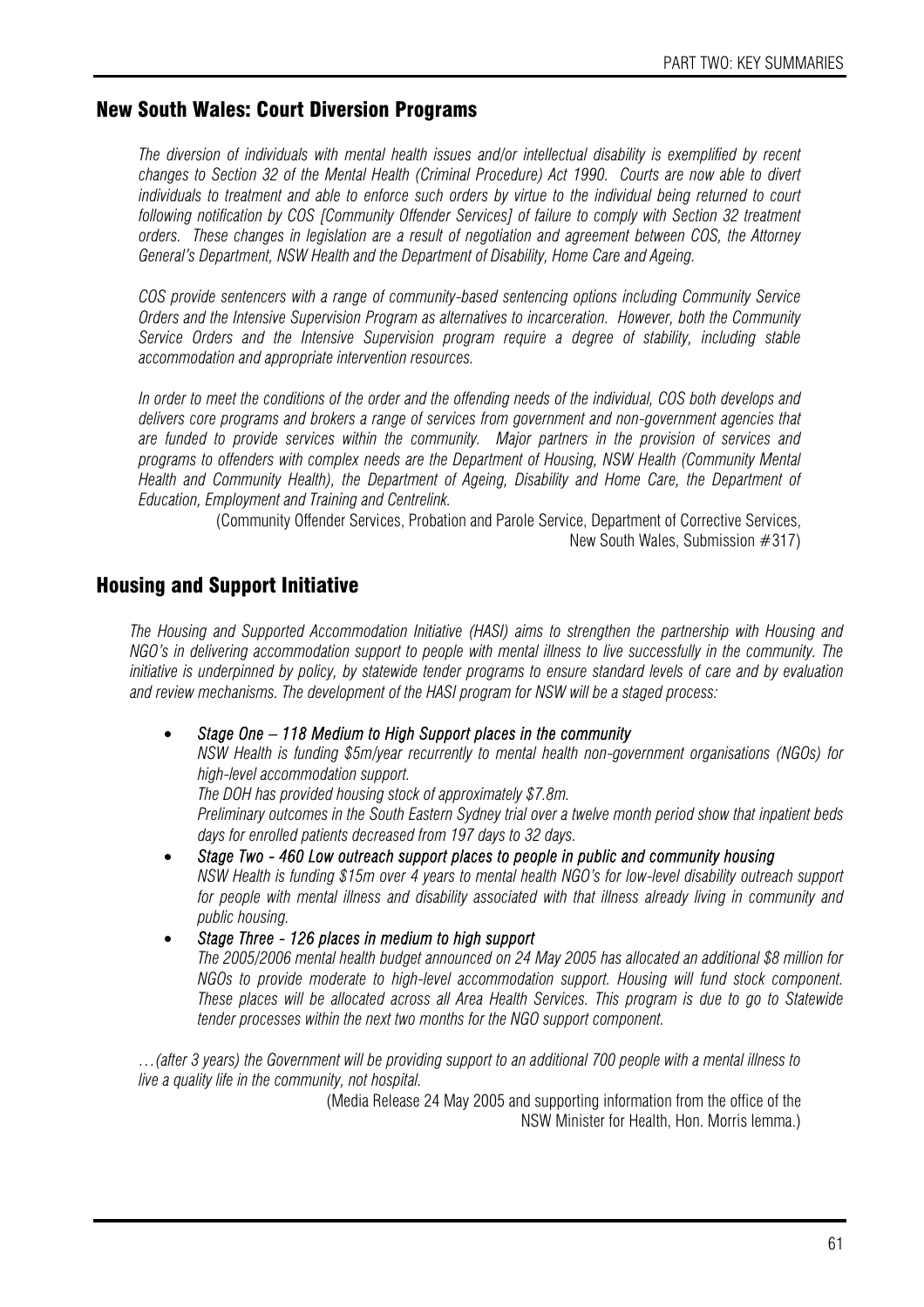## New South Wales: Court Diversion Programs

*The diversion of individuals with mental health issues and/or intellectual disability is exemplified by recent changes to Section 32 of the Mental Health (Criminal Procedure) Act 1990. Courts are now able to divert individuals to treatment and able to enforce such orders by virtue to the individual being returned to court following notification by COS [Community Offender Services] of failure to comply with Section 32 treatment orders. These changes in legislation are a result of negotiation and agreement between COS, the Attorney General's Department, NSW Health and the Department of Disability, Home Care and Ageing.*

*COS provide sentencers with a range of community-based sentencing options including Community Service Orders and the Intensive Supervision Program as alternatives to incarceration. However, both the Community Service Orders and the Intensive Supervision program require a degree of stability, including stable accommodation and appropriate intervention resources.*

*In order to meet the conditions of the order and the offending needs of the individual, COS both develops and delivers core programs and brokers a range of services from government and non-government agencies that are funded to provide services within the community. Major partners in the provision of services and programs to offenders with complex needs are the Department of Housing, NSW Health (Community Mental Health and Community Health), the Department of Ageing, Disability and Home Care, the Department of Education, Employment and Training and Centrelink.*

(Community Offender Services, Probation and Parole Service, Department of Corrective Services, New South Wales, Submission #317)

## Housing and Support Initiative

*The Housing and Supported Accommodation Initiative (HASI) aims to strengthen the partnership with Housing and NGO's in delivering accommodation support to people with mental illness to live successfully in the community. The initiative is underpinned by policy, by statewide tender programs to ensure standard levels of care and by evaluation and review mechanisms. The development of the HASI program for NSW will be a staged process:*

- ***Stage One – 118 Medium to High Support places in the community***
  *NSW Health is funding $5m/year recurrently to mental health non-government organisations (NGOs) for high-level accommodation support.*
  *The DOH has provided housing stock of approximately $7.8m.*
  *Preliminary outcomes in the South Eastern Sydney trial over a twelve month period show that inpatient beds days for enrolled patients decreased from 197 days to 32 days.*
- ***Stage Two - 460 Low outreach support places to people in public and community housing***
  *NSW Health is funding $15m over 4 years to mental health NGO's for low-level disability outreach support for people with mental illness and disability associated with that illness already living in community and public housing.*
- ***Stage Three - 126 places in medium to high support***
  *The 2005/2006 mental health budget announced on 24 May 2005 has allocated an additional $8 million for NGOs to provide moderate to high-level accommodation support. Housing will fund stock component. These places will be allocated across all Area Health Services. This program is due to go to Statewide tender processes within the next two months for the NGO support component.*

*…(after 3 years) the Government will be providing support to an additional 700 people with a mental illness to live a quality life in the community, not hospital.*

(Media Release 24 May 2005 and supporting information from the office of the NSW Minister for Health, Hon. Morris Iemma.)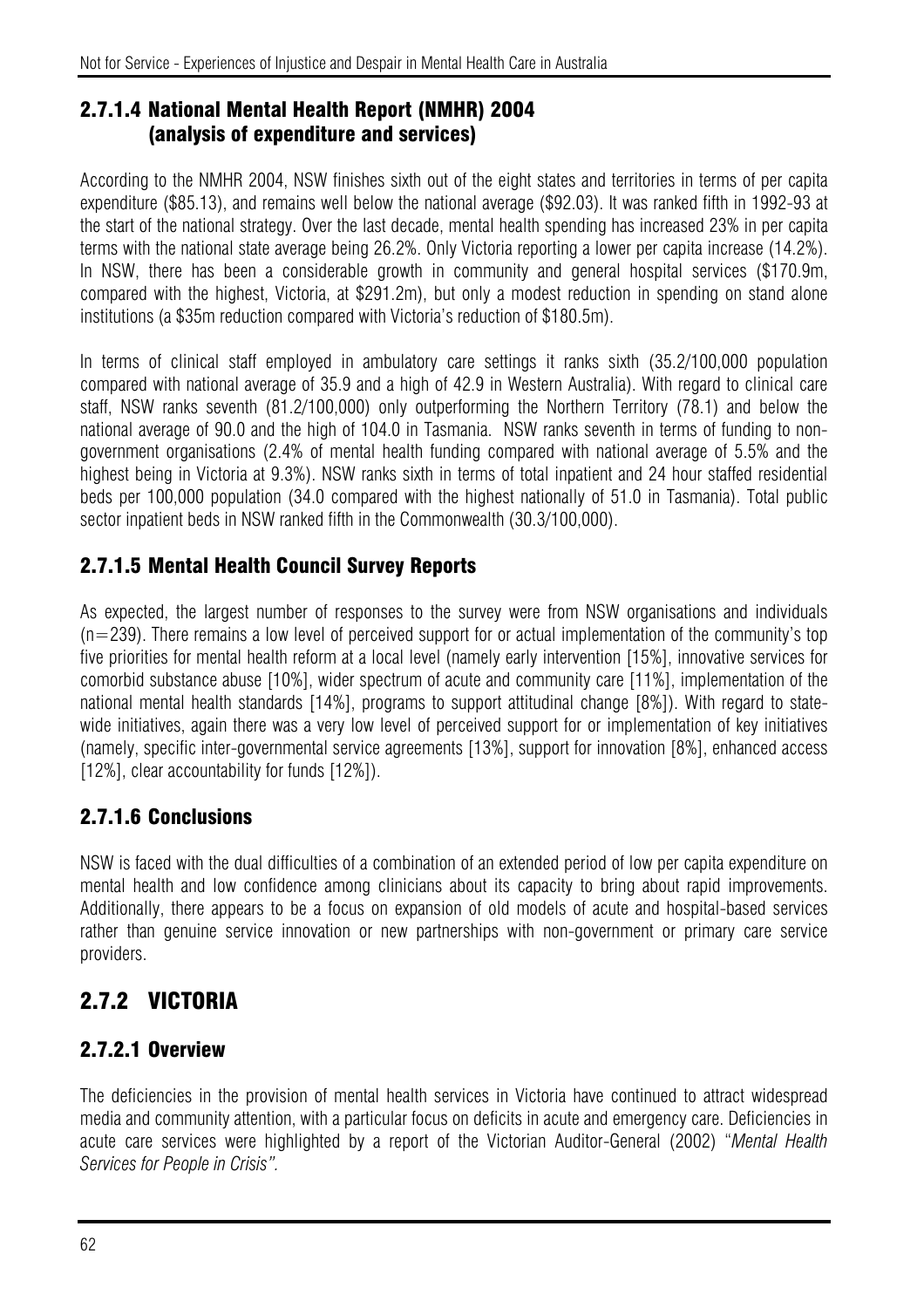### 2.7.1.4 National Mental Health Report (NMHR) 2004 (analysis of expenditure and services)

According to the NMHR 2004, NSW finishes sixth out of the eight states and territories in terms of per capita expenditure ($85.13), and remains well below the national average ($92.03). It was ranked fifth in 1992-93 at the start of the national strategy. Over the last decade, mental health spending has increased 23% in per capita terms with the national state average being 26.2%. Only Victoria reporting a lower per capita increase (14.2%). In NSW, there has been a considerable growth in community and general hospital services ($170.9m, compared with the highest, Victoria, at $291.2m), but only a modest reduction in spending on stand alone institutions (a $35m reduction compared with Victoria's reduction of $180.5m).

In terms of clinical staff employed in ambulatory care settings it ranks sixth (35.2/100,000 population compared with national average of 35.9 and a high of 42.9 in Western Australia). With regard to clinical care staff, NSW ranks seventh (81.2/100,000) only outperforming the Northern Territory (78.1) and below the national average of 90.0 and the high of 104.0 in Tasmania. NSW ranks seventh in terms of funding to non-government organisations (2.4% of mental health funding compared with national average of 5.5% and the highest being in Victoria at 9.3%). NSW ranks sixth in terms of total inpatient and 24 hour staffed residential beds per 100,000 population (34.0 compared with the highest nationally of 51.0 in Tasmania). Total public sector inpatient beds in NSW ranked fifth in the Commonwealth (30.3/100,000).

### 2.7.1.5 Mental Health Council Survey Reports

As expected, the largest number of responses to the survey were from NSW organisations and individuals (n=239). There remains a low level of perceived support for or actual implementation of the community's top five priorities for mental health reform at a local level (namely early intervention [15%], innovative services for comorbid substance abuse [10%], wider spectrum of acute and community care [11%], implementation of the national mental health standards [14%], programs to support attitudinal change [8%]). With regard to state-wide initiatives, again there was a very low level of perceived support for or implementation of key initiatives (namely, specific inter-governmental service agreements [13%], support for innovation [8%], enhanced access [12%], clear accountability for funds [12%]).

### 2.7.1.6 Conclusions

NSW is faced with the dual difficulties of a combination of an extended period of low per capita expenditure on mental health and low confidence among clinicians about its capacity to bring about rapid improvements. Additionally, there appears to be a focus on expansion of old models of acute and hospital-based services rather than genuine service innovation or new partnerships with non-government or primary care service providers.

## 2.7.2 VICTORIA

### 2.7.2.1 Overview

The deficiencies in the provision of mental health services in Victoria have continued to attract widespread media and community attention, with a particular focus on deficits in acute and emergency care. Deficiencies in acute care services were highlighted by a report of the Victorian Auditor-General (2002) "*Mental Health Services for People in Crisis"*.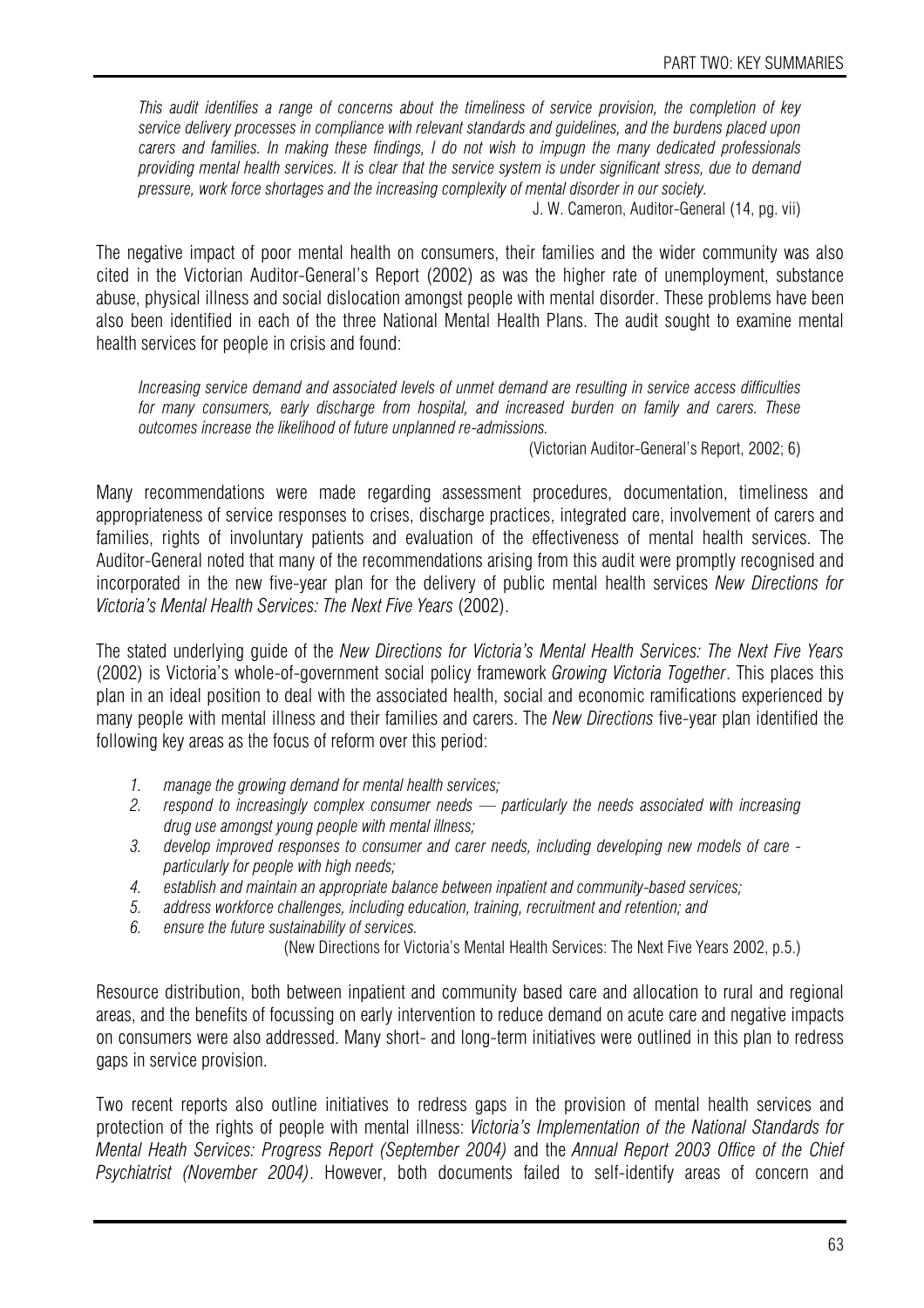*This audit identifies a range of concerns about the timeliness of service provision, the completion of key service delivery processes in compliance with relevant standards and guidelines, and the burdens placed upon carers and families. In making these findings, I do not wish to impugn the many dedicated professionals providing mental health services. It is clear that the service system is under significant stress, due to demand pressure, work force shortages and the increasing complexity of mental disorder in our society.*

J. W. Cameron, Auditor-General (14, pg. vii)

The negative impact of poor mental health on consumers, their families and the wider community was also cited in the Victorian Auditor-General's Report (2002) as was the higher rate of unemployment, substance abuse, physical illness and social dislocation amongst people with mental disorder. These problems have been also been identified in each of the three National Mental Health Plans. The audit sought to examine mental health services for people in crisis and found:

*Increasing service demand and associated levels of unmet demand are resulting in service access difficulties for many consumers, early discharge from hospital, and increased burden on family and carers. These outcomes increase the likelihood of future unplanned re-admissions.*

(Victorian Auditor-General's Report, 2002; 6)

Many recommendations were made regarding assessment procedures, documentation, timeliness and appropriateness of service responses to crises, discharge practices, integrated care, involvement of carers and families, rights of involuntary patients and evaluation of the effectiveness of mental health services. The Auditor-General noted that many of the recommendations arising from this audit were promptly recognised and incorporated in the new five-year plan for the delivery of public mental health services *New Directions for Victoria's Mental Health Services: The Next Five Years* (2002).

The stated underlying guide of the *New Directions for Victoria's Mental Health Services: The Next Five Years* (2002) is Victoria's whole-of-government social policy framework *Growing Victoria Together*. This places this plan in an ideal position to deal with the associated health, social and economic ramifications experienced by many people with mental illness and their families and carers. The *New Directions* five-year plan identified the following key areas as the focus of reform over this period:

1. *manage the growing demand for mental health services;*
2. *respond to increasingly complex consumer needs — particularly the needs associated with increasing drug use amongst young people with mental illness;*
3. *develop improved responses to consumer and carer needs, including developing new models of care - particularly for people with high needs;*
4. *establish and maintain an appropriate balance between inpatient and community-based services;*
5. *address workforce challenges, including education, training, recruitment and retention; and*
6. *ensure the future sustainability of services.*

(New Directions for Victoria's Mental Health Services: The Next Five Years 2002, p.5.)

Resource distribution, both between inpatient and community based care and allocation to rural and regional areas, and the benefits of focussing on early intervention to reduce demand on acute care and negative impacts on consumers were also addressed. Many short- and long-term initiatives were outlined in this plan to redress gaps in service provision.

Two recent reports also outline initiatives to redress gaps in the provision of mental health services and protection of the rights of people with mental illness: *Victoria's Implementation of the National Standards for Mental Heath Services: Progress Report (September 2004)* and the *Annual Report 2003 Office of the Chief Psychiatrist (November 2004)*. However, both documents failed to self-identify areas of concern and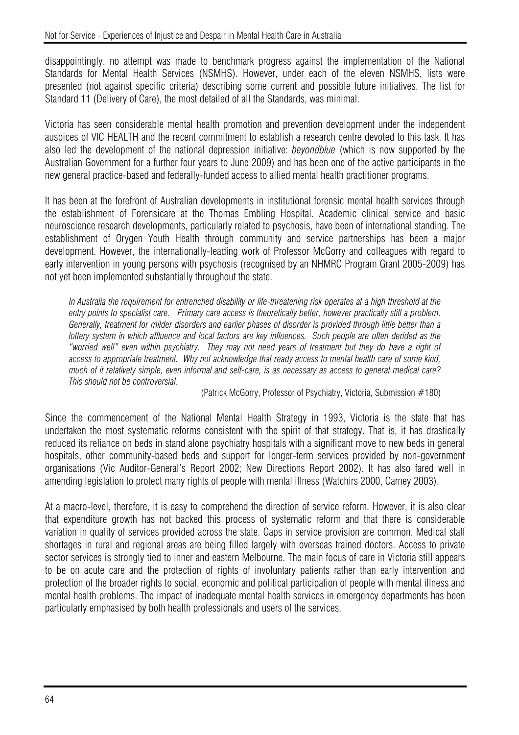disappointingly, no attempt was made to benchmark progress against the implementation of the National Standards for Mental Health Services (NSMHS). However, under each of the eleven NSMHS, lists were presented (not against specific criteria) describing some current and possible future initiatives. The list for Standard 11 (Delivery of Care), the most detailed of all the Standards, was minimal.

Victoria has seen considerable mental health promotion and prevention development under the independent auspices of VIC HEALTH and the recent commitment to establish a research centre devoted to this task. It has also led the development of the national depression initiative: *beyondblue* (which is now supported by the Australian Government for a further four years to June 2009) and has been one of the active participants in the new general practice-based and federally-funded access to allied mental health practitioner programs.

It has been at the forefront of Australian developments in institutional forensic mental health services through the establishment of Forensicare at the Thomas Embling Hospital. Academic clinical service and basic neuroscience research developments, particularly related to psychosis, have been of international standing. The establishment of Orygen Youth Health through community and service partnerships has been a major development. However, the internationally-leading work of Professor McGorry and colleagues with regard to early intervention in young persons with psychosis (recognised by an NHMRC Program Grant 2005-2009) has not yet been implemented substantially throughout the state.

> *In Australia the requirement for entrenched disability or life-threatening risk operates at a high threshold at the entry points to specialist care. Primary care access is theoretically better, however practically still a problem. Generally, treatment for milder disorders and earlier phases of disorder is provided through little better than a lottery system in which affluence and local factors are key influences. Such people are often derided as the "worried well" even within psychiatry. They may not need years of treatment but they do have a right of access to appropriate treatment. Why not acknowledge that ready access to mental health care of some kind, much of it relatively simple, even informal and self-care, is as necessary as access to general medical care? This should not be controversial.*
>
> (Patrick McGorry, Professor of Psychiatry, Victoria, Submission #180)

Since the commencement of the National Mental Health Strategy in 1993, Victoria is the state that has undertaken the most systematic reforms consistent with the spirit of that strategy. That is, it has drastically reduced its reliance on beds in stand alone psychiatry hospitals with a significant move to new beds in general hospitals, other community-based beds and support for longer-term services provided by non-government organisations (Vic Auditor-General's Report 2002; New Directions Report 2002). It has also fared well in amending legislation to protect many rights of people with mental illness (Watchirs 2000, Carney 2003).

At a macro-level, therefore, it is easy to comprehend the direction of service reform. However, it is also clear that expenditure growth has not backed this process of systematic reform and that there is considerable variation in quality of services provided across the state. Gaps in service provision are common. Medical staff shortages in rural and regional areas are being filled largely with overseas trained doctors. Access to private sector services is strongly tied to inner and eastern Melbourne. The main focus of care in Victoria still appears to be on acute care and the protection of rights of involuntary patients rather than early intervention and protection of the broader rights to social, economic and political participation of people with mental illness and mental health problems. The impact of inadequate mental health services in emergency departments has been particularly emphasised by both health professionals and users of the services.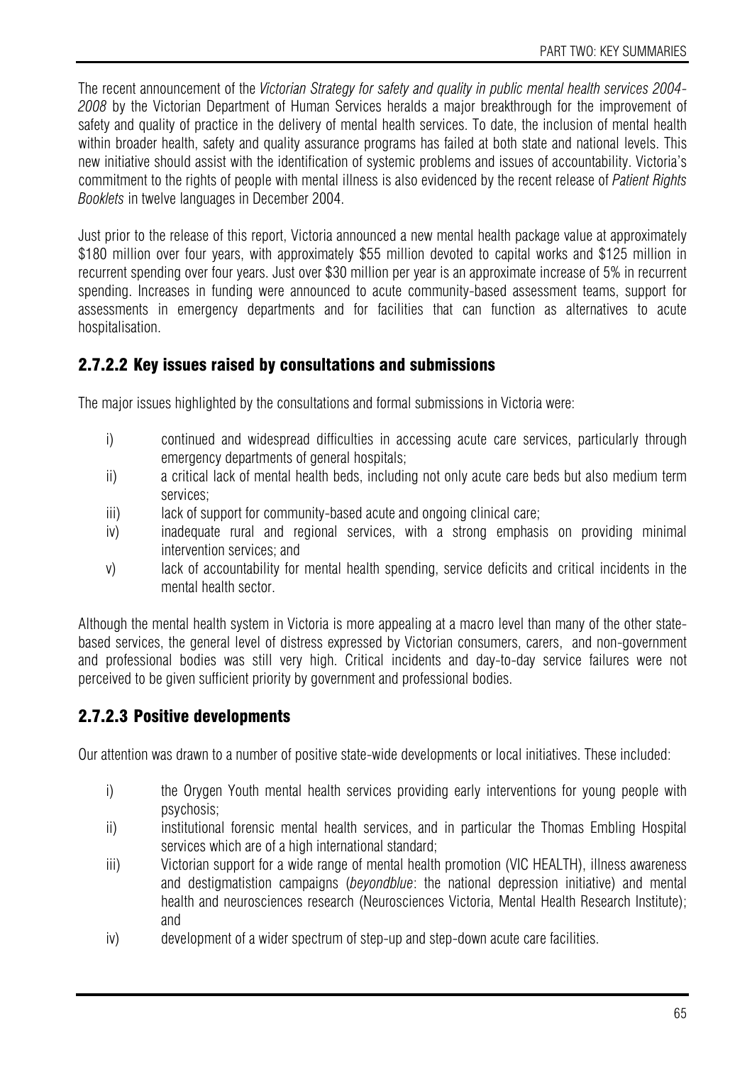The recent announcement of the *Victorian Strategy for safety and quality in public mental health services 2004-2008* by the Victorian Department of Human Services heralds a major breakthrough for the improvement of safety and quality of practice in the delivery of mental health services. To date, the inclusion of mental health within broader health, safety and quality assurance programs has failed at both state and national levels. This new initiative should assist with the identification of systemic problems and issues of accountability. Victoria's commitment to the rights of people with mental illness is also evidenced by the recent release of *Patient Rights Booklets* in twelve languages in December 2004.

Just prior to the release of this report, Victoria announced a new mental health package value at approximately $180 million over four years, with approximately $55 million devoted to capital works and $125 million in recurrent spending over four years. Just over $30 million per year is an approximate increase of 5% in recurrent spending. Increases in funding were announced to acute community-based assessment teams, support for assessments in emergency departments and for facilities that can function as alternatives to acute hospitalisation.

### 2.7.2.2 Key issues raised by consultations and submissions

The major issues highlighted by the consultations and formal submissions in Victoria were:

i) continued and widespread difficulties in accessing acute care services, particularly through emergency departments of general hospitals;
ii) a critical lack of mental health beds, including not only acute care beds but also medium term services;
iii) lack of support for community-based acute and ongoing clinical care;
iv) inadequate rural and regional services, with a strong emphasis on providing minimal intervention services; and
v) lack of accountability for mental health spending, service deficits and critical incidents in the mental health sector.

Although the mental health system in Victoria is more appealing at a macro level than many of the other state-based services, the general level of distress expressed by Victorian consumers, carers, and non-government and professional bodies was still very high. Critical incidents and day-to-day service failures were not perceived to be given sufficient priority by government and professional bodies.

### 2.7.2.3 Positive developments

Our attention was drawn to a number of positive state-wide developments or local initiatives. These included:

i) the Orygen Youth mental health services providing early interventions for young people with psychosis;
ii) institutional forensic mental health services, and in particular the Thomas Embling Hospital services which are of a high international standard;
iii) Victorian support for a wide range of mental health promotion (VIC HEALTH), illness awareness and destigmatistion campaigns (*beyondblue*: the national depression initiative) and mental health and neurosciences research (Neurosciences Victoria, Mental Health Research Institute); and
iv) development of a wider spectrum of step-up and step-down acute care facilities.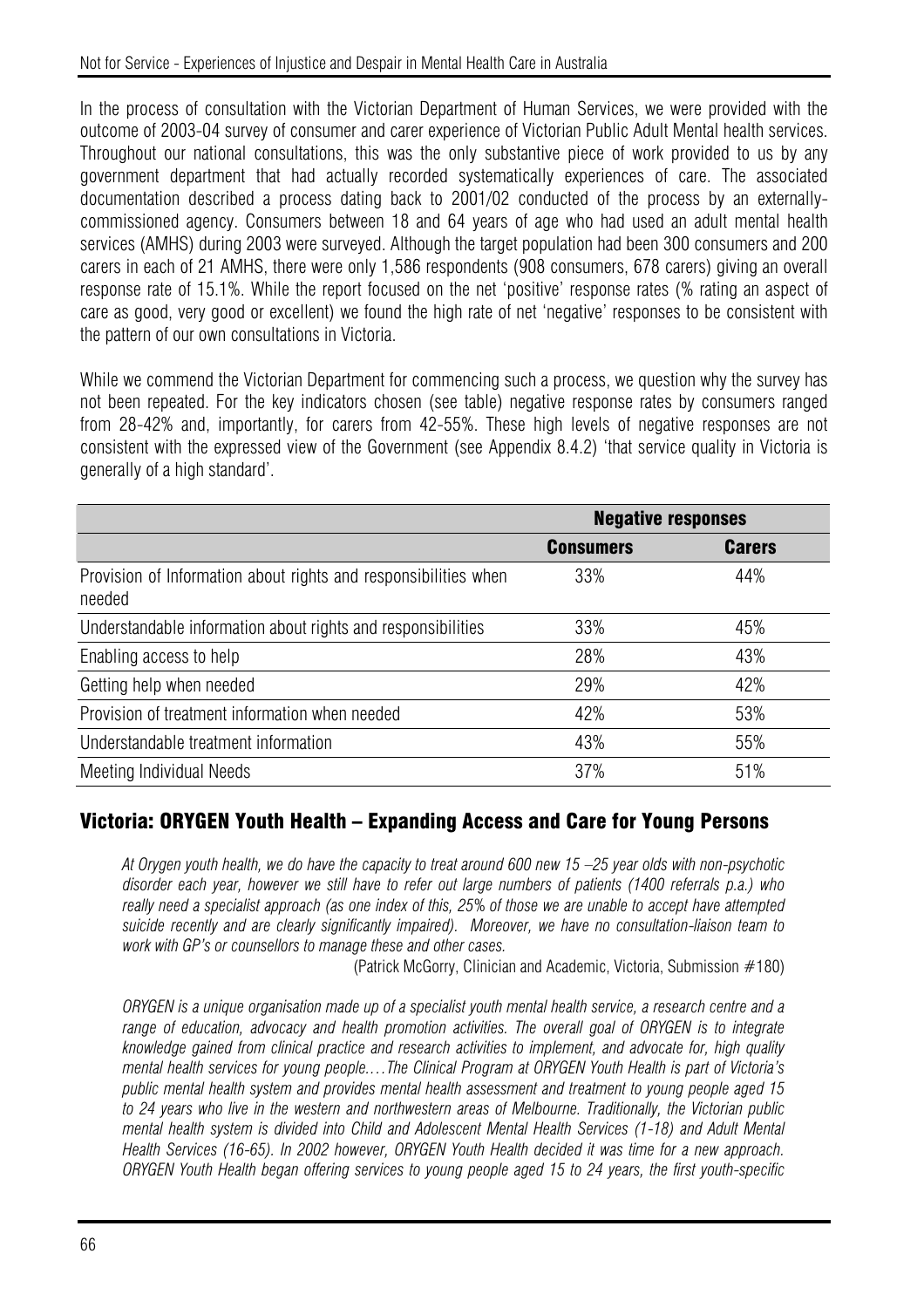In the process of consultation with the Victorian Department of Human Services, we were provided with the outcome of 2003-04 survey of consumer and carer experience of Victorian Public Adult Mental health services. Throughout our national consultations, this was the only substantive piece of work provided to us by any government department that had actually recorded systematically experiences of care. The associated documentation described a process dating back to 2001/02 conducted of the process by an externally-commissioned agency. Consumers between 18 and 64 years of age who had used an adult mental health services (AMHS) during 2003 were surveyed. Although the target population had been 300 consumers and 200 carers in each of 21 AMHS, there were only 1,586 respondents (908 consumers, 678 carers) giving an overall response rate of 15.1%. While the report focused on the net 'positive' response rates (% rating an aspect of care as good, very good or excellent) we found the high rate of net 'negative' responses to be consistent with the pattern of our own consultations in Victoria.

While we commend the Victorian Department for commencing such a process, we question why the survey has not been repeated. For the key indicators chosen (see table) negative response rates by consumers ranged from 28-42% and, importantly, for carers from 42-55%. These high levels of negative responses are not consistent with the expressed view of the Government (see Appendix 8.4.2) 'that service quality in Victoria is generally of a high standard'.

| | **Negative responses** | |
|---|---|---|
| | **Consumers** | **Carers** |
| Provision of Information about rights and responsibilities when needed | 33% | 44% |
| Understandable information about rights and responsibilities | 33% | 45% |
| Enabling access to help | 28% | 43% |
| Getting help when needed | 29% | 42% |
| Provision of treatment information when needed | 42% | 53% |
| Understandable treatment information | 43% | 55% |
| Meeting Individual Needs | 37% | 51% |

## Victoria: ORYGEN Youth Health – Expanding Access and Care for Young Persons

*At Orygen youth health, we do have the capacity to treat around 600 new 15 –25 year olds with non-psychotic disorder each year, however we still have to refer out large numbers of patients (1400 referrals p.a.) who really need a specialist approach (as one index of this, 25% of those we are unable to accept have attempted suicide recently and are clearly significantly impaired). Moreover, we have no consultation-liaison team to work with GP's or counsellors to manage these and other cases.*

(Patrick McGorry, Clinician and Academic, Victoria, Submission #180)

*ORYGEN is a unique organisation made up of a specialist youth mental health service, a research centre and a range of education, advocacy and health promotion activities. The overall goal of ORYGEN is to integrate knowledge gained from clinical practice and research activities to implement, and advocate for, high quality mental health services for young people.…The Clinical Program at ORYGEN Youth Health is part of Victoria's public mental health system and provides mental health assessment and treatment to young people aged 15 to 24 years who live in the western and northwestern areas of Melbourne. Traditionally, the Victorian public mental health system is divided into Child and Adolescent Mental Health Services (1-18) and Adult Mental Health Services (16-65). In 2002 however, ORYGEN Youth Health decided it was time for a new approach. ORYGEN Youth Health began offering services to young people aged 15 to 24 years, the first youth-specific*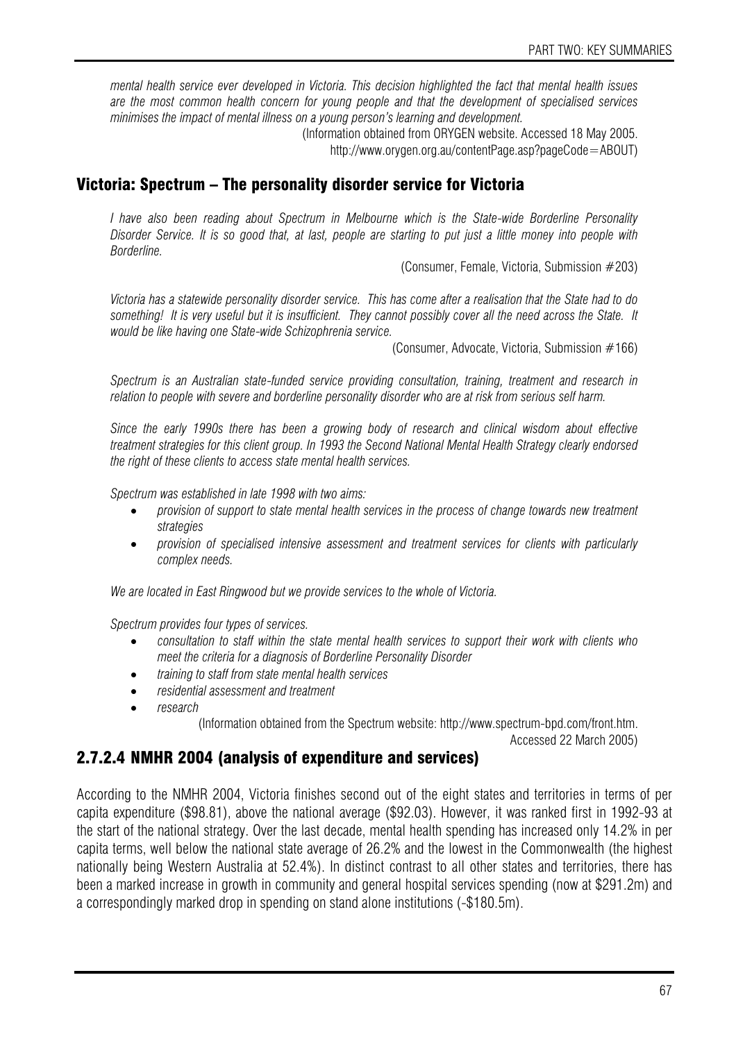*mental health service ever developed in Victoria. This decision highlighted the fact that mental health issues are the most common health concern for young people and that the development of specialised services minimises the impact of mental illness on a young person's learning and development.*

(Information obtained from ORYGEN website. Accessed 18 May 2005. http://www.orygen.org.au/contentPage.asp?pageCode=ABOUT)

## Victoria: Spectrum – The personality disorder service for Victoria

*I have also been reading about Spectrum in Melbourne which is the State-wide Borderline Personality Disorder Service. It is so good that, at last, people are starting to put just a little money into people with Borderline.*

(Consumer, Female, Victoria, Submission #203)

*Victoria has a statewide personality disorder service. This has come after a realisation that the State had to do something! It is very useful but it is insufficient. They cannot possibly cover all the need across the State. It would be like having one State-wide Schizophrenia service.*

(Consumer, Advocate, Victoria, Submission #166)

*Spectrum is an Australian state-funded service providing consultation, training, treatment and research in relation to people with severe and borderline personality disorder who are at risk from serious self harm.*

*Since the early 1990s there has been a growing body of research and clinical wisdom about effective treatment strategies for this client group. In 1993 the Second National Mental Health Strategy clearly endorsed the right of these clients to access state mental health services.*

*Spectrum was established in late 1998 with two aims:*

- *provision of support to state mental health services in the process of change towards new treatment strategies*
- *provision of specialised intensive assessment and treatment services for clients with particularly complex needs.*

*We are located in East Ringwood but we provide services to the whole of Victoria.*

*Spectrum provides four types of services.*

- *consultation to staff within the state mental health services to support their work with clients who meet the criteria for a diagnosis of Borderline Personality Disorder*
- *training to staff from state mental health services*
- *residential assessment and treatment*
- *research*

(Information obtained from the Spectrum website: http://www.spectrum-bpd.com/front.htm. Accessed 22 March 2005)

## 2.7.2.4 NMHR 2004 (analysis of expenditure and services)

According to the NMHR 2004, Victoria finishes second out of the eight states and territories in terms of per capita expenditure ($98.81), above the national average ($92.03). However, it was ranked first in 1992-93 at the start of the national strategy. Over the last decade, mental health spending has increased only 14.2% in per capita terms, well below the national state average of 26.2% and the lowest in the Commonwealth (the highest nationally being Western Australia at 52.4%). In distinct contrast to all other states and territories, there has been a marked increase in growth in community and general hospital services spending (now at $291.2m) and a correspondingly marked drop in spending on stand alone institutions (-$180.5m).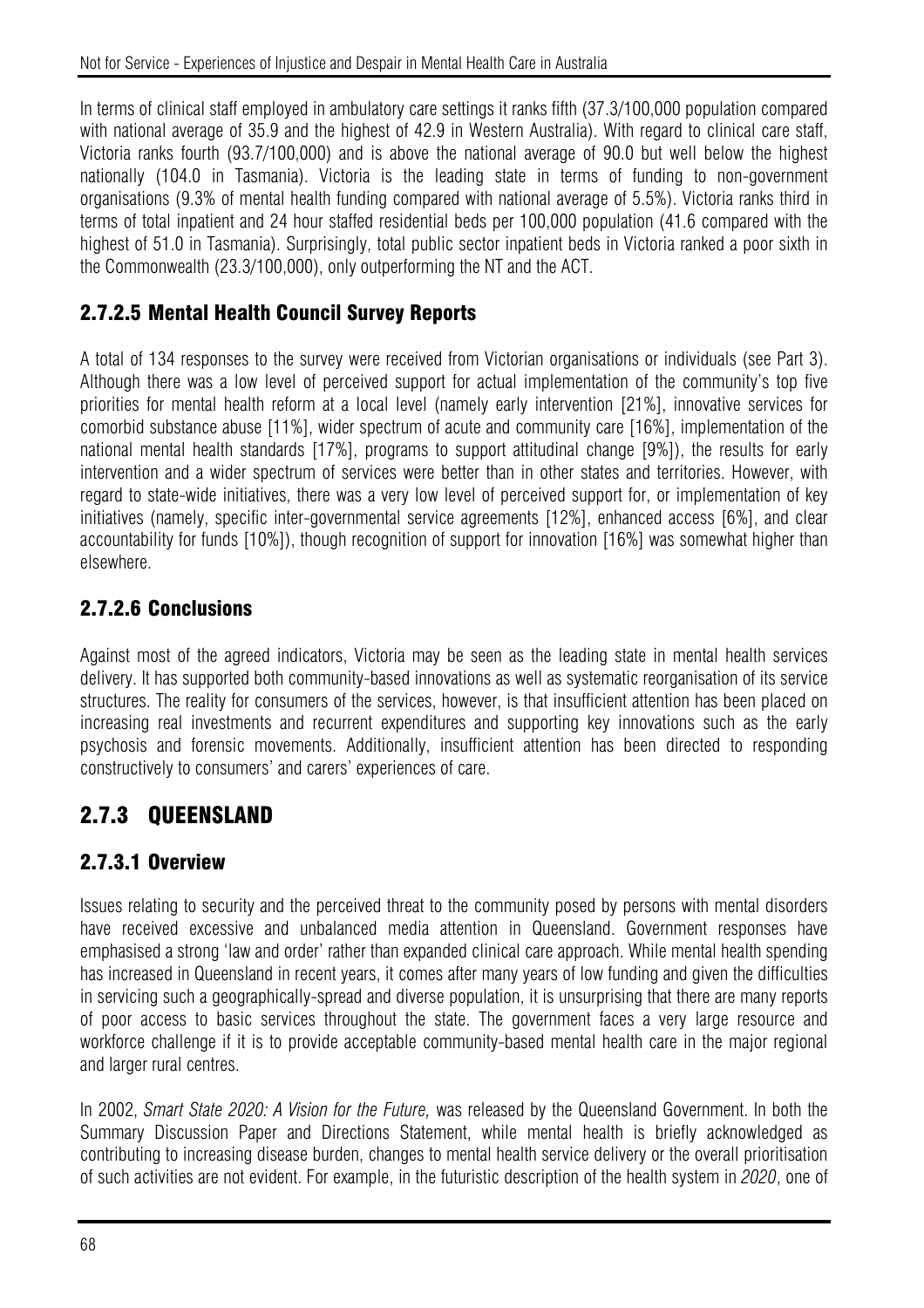In terms of clinical staff employed in ambulatory care settings it ranks fifth (37.3/100,000 population compared with national average of 35.9 and the highest of 42.9 in Western Australia). With regard to clinical care staff, Victoria ranks fourth (93.7/100,000) and is above the national average of 90.0 but well below the highest nationally (104.0 in Tasmania). Victoria is the leading state in terms of funding to non-government organisations (9.3% of mental health funding compared with national average of 5.5%). Victoria ranks third in terms of total inpatient and 24 hour staffed residential beds per 100,000 population (41.6 compared with the highest of 51.0 in Tasmania). Surprisingly, total public sector inpatient beds in Victoria ranked a poor sixth in the Commonwealth (23.3/100,000), only outperforming the NT and the ACT.

### 2.7.2.5 Mental Health Council Survey Reports

A total of 134 responses to the survey were received from Victorian organisations or individuals (see Part 3). Although there was a low level of perceived support for actual implementation of the community's top five priorities for mental health reform at a local level (namely early intervention [21%], innovative services for comorbid substance abuse [11%], wider spectrum of acute and community care [16%], implementation of the national mental health standards [17%], programs to support attitudinal change [9%]), the results for early intervention and a wider spectrum of services were better than in other states and territories. However, with regard to state-wide initiatives, there was a very low level of perceived support for, or implementation of key initiatives (namely, specific inter-governmental service agreements [12%], enhanced access [6%], and clear accountability for funds [10%]), though recognition of support for innovation [16%] was somewhat higher than elsewhere.

### 2.7.2.6 Conclusions

Against most of the agreed indicators, Victoria may be seen as the leading state in mental health services delivery. It has supported both community-based innovations as well as systematic reorganisation of its service structures. The reality for consumers of the services, however, is that insufficient attention has been placed on increasing real investments and recurrent expenditures and supporting key innovations such as the early psychosis and forensic movements. Additionally, insufficient attention has been directed to responding constructively to consumers' and carers' experiences of care.

## 2.7.3 QUEENSLAND

### 2.7.3.1 Overview

Issues relating to security and the perceived threat to the community posed by persons with mental disorders have received excessive and unbalanced media attention in Queensland. Government responses have emphasised a strong 'law and order' rather than expanded clinical care approach. While mental health spending has increased in Queensland in recent years, it comes after many years of low funding and given the difficulties in servicing such a geographically-spread and diverse population, it is unsurprising that there are many reports of poor access to basic services throughout the state. The government faces a very large resource and workforce challenge if it is to provide acceptable community-based mental health care in the major regional and larger rural centres.

In 2002, *Smart State 2020: A Vision for the Future,* was released by the Queensland Government. In both the Summary Discussion Paper and Directions Statement, while mental health is briefly acknowledged as contributing to increasing disease burden, changes to mental health service delivery or the overall prioritisation of such activities are not evident. For example, in the futuristic description of the health system in *2020*, one of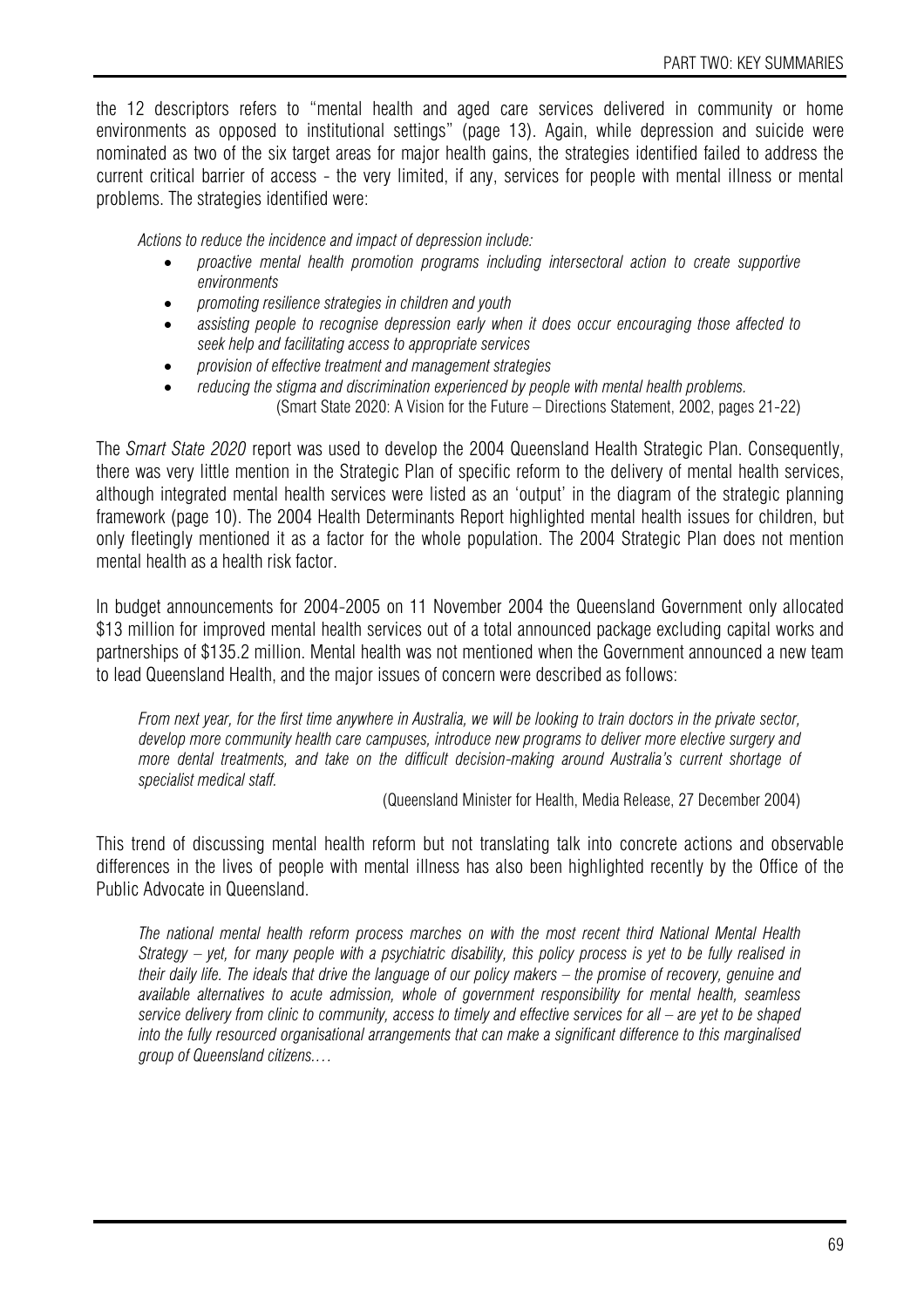the 12 descriptors refers to "mental health and aged care services delivered in community or home environments as opposed to institutional settings" (page 13). Again, while depression and suicide were nominated as two of the six target areas for major health gains, the strategies identified failed to address the current critical barrier of access - the very limited, if any, services for people with mental illness or mental problems. The strategies identified were:

> *Actions to reduce the incidence and impact of depression include:*
>
> - *proactive mental health promotion programs including intersectoral action to create supportive environments*
> - *promoting resilience strategies in children and youth*
> - *assisting people to recognise depression early when it does occur encouraging those affected to seek help and facilitating access to appropriate services*
> - *provision of effective treatment and management strategies*
> - *reducing the stigma and discrimination experienced by people with mental health problems.*
>
> (Smart State 2020: A Vision for the Future – Directions Statement, 2002, pages 21-22)

The *Smart State 2020* report was used to develop the 2004 Queensland Health Strategic Plan. Consequently, there was very little mention in the Strategic Plan of specific reform to the delivery of mental health services, although integrated mental health services were listed as an 'output' in the diagram of the strategic planning framework (page 10). The 2004 Health Determinants Report highlighted mental health issues for children, but only fleetingly mentioned it as a factor for the whole population. The 2004 Strategic Plan does not mention mental health as a health risk factor.

In budget announcements for 2004-2005 on 11 November 2004 the Queensland Government only allocated \$13 million for improved mental health services out of a total announced package excluding capital works and partnerships of \$135.2 million. Mental health was not mentioned when the Government announced a new team to lead Queensland Health, and the major issues of concern were described as follows:

> *From next year, for the first time anywhere in Australia, we will be looking to train doctors in the private sector, develop more community health care campuses, introduce new programs to deliver more elective surgery and more dental treatments, and take on the difficult decision-making around Australia's current shortage of specialist medical staff.*
>
> (Queensland Minister for Health, Media Release, 27 December 2004)

This trend of discussing mental health reform but not translating talk into concrete actions and observable differences in the lives of people with mental illness has also been highlighted recently by the Office of the Public Advocate in Queensland.

> *The national mental health reform process marches on with the most recent third National Mental Health Strategy – yet, for many people with a psychiatric disability, this policy process is yet to be fully realised in their daily life. The ideals that drive the language of our policy makers – the promise of recovery, genuine and available alternatives to acute admission, whole of government responsibility for mental health, seamless service delivery from clinic to community, access to timely and effective services for all – are yet to be shaped into the fully resourced organisational arrangements that can make a significant difference to this marginalised group of Queensland citizens.…*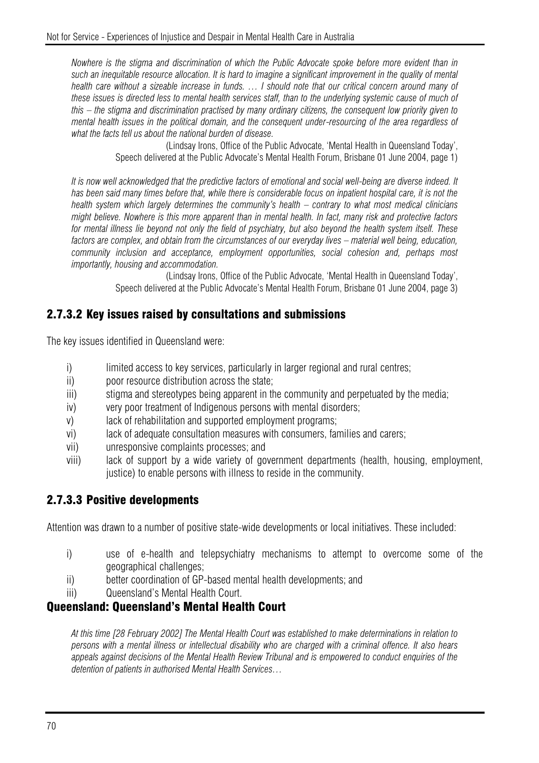*Nowhere is the stigma and discrimination of which the Public Advocate spoke before more evident than in such an inequitable resource allocation. It is hard to imagine a significant improvement in the quality of mental health care without a sizeable increase in funds. … I should note that our critical concern around many of these issues is directed less to mental health services staff, than to the underlying systemic cause of much of this – the stigma and discrimination practised by many ordinary citizens, the consequent low priority given to mental health issues in the political domain, and the consequent under-resourcing of the area regardless of what the facts tell us about the national burden of disease.*

(Lindsay Irons, Office of the Public Advocate, 'Mental Health in Queensland Today', Speech delivered at the Public Advocate's Mental Health Forum, Brisbane 01 June 2004, page 1)

*It is now well acknowledged that the predictive factors of emotional and social well-being are diverse indeed. It has been said many times before that, while there is considerable focus on inpatient hospital care, it is not the health system which largely determines the community's health – contrary to what most medical clinicians might believe. Nowhere is this more apparent than in mental health. In fact, many risk and protective factors for mental illness lie beyond not only the field of psychiatry, but also beyond the health system itself. These factors are complex, and obtain from the circumstances of our everyday lives – material well being, education, community inclusion and acceptance, employment opportunities, social cohesion and, perhaps most importantly, housing and accommodation.*

(Lindsay Irons, Office of the Public Advocate, 'Mental Health in Queensland Today', Speech delivered at the Public Advocate's Mental Health Forum, Brisbane 01 June 2004, page 3)

### 2.7.3.2 Key issues raised by consultations and submissions

The key issues identified in Queensland were:

- i) limited access to key services, particularly in larger regional and rural centres;
- ii) poor resource distribution across the state;
- iii) stigma and stereotypes being apparent in the community and perpetuated by the media;
- iv) very poor treatment of Indigenous persons with mental disorders;
- v) lack of rehabilitation and supported employment programs;
- vi) lack of adequate consultation measures with consumers, families and carers;
- vii) unresponsive complaints processes; and
- viii) lack of support by a wide variety of government departments (health, housing, employment, justice) to enable persons with illness to reside in the community.

### 2.7.3.3 Positive developments

Attention was drawn to a number of positive state-wide developments or local initiatives. These included:

- i) use of e-health and telepsychiatry mechanisms to attempt to overcome some of the geographical challenges;
- ii) better coordination of GP-based mental health developments; and
- iii) Queensland's Mental Health Court.

### Queensland: Queensland's Mental Health Court

*At this time [28 February 2002] The Mental Health Court was established to make determinations in relation to persons with a mental illness or intellectual disability who are charged with a criminal offence. It also hears appeals against decisions of the Mental Health Review Tribunal and is empowered to conduct enquiries of the detention of patients in authorised Mental Health Services…*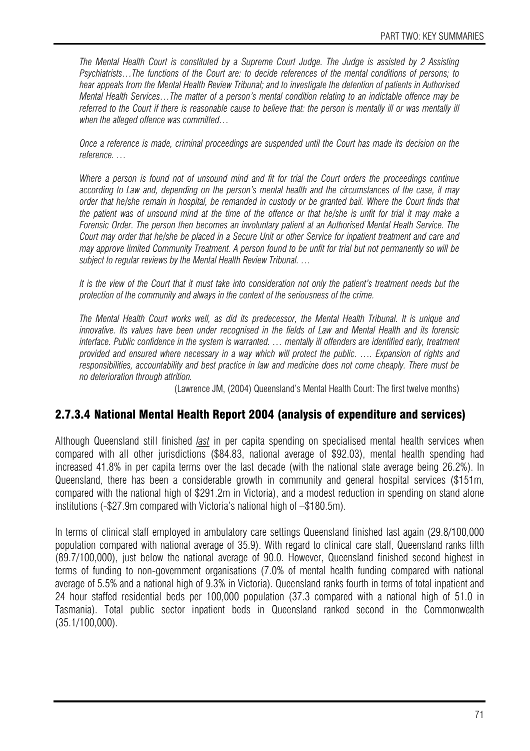*The Mental Health Court is constituted by a Supreme Court Judge. The Judge is assisted by 2 Assisting Psychiatrists…The functions of the Court are: to decide references of the mental conditions of persons; to hear appeals from the Mental Health Review Tribunal; and to investigate the detention of patients in Authorised Mental Health Services…The matter of a person's mental condition relating to an indictable offence may be referred to the Court if there is reasonable cause to believe that: the person is mentally ill or was mentally ill when the alleged offence was committed…*

*Once a reference is made, criminal proceedings are suspended until the Court has made its decision on the reference. …*

*Where a person is found not of unsound mind and fit for trial the Court orders the proceedings continue according to Law and, depending on the person's mental health and the circumstances of the case, it may order that he/she remain in hospital, be remanded in custody or be granted bail. Where the Court finds that the patient was of unsound mind at the time of the offence or that he/she is unfit for trial it may make a Forensic Order. The person then becomes an involuntary patient at an Authorised Mental Heath Service. The Court may order that he/she be placed in a Secure Unit or other Service for inpatient treatment and care and may approve limited Community Treatment. A person found to be unfit for trial but not permanently so will be subject to regular reviews by the Mental Health Review Tribunal. …*

*It is the view of the Court that it must take into consideration not only the patient's treatment needs but the protection of the community and always in the context of the seriousness of the crime.*

*The Mental Health Court works well, as did its predecessor, the Mental Health Tribunal. It is unique and innovative. Its values have been under recognised in the fields of Law and Mental Health and its forensic interface. Public confidence in the system is warranted. … mentally ill offenders are identified early, treatment provided and ensured where necessary in a way which will protect the public. …. Expansion of rights and responsibilities, accountability and best practice in law and medicine does not come cheaply. There must be no deterioration through attrition.*

(Lawrence JM, (2004) Queensland's Mental Health Court: The first twelve months)

### 2.7.3.4 National Mental Health Report 2004 (analysis of expenditure and services)

Although Queensland still finished *last* in per capita spending on specialised mental health services when compared with all other jurisdictions ($84.83, national average of $92.03), mental health spending had increased 41.8% in per capita terms over the last decade (with the national state average being 26.2%). In Queensland, there has been a considerable growth in community and general hospital services ($151m, compared with the national high of $291.2m in Victoria), and a modest reduction in spending on stand alone institutions (-$27.9m compared with Victoria's national high of –$180.5m).

In terms of clinical staff employed in ambulatory care settings Queensland finished last again (29.8/100,000 population compared with national average of 35.9). With regard to clinical care staff, Queensland ranks fifth (89.7/100,000), just below the national average of 90.0. However, Queensland finished second highest in terms of funding to non-government organisations (7.0% of mental health funding compared with national average of 5.5% and a national high of 9.3% in Victoria). Queensland ranks fourth in terms of total inpatient and 24 hour staffed residential beds per 100,000 population (37.3 compared with a national high of 51.0 in Tasmania). Total public sector inpatient beds in Queensland ranked second in the Commonwealth (35.1/100,000).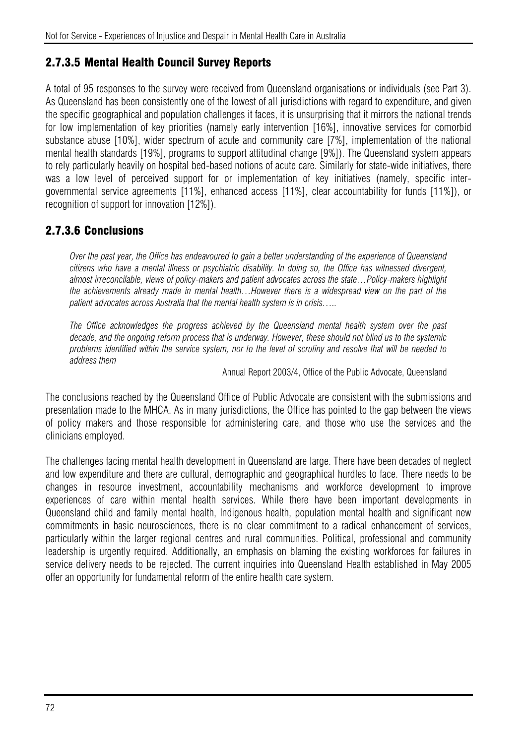### 2.7.3.5 Mental Health Council Survey Reports

A total of 95 responses to the survey were received from Queensland organisations or individuals (see Part 3). As Queensland has been consistently one of the lowest of all jurisdictions with regard to expenditure, and given the specific geographical and population challenges it faces, it is unsurprising that it mirrors the national trends for low implementation of key priorities (namely early intervention [16%], innovative services for comorbid substance abuse [10%], wider spectrum of acute and community care [7%], implementation of the national mental health standards [19%], programs to support attitudinal change [9%]). The Queensland system appears to rely particularly heavily on hospital bed-based notions of acute care. Similarly for state-wide initiatives, there was a low level of perceived support for or implementation of key initiatives (namely, specific inter-governmental service agreements [11%], enhanced access [11%], clear accountability for funds [11%]), or recognition of support for innovation [12%]).

### 2.7.3.6 Conclusions

> *Over the past year, the Office has endeavoured to gain a better understanding of the experience of Queensland citizens who have a mental illness or psychiatric disability. In doing so, the Office has witnessed divergent, almost irreconcilable, views of policy-makers and patient advocates across the state…Policy-makers highlight the achievements already made in mental health…However there is a widespread view on the part of the patient advocates across Australia that the mental health system is in crisis…..*
>
> *The Office acknowledges the progress achieved by the Queensland mental health system over the past decade, and the ongoing reform process that is underway. However, these should not blind us to the systemic problems identified within the service system, nor to the level of scrutiny and resolve that will be needed to address them*
>
> Annual Report 2003/4, Office of the Public Advocate, Queensland

The conclusions reached by the Queensland Office of Public Advocate are consistent with the submissions and presentation made to the MHCA. As in many jurisdictions, the Office has pointed to the gap between the views of policy makers and those responsible for administering care, and those who use the services and the clinicians employed.

The challenges facing mental health development in Queensland are large. There have been decades of neglect and low expenditure and there are cultural, demographic and geographical hurdles to face. There needs to be changes in resource investment, accountability mechanisms and workforce development to improve experiences of care within mental health services. While there have been important developments in Queensland child and family mental health, Indigenous health, population mental health and significant new commitments in basic neurosciences, there is no clear commitment to a radical enhancement of services, particularly within the larger regional centres and rural communities. Political, professional and community leadership is urgently required. Additionally, an emphasis on blaming the existing workforces for failures in service delivery needs to be rejected. The current inquiries into Queensland Health established in May 2005 offer an opportunity for fundamental reform of the entire health care system.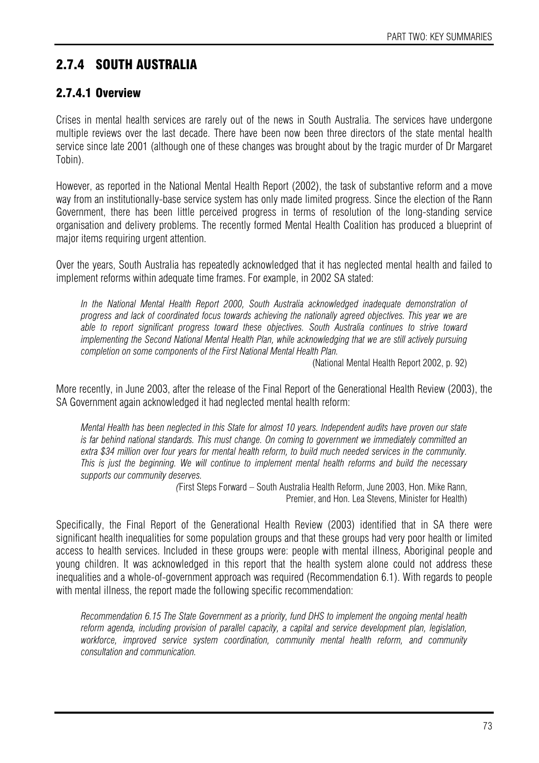## 2.7.4 SOUTH AUSTRALIA

### 2.7.4.1 Overview

Crises in mental health services are rarely out of the news in South Australia. The services have undergone multiple reviews over the last decade. There have been now been three directors of the state mental health service since late 2001 (although one of these changes was brought about by the tragic murder of Dr Margaret Tobin).

However, as reported in the National Mental Health Report (2002), the task of substantive reform and a move way from an institutionally-base service system has only made limited progress. Since the election of the Rann Government, there has been little perceived progress in terms of resolution of the long-standing service organisation and delivery problems. The recently formed Mental Health Coalition has produced a blueprint of major items requiring urgent attention.

Over the years, South Australia has repeatedly acknowledged that it has neglected mental health and failed to implement reforms within adequate time frames. For example, in 2002 SA stated:

> *In the National Mental Health Report 2000, South Australia acknowledged inadequate demonstration of progress and lack of coordinated focus towards achieving the nationally agreed objectives. This year we are able to report significant progress toward these objectives. South Australia continues to strive toward implementing the Second National Mental Health Plan, while acknowledging that we are still actively pursuing completion on some components of the First National Mental Health Plan.*
>
> (National Mental Health Report 2002, p. 92)

More recently, in June 2003, after the release of the Final Report of the Generational Health Review (2003), the SA Government again acknowledged it had neglected mental health reform:

> *Mental Health has been neglected in this State for almost 10 years. Independent audits have proven our state is far behind national standards. This must change. On coming to government we immediately committed an extra $34 million over four years for mental health reform, to build much needed services in the community. This is just the beginning. We will continue to implement mental health reforms and build the necessary supports our community deserves.*
>
> (First Steps Forward – South Australia Health Reform, June 2003, Hon. Mike Rann, Premier, and Hon. Lea Stevens, Minister for Health)

Specifically, the Final Report of the Generational Health Review (2003) identified that in SA there were significant health inequalities for some population groups and that these groups had very poor health or limited access to health services. Included in these groups were: people with mental illness, Aboriginal people and young children. It was acknowledged in this report that the health system alone could not address these inequalities and a whole-of-government approach was required (Recommendation 6.1). With regards to people with mental illness, the report made the following specific recommendation:

> *Recommendation 6.15 The State Government as a priority, fund DHS to implement the ongoing mental health reform agenda, including provision of parallel capacity, a capital and service development plan, legislation, workforce, improved service system coordination, community mental health reform, and community consultation and communication.*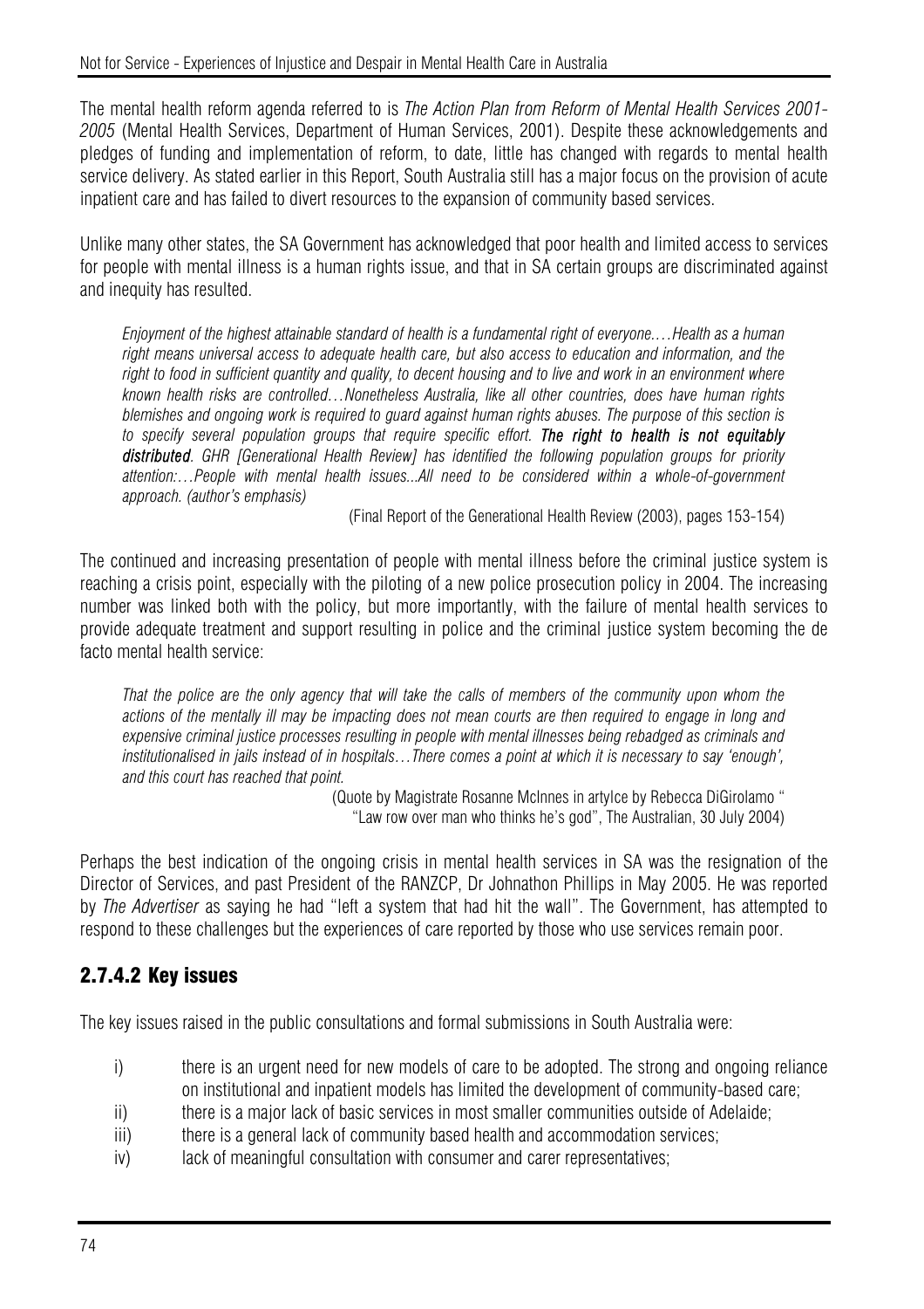The mental health reform agenda referred to is *The Action Plan from Reform of Mental Health Services 2001-2005* (Mental Health Services, Department of Human Services, 2001). Despite these acknowledgements and pledges of funding and implementation of reform, to date, little has changed with regards to mental health service delivery. As stated earlier in this Report, South Australia still has a major focus on the provision of acute inpatient care and has failed to divert resources to the expansion of community based services.

Unlike many other states, the SA Government has acknowledged that poor health and limited access to services for people with mental illness is a human rights issue, and that in SA certain groups are discriminated against and inequity has resulted.

> *Enjoyment of the highest attainable standard of health is a fundamental right of everyone.…Health as a human right means universal access to adequate health care, but also access to education and information, and the right to food in sufficient quantity and quality, to decent housing and to live and work in an environment where known health risks are controlled…Nonetheless Australia, like all other countries, does have human rights blemishes and ongoing work is required to guard against human rights abuses. The purpose of this section is to specify several population groups that require specific effort. **The right to health is not equitably distributed**. GHR [Generational Health Review] has identified the following population groups for priority attention:…People with mental health issues...All need to be considered within a whole-of-government approach. (author's emphasis)*
>
> (Final Report of the Generational Health Review (2003), pages 153-154)

The continued and increasing presentation of people with mental illness before the criminal justice system is reaching a crisis point, especially with the piloting of a new police prosecution policy in 2004. The increasing number was linked both with the policy, but more importantly, with the failure of mental health services to provide adequate treatment and support resulting in police and the criminal justice system becoming the de facto mental health service:

> *That the police are the only agency that will take the calls of members of the community upon whom the actions of the mentally ill may be impacting does not mean courts are then required to engage in long and expensive criminal justice processes resulting in people with mental illnesses being rebadged as criminals and institutionalised in jails instead of in hospitals…There comes a point at which it is necessary to say 'enough', and this court has reached that point.*
>
> (Quote by Magistrate Rosanne McInnes in artylce by Rebecca DiGirolamo " "Law row over man who thinks he's god", The Australian, 30 July 2004)

Perhaps the best indication of the ongoing crisis in mental health services in SA was the resignation of the Director of Services, and past President of the RANZCP, Dr Johnathon Phillips in May 2005. He was reported by *The Advertiser* as saying he had "left a system that had hit the wall". The Government, has attempted to respond to these challenges but the experiences of care reported by those who use services remain poor.

### 2.7.4.2 Key issues

The key issues raised in the public consultations and formal submissions in South Australia were:

i) there is an urgent need for new models of care to be adopted. The strong and ongoing reliance on institutional and inpatient models has limited the development of community-based care;

ii) there is a major lack of basic services in most smaller communities outside of Adelaide;

iii) there is a general lack of community based health and accommodation services;

iv) lack of meaningful consultation with consumer and carer representatives;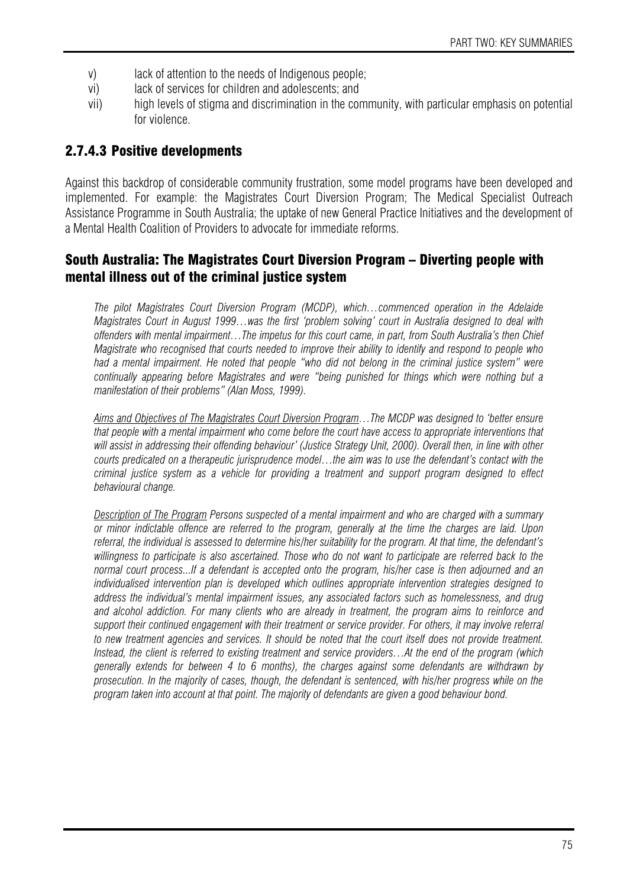v) lack of attention to the needs of Indigenous people;
vi) lack of services for children and adolescents; and
vii) high levels of stigma and discrimination in the community, with particular emphasis on potential for violence.

### 2.7.4.3 Positive developments

Against this backdrop of considerable community frustration, some model programs have been developed and implemented. For example: the Magistrates Court Diversion Program; The Medical Specialist Outreach Assistance Programme in South Australia; the uptake of new General Practice Initiatives and the development of a Mental Health Coalition of Providers to advocate for immediate reforms.

### South Australia: The Magistrates Court Diversion Program – Diverting people with mental illness out of the criminal justice system

*The pilot Magistrates Court Diversion Program (MCDP), which…commenced operation in the Adelaide Magistrates Court in August 1999…was the first 'problem solving' court in Australia designed to deal with offenders with mental impairment…The impetus for this court came, in part, from South Australia's then Chief Magistrate who recognised that courts needed to improve their ability to identify and respond to people who had a mental impairment. He noted that people "who did not belong in the criminal justice system" were continually appearing before Magistrates and were "being punished for things which were nothing but a manifestation of their problems" (Alan Moss, 1999).*

*<u>Aims and Objectives of The Magistrates Court Diversion Program</u>…The MCDP was designed to 'better ensure that people with a mental impairment who come before the court have access to appropriate interventions that will assist in addressing their offending behaviour' (Justice Strategy Unit, 2000). Overall then, in line with other courts predicated on a therapeutic jurisprudence model…the aim was to use the defendant's contact with the criminal justice system as a vehicle for providing a treatment and support program designed to effect behavioural change.*

*<u>Description of The Program</u> Persons suspected of a mental impairment and who are charged with a summary or minor indictable offence are referred to the program, generally at the time the charges are laid. Upon referral, the individual is assessed to determine his/her suitability for the program. At that time, the defendant's willingness to participate is also ascertained. Those who do not want to participate are referred back to the normal court process...If a defendant is accepted onto the program, his/her case is then adjourned and an individualised intervention plan is developed which outlines appropriate intervention strategies designed to address the individual's mental impairment issues, any associated factors such as homelessness, and drug and alcohol addiction. For many clients who are already in treatment, the program aims to reinforce and support their continued engagement with their treatment or service provider. For others, it may involve referral to new treatment agencies and services. It should be noted that the court itself does not provide treatment. Instead, the client is referred to existing treatment and service providers…At the end of the program (which generally extends for between 4 to 6 months), the charges against some defendants are withdrawn by prosecution. In the majority of cases, though, the defendant is sentenced, with his/her progress while on the program taken into account at that point. The majority of defendants are given a good behaviour bond.*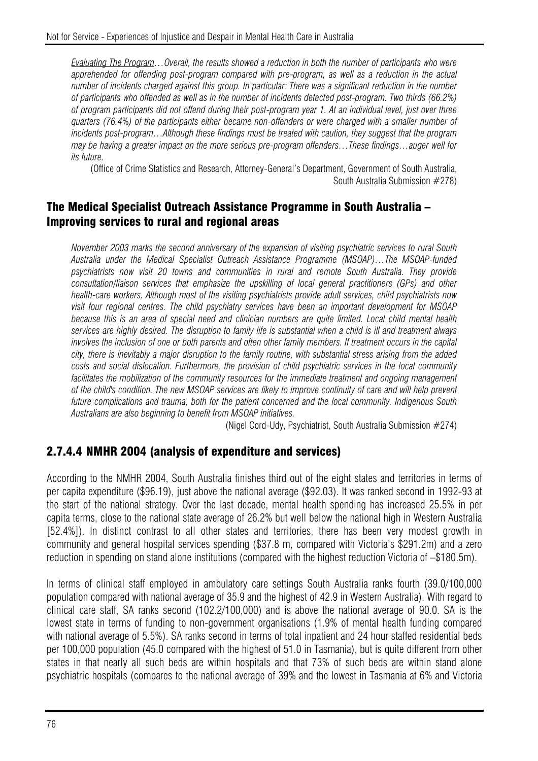*Evaluating The Program…Overall, the results showed a reduction in both the number of participants who were apprehended for offending post-program compared with pre-program, as well as a reduction in the actual number of incidents charged against this group. In particular: There was a significant reduction in the number of participants who offended as well as in the number of incidents detected post-program. Two thirds (66.2%) of program participants did not offend during their post-program year 1. At an individual level, just over three quarters (76.4%) of the participants either became non-offenders or were charged with a smaller number of incidents post-program…Although these findings must be treated with caution, they suggest that the program may be having a greater impact on the more serious pre-program offenders…These findings…auger well for its future.*

(Office of Crime Statistics and Research, Attorney-General's Department, Government of South Australia, South Australia Submission #278)

### The Medical Specialist Outreach Assistance Programme in South Australia – Improving services to rural and regional areas

*November 2003 marks the second anniversary of the expansion of visiting psychiatric services to rural South Australia under the Medical Specialist Outreach Assistance Programme (MSOAP)…The MSOAP-funded psychiatrists now visit 20 towns and communities in rural and remote South Australia. They provide consultation/liaison services that emphasize the upskilling of local general practitioners (GPs) and other health-care workers. Although most of the visiting psychiatrists provide adult services, child psychiatrists now visit four regional centres. The child psychiatry services have been an important development for MSOAP because this is an area of special need and clinician numbers are quite limited. Local child mental health services are highly desired. The disruption to family life is substantial when a child is ill and treatment always involves the inclusion of one or both parents and often other family members. If treatment occurs in the capital city, there is inevitably a major disruption to the family routine, with substantial stress arising from the added costs and social dislocation. Furthermore, the provision of child psychiatric services in the local community facilitates the mobilization of the community resources for the immediate treatment and ongoing management of the child's condition. The new MSOAP services are likely to improve continuity of care and will help prevent future complications and trauma, both for the patient concerned and the local community. Indigenous South Australians are also beginning to benefit from MSOAP initiatives.*

(Nigel Cord-Udy, Psychiatrist, South Australia Submission #274)

### 2.7.4.4 NMHR 2004 (analysis of expenditure and services)

According to the NMHR 2004, South Australia finishes third out of the eight states and territories in terms of per capita expenditure ($96.19), just above the national average ($92.03). It was ranked second in 1992-93 at the start of the national strategy. Over the last decade, mental health spending has increased 25.5% in per capita terms, close to the national state average of 26.2% but well below the national high in Western Australia [52.4%]). In distinct contrast to all other states and territories, there has been very modest growth in community and general hospital services spending ($37.8 m, compared with Victoria's $291.2m) and a zero reduction in spending on stand alone institutions (compared with the highest reduction Victoria of –$180.5m).

In terms of clinical staff employed in ambulatory care settings South Australia ranks fourth (39.0/100,000 population compared with national average of 35.9 and the highest of 42.9 in Western Australia). With regard to clinical care staff, SA ranks second (102.2/100,000) and is above the national average of 90.0. SA is the lowest state in terms of funding to non-government organisations (1.9% of mental health funding compared with national average of 5.5%). SA ranks second in terms of total inpatient and 24 hour staffed residential beds per 100,000 population (45.0 compared with the highest of 51.0 in Tasmania), but is quite different from other states in that nearly all such beds are within hospitals and that 73% of such beds are within stand alone psychiatric hospitals (compares to the national average of 39% and the lowest in Tasmania at 6% and Victoria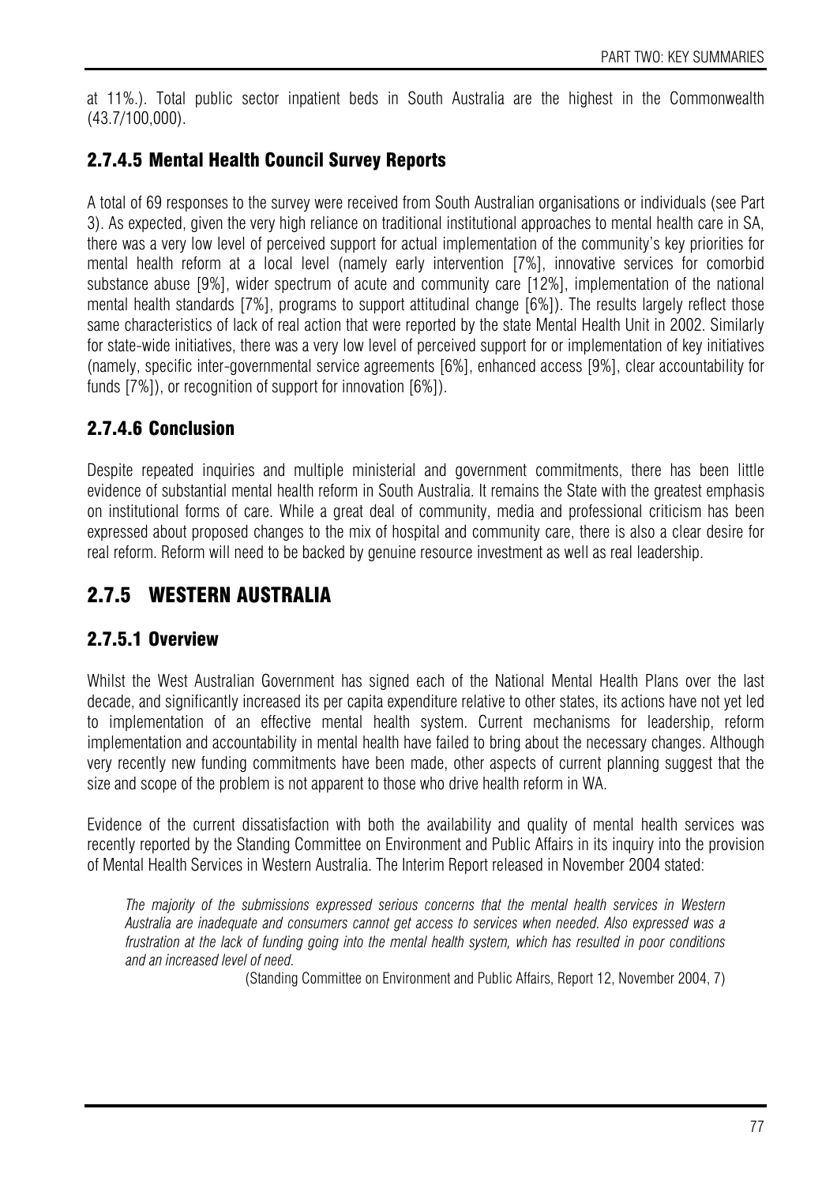at 11%.). Total public sector inpatient beds in South Australia are the highest in the Commonwealth (43.7/100,000).

### 2.7.4.5 Mental Health Council Survey Reports

A total of 69 responses to the survey were received from South Australian organisations or individuals (see Part 3). As expected, given the very high reliance on traditional institutional approaches to mental health care in SA, there was a very low level of perceived support for actual implementation of the community's key priorities for mental health reform at a local level (namely early intervention [7%], innovative services for comorbid substance abuse [9%], wider spectrum of acute and community care [12%], implementation of the national mental health standards [7%], programs to support attitudinal change [6%]). The results largely reflect those same characteristics of lack of real action that were reported by the state Mental Health Unit in 2002. Similarly for state-wide initiatives, there was a very low level of perceived support for or implementation of key initiatives (namely, specific inter-governmental service agreements [6%], enhanced access [9%], clear accountability for funds [7%]), or recognition of support for innovation [6%]).

### 2.7.4.6 Conclusion

Despite repeated inquiries and multiple ministerial and government commitments, there has been little evidence of substantial mental health reform in South Australia. It remains the State with the greatest emphasis on institutional forms of care. While a great deal of community, media and professional criticism has been expressed about proposed changes to the mix of hospital and community care, there is also a clear desire for real reform. Reform will need to be backed by genuine resource investment as well as real leadership.

## 2.7.5 WESTERN AUSTRALIA

### 2.7.5.1 Overview

Whilst the West Australian Government has signed each of the National Mental Health Plans over the last decade, and significantly increased its per capita expenditure relative to other states, its actions have not yet led to implementation of an effective mental health system. Current mechanisms for leadership, reform implementation and accountability in mental health have failed to bring about the necessary changes. Although very recently new funding commitments have been made, other aspects of current planning suggest that the size and scope of the problem is not apparent to those who drive health reform in WA.

Evidence of the current dissatisfaction with both the availability and quality of mental health services was recently reported by the Standing Committee on Environment and Public Affairs in its inquiry into the provision of Mental Health Services in Western Australia. The Interim Report released in November 2004 stated:

> *The majority of the submissions expressed serious concerns that the mental health services in Western Australia are inadequate and consumers cannot get access to services when needed. Also expressed was a frustration at the lack of funding going into the mental health system, which has resulted in poor conditions and an increased level of need.*
>
> (Standing Committee on Environment and Public Affairs, Report 12, November 2004, 7)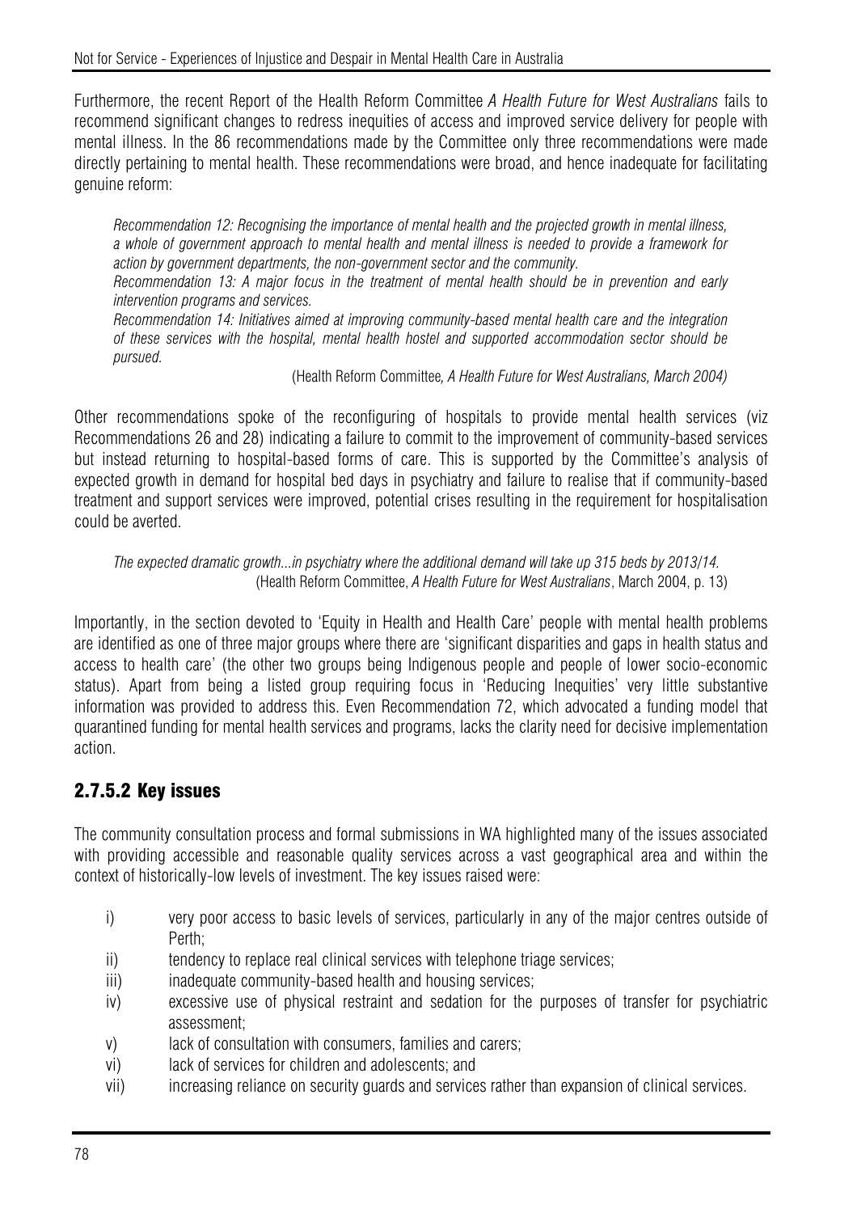Furthermore, the recent Report of the Health Reform Committee *A Health Future for West Australians* fails to recommend significant changes to redress inequities of access and improved service delivery for people with mental illness. In the 86 recommendations made by the Committee only three recommendations were made directly pertaining to mental health. These recommendations were broad, and hence inadequate for facilitating genuine reform:

> *Recommendation 12: Recognising the importance of mental health and the projected growth in mental illness, a whole of government approach to mental health and mental illness is needed to provide a framework for action by government departments, the non-government sector and the community.*
>
> *Recommendation 13: A major focus in the treatment of mental health should be in prevention and early intervention programs and services.*
>
> *Recommendation 14: Initiatives aimed at improving community-based mental health care and the integration of these services with the hospital, mental health hostel and supported accommodation sector should be pursued.*
>
> (Health Reform Committee*, A Health Future for West Australians, March 2004)*

Other recommendations spoke of the reconfiguring of hospitals to provide mental health services (viz Recommendations 26 and 28) indicating a failure to commit to the improvement of community-based services but instead returning to hospital-based forms of care. This is supported by the Committee's analysis of expected growth in demand for hospital bed days in psychiatry and failure to realise that if community-based treatment and support services were improved, potential crises resulting in the requirement for hospitalisation could be averted.

> *The expected dramatic growth...in psychiatry where the additional demand will take up 315 beds by 2013/14.*
>
> (Health Reform Committee, *A Health Future for West Australians*, March 2004, p. 13)

Importantly, in the section devoted to 'Equity in Health and Health Care' people with mental health problems are identified as one of three major groups where there are 'significant disparities and gaps in health status and access to health care' (the other two groups being Indigenous people and people of lower socio-economic status). Apart from being a listed group requiring focus in 'Reducing Inequities' very little substantive information was provided to address this. Even Recommendation 72, which advocated a funding model that quarantined funding for mental health services and programs, lacks the clarity need for decisive implementation action.

### 2.7.5.2 Key issues

The community consultation process and formal submissions in WA highlighted many of the issues associated with providing accessible and reasonable quality services across a vast geographical area and within the context of historically-low levels of investment. The key issues raised were:

i) very poor access to basic levels of services, particularly in any of the major centres outside of Perth;

ii) tendency to replace real clinical services with telephone triage services;

iii) inadequate community-based health and housing services;

iv) excessive use of physical restraint and sedation for the purposes of transfer for psychiatric assessment;

v) lack of consultation with consumers, families and carers;

vi) lack of services for children and adolescents; and

vii) increasing reliance on security guards and services rather than expansion of clinical services.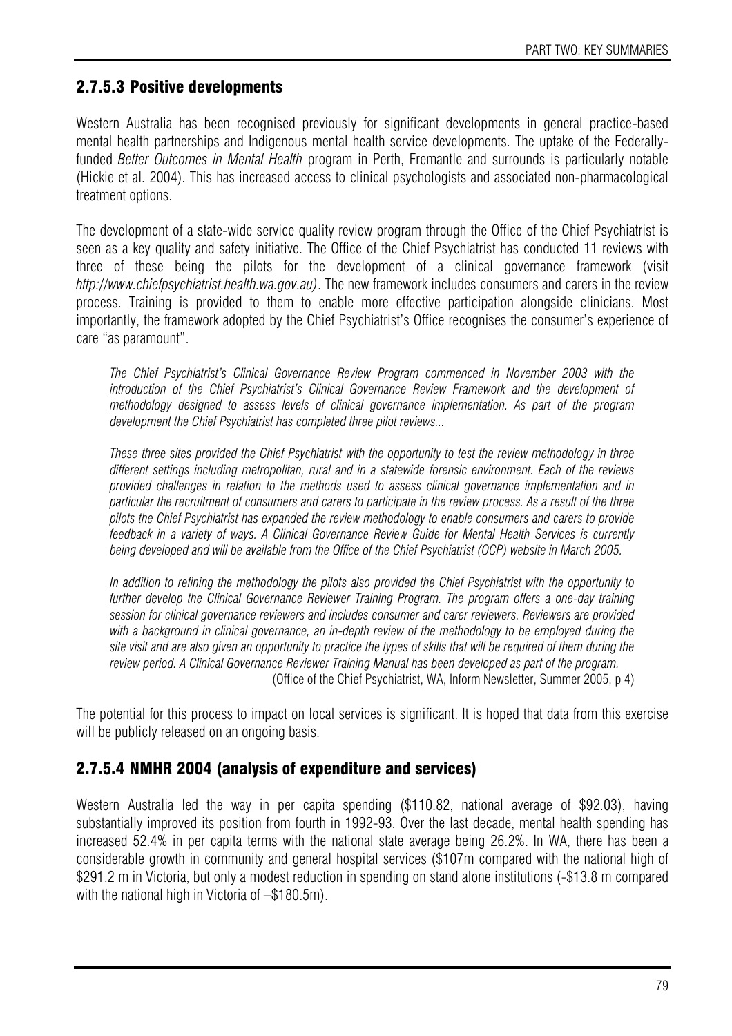## 2.7.5.3 Positive developments

Western Australia has been recognised previously for significant developments in general practice-based mental health partnerships and Indigenous mental health service developments. The uptake of the Federally-funded *Better Outcomes in Mental Health* program in Perth, Fremantle and surrounds is particularly notable (Hickie et al. 2004). This has increased access to clinical psychologists and associated non-pharmacological treatment options.

The development of a state-wide service quality review program through the Office of the Chief Psychiatrist is seen as a key quality and safety initiative. The Office of the Chief Psychiatrist has conducted 11 reviews with three of these being the pilots for the development of a clinical governance framework (visit *http://www.chiefpsychiatrist.health.wa.gov.au)*. The new framework includes consumers and carers in the review process. Training is provided to them to enable more effective participation alongside clinicians. Most importantly, the framework adopted by the Chief Psychiatrist's Office recognises the consumer's experience of care "as paramount".

> *The Chief Psychiatrist's Clinical Governance Review Program commenced in November 2003 with the introduction of the Chief Psychiatrist's Clinical Governance Review Framework and the development of methodology designed to assess levels of clinical governance implementation. As part of the program development the Chief Psychiatrist has completed three pilot reviews...*
>
> *These three sites provided the Chief Psychiatrist with the opportunity to test the review methodology in three different settings including metropolitan, rural and in a statewide forensic environment. Each of the reviews provided challenges in relation to the methods used to assess clinical governance implementation and in particular the recruitment of consumers and carers to participate in the review process. As a result of the three pilots the Chief Psychiatrist has expanded the review methodology to enable consumers and carers to provide feedback in a variety of ways. A Clinical Governance Review Guide for Mental Health Services is currently being developed and will be available from the Office of the Chief Psychiatrist (OCP) website in March 2005.*
>
> *In addition to refining the methodology the pilots also provided the Chief Psychiatrist with the opportunity to further develop the Clinical Governance Reviewer Training Program. The program offers a one-day training session for clinical governance reviewers and includes consumer and carer reviewers. Reviewers are provided with a background in clinical governance, an in-depth review of the methodology to be employed during the site visit and are also given an opportunity to practice the types of skills that will be required of them during the review period. A Clinical Governance Reviewer Training Manual has been developed as part of the program.*
>
> (Office of the Chief Psychiatrist, WA, Inform Newsletter, Summer 2005, p 4)

The potential for this process to impact on local services is significant. It is hoped that data from this exercise will be publicly released on an ongoing basis.

## 2.7.5.4 NMHR 2004 (analysis of expenditure and services)

Western Australia led the way in per capita spending ($110.82, national average of $92.03), having substantially improved its position from fourth in 1992-93. Over the last decade, mental health spending has increased 52.4% in per capita terms with the national state average being 26.2%. In WA, there has been a considerable growth in community and general hospital services ($107m compared with the national high of $291.2 m in Victoria, but only a modest reduction in spending on stand alone institutions (-$13.8 m compared with the national high in Victoria of –$180.5m).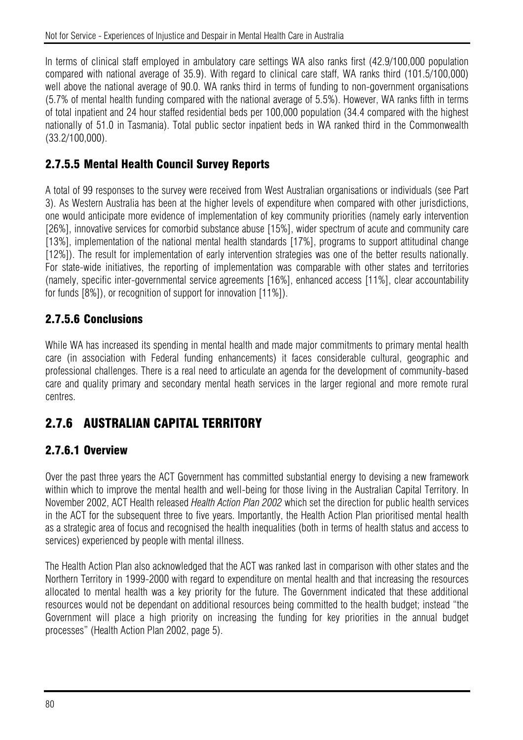In terms of clinical staff employed in ambulatory care settings WA also ranks first (42.9/100,000 population compared with national average of 35.9). With regard to clinical care staff, WA ranks third (101.5/100,000) well above the national average of 90.0. WA ranks third in terms of funding to non-government organisations (5.7% of mental health funding compared with the national average of 5.5%). However, WA ranks fifth in terms of total inpatient and 24 hour staffed residential beds per 100,000 population (34.4 compared with the highest nationally of 51.0 in Tasmania). Total public sector inpatient beds in WA ranked third in the Commonwealth (33.2/100,000).

### 2.7.5.5 Mental Health Council Survey Reports

A total of 99 responses to the survey were received from West Australian organisations or individuals (see Part 3). As Western Australia has been at the higher levels of expenditure when compared with other jurisdictions, one would anticipate more evidence of implementation of key community priorities (namely early intervention [26%], innovative services for comorbid substance abuse [15%], wider spectrum of acute and community care [13%], implementation of the national mental health standards [17%], programs to support attitudinal change [12%]). The result for implementation of early intervention strategies was one of the better results nationally. For state-wide initiatives, the reporting of implementation was comparable with other states and territories (namely, specific inter-governmental service agreements [16%], enhanced access [11%], clear accountability for funds [8%]), or recognition of support for innovation [11%]).

### 2.7.5.6 Conclusions

While WA has increased its spending in mental health and made major commitments to primary mental health care (in association with Federal funding enhancements) it faces considerable cultural, geographic and professional challenges. There is a real need to articulate an agenda for the development of community-based care and quality primary and secondary mental heath services in the larger regional and more remote rural centres.

## 2.7.6 AUSTRALIAN CAPITAL TERRITORY

### 2.7.6.1 Overview

Over the past three years the ACT Government has committed substantial energy to devising a new framework within which to improve the mental health and well-being for those living in the Australian Capital Territory. In November 2002, ACT Health released *Health Action Plan 2002* which set the direction for public health services in the ACT for the subsequent three to five years. Importantly, the Health Action Plan prioritised mental health as a strategic area of focus and recognised the health inequalities (both in terms of health status and access to services) experienced by people with mental illness.

The Health Action Plan also acknowledged that the ACT was ranked last in comparison with other states and the Northern Territory in 1999-2000 with regard to expenditure on mental health and that increasing the resources allocated to mental health was a key priority for the future. The Government indicated that these additional resources would not be dependant on additional resources being committed to the health budget; instead "the Government will place a high priority on increasing the funding for key priorities in the annual budget processes" (Health Action Plan 2002, page 5).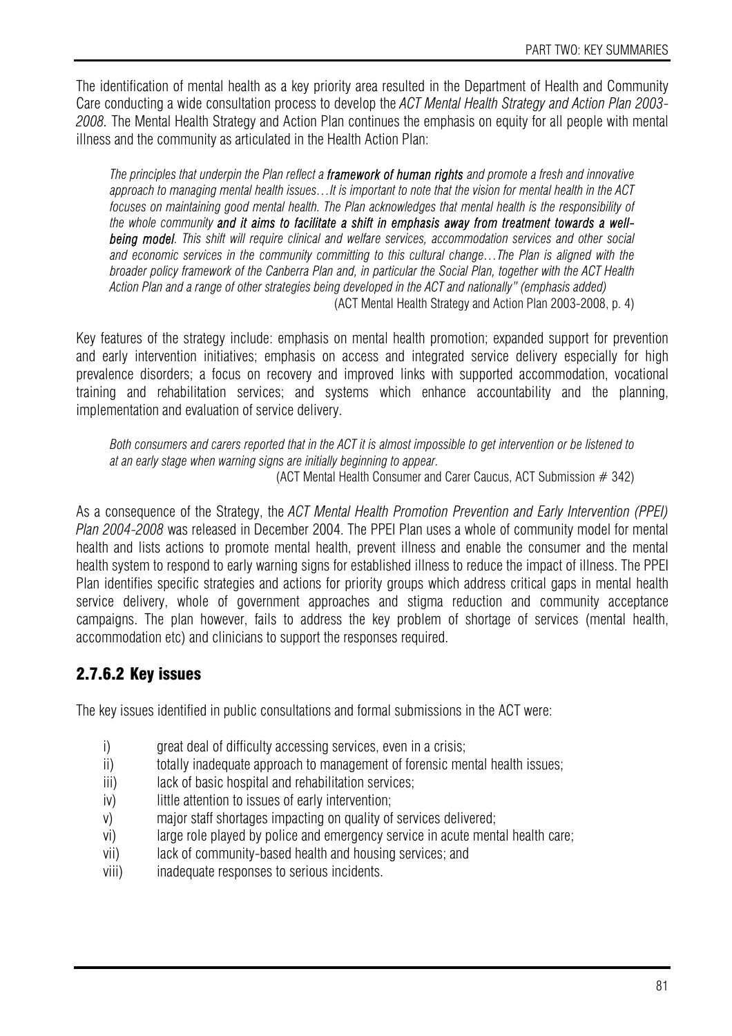The identification of mental health as a key priority area resulted in the Department of Health and Community Care conducting a wide consultation process to develop the *ACT Mental Health Strategy and Action Plan 2003-2008*. The Mental Health Strategy and Action Plan continues the emphasis on equity for all people with mental illness and the community as articulated in the Health Action Plan:

> *The principles that underpin the Plan reflect a **framework of human rights** and promote a fresh and innovative approach to managing mental health issues…It is important to note that the vision for mental health in the ACT focuses on maintaining good mental health. The Plan acknowledges that mental health is the responsibility of the whole community **and it aims to facilitate a shift in emphasis away from treatment towards a well-being model**. This shift will require clinical and welfare services, accommodation services and other social and economic services in the community committing to this cultural change…The Plan is aligned with the broader policy framework of the Canberra Plan and, in particular the Social Plan, together with the ACT Health Action Plan and a range of other strategies being developed in the ACT and nationally" (emphasis added)*
>
> (ACT Mental Health Strategy and Action Plan 2003-2008, p. 4)

Key features of the strategy include: emphasis on mental health promotion; expanded support for prevention and early intervention initiatives; emphasis on access and integrated service delivery especially for high prevalence disorders; a focus on recovery and improved links with supported accommodation, vocational training and rehabilitation services; and systems which enhance accountability and the planning, implementation and evaluation of service delivery.

> *Both consumers and carers reported that in the ACT it is almost impossible to get intervention or be listened to at an early stage when warning signs are initially beginning to appear.*
>
> (ACT Mental Health Consumer and Carer Caucus, ACT Submission # 342)

As a consequence of the Strategy, the *ACT Mental Health Promotion Prevention and Early Intervention (PPEI) Plan 2004-2008* was released in December 2004. The PPEI Plan uses a whole of community model for mental health and lists actions to promote mental health, prevent illness and enable the consumer and the mental health system to respond to early warning signs for established illness to reduce the impact of illness. The PPEI Plan identifies specific strategies and actions for priority groups which address critical gaps in mental health service delivery, whole of government approaches and stigma reduction and community acceptance campaigns. The plan however, fails to address the key problem of shortage of services (mental health, accommodation etc) and clinicians to support the responses required.

### 2.7.6.2 Key issues

The key issues identified in public consultations and formal submissions in the ACT were:

i) great deal of difficulty accessing services, even in a crisis;
ii) totally inadequate approach to management of forensic mental health issues;
iii) lack of basic hospital and rehabilitation services;
iv) little attention to issues of early intervention;
v) major staff shortages impacting on quality of services delivered;
vi) large role played by police and emergency service in acute mental health care;
vii) lack of community-based health and housing services; and
viii) inadequate responses to serious incidents.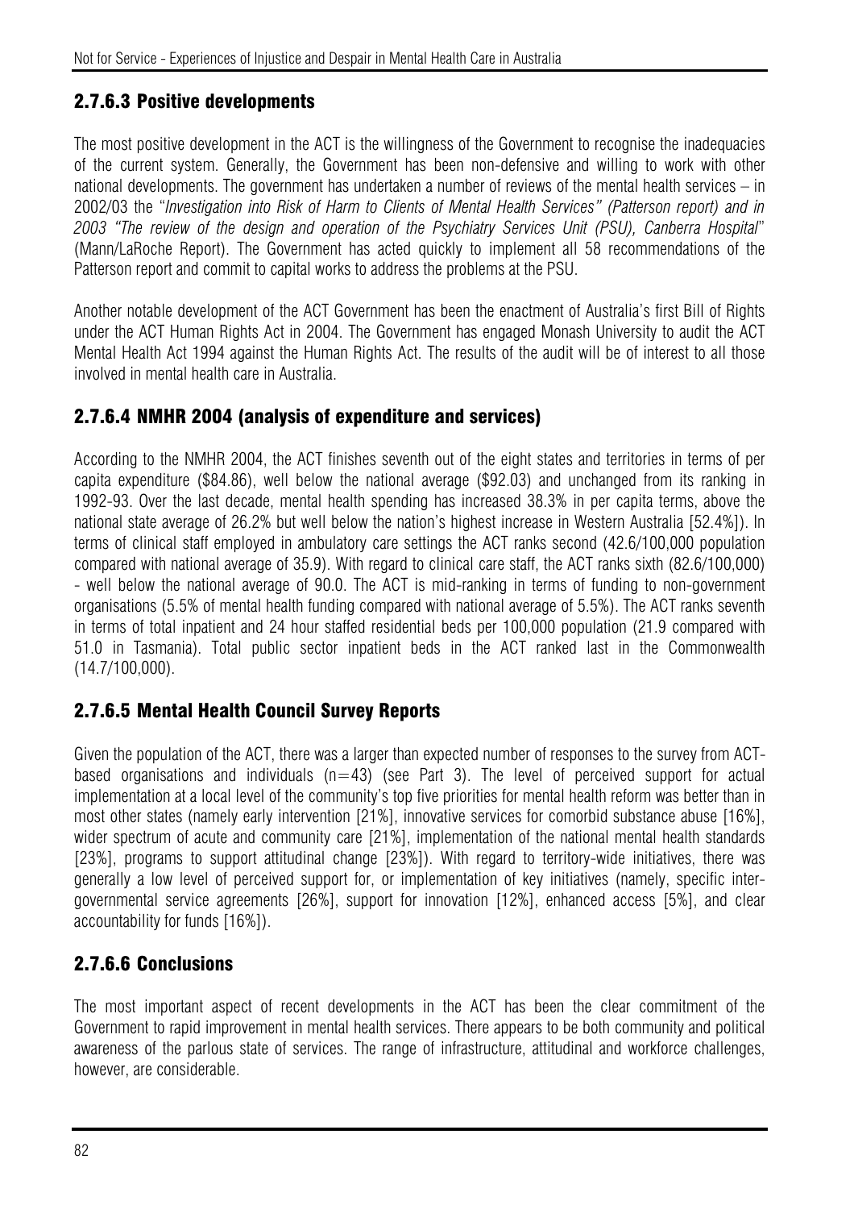### 2.7.6.3 Positive developments

The most positive development in the ACT is the willingness of the Government to recognise the inadequacies of the current system. Generally, the Government has been non-defensive and willing to work with other national developments. The government has undertaken a number of reviews of the mental health services – in 2002/03 the "*Investigation into Risk of Harm to Clients of Mental Health Services" (Patterson report) and in 2003 "The review of the design and operation of the Psychiatry Services Unit (PSU), Canberra Hospital*" (Mann/LaRoche Report). The Government has acted quickly to implement all 58 recommendations of the Patterson report and commit to capital works to address the problems at the PSU.

Another notable development of the ACT Government has been the enactment of Australia's first Bill of Rights under the ACT Human Rights Act in 2004. The Government has engaged Monash University to audit the ACT Mental Health Act 1994 against the Human Rights Act. The results of the audit will be of interest to all those involved in mental health care in Australia.

### 2.7.6.4 NMHR 2004 (analysis of expenditure and services)

According to the NMHR 2004, the ACT finishes seventh out of the eight states and territories in terms of per capita expenditure ($84.86), well below the national average ($92.03) and unchanged from its ranking in 1992-93. Over the last decade, mental health spending has increased 38.3% in per capita terms, above the national state average of 26.2% but well below the nation's highest increase in Western Australia [52.4%]). In terms of clinical staff employed in ambulatory care settings the ACT ranks second (42.6/100,000 population compared with national average of 35.9). With regard to clinical care staff, the ACT ranks sixth (82.6/100,000) - well below the national average of 90.0. The ACT is mid-ranking in terms of funding to non-government organisations (5.5% of mental health funding compared with national average of 5.5%). The ACT ranks seventh in terms of total inpatient and 24 hour staffed residential beds per 100,000 population (21.9 compared with 51.0 in Tasmania). Total public sector inpatient beds in the ACT ranked last in the Commonwealth (14.7/100,000).

### 2.7.6.5 Mental Health Council Survey Reports

Given the population of the ACT, there was a larger than expected number of responses to the survey from ACT-based organisations and individuals (n=43) (see Part 3). The level of perceived support for actual implementation at a local level of the community's top five priorities for mental health reform was better than in most other states (namely early intervention [21%], innovative services for comorbid substance abuse [16%], wider spectrum of acute and community care [21%], implementation of the national mental health standards [23%], programs to support attitudinal change [23%]). With regard to territory-wide initiatives, there was generally a low level of perceived support for, or implementation of key initiatives (namely, specific inter-governmental service agreements [26%], support for innovation [12%], enhanced access [5%], and clear accountability for funds [16%]).

### 2.7.6.6 Conclusions

The most important aspect of recent developments in the ACT has been the clear commitment of the Government to rapid improvement in mental health services. There appears to be both community and political awareness of the parlous state of services. The range of infrastructure, attitudinal and workforce challenges, however, are considerable.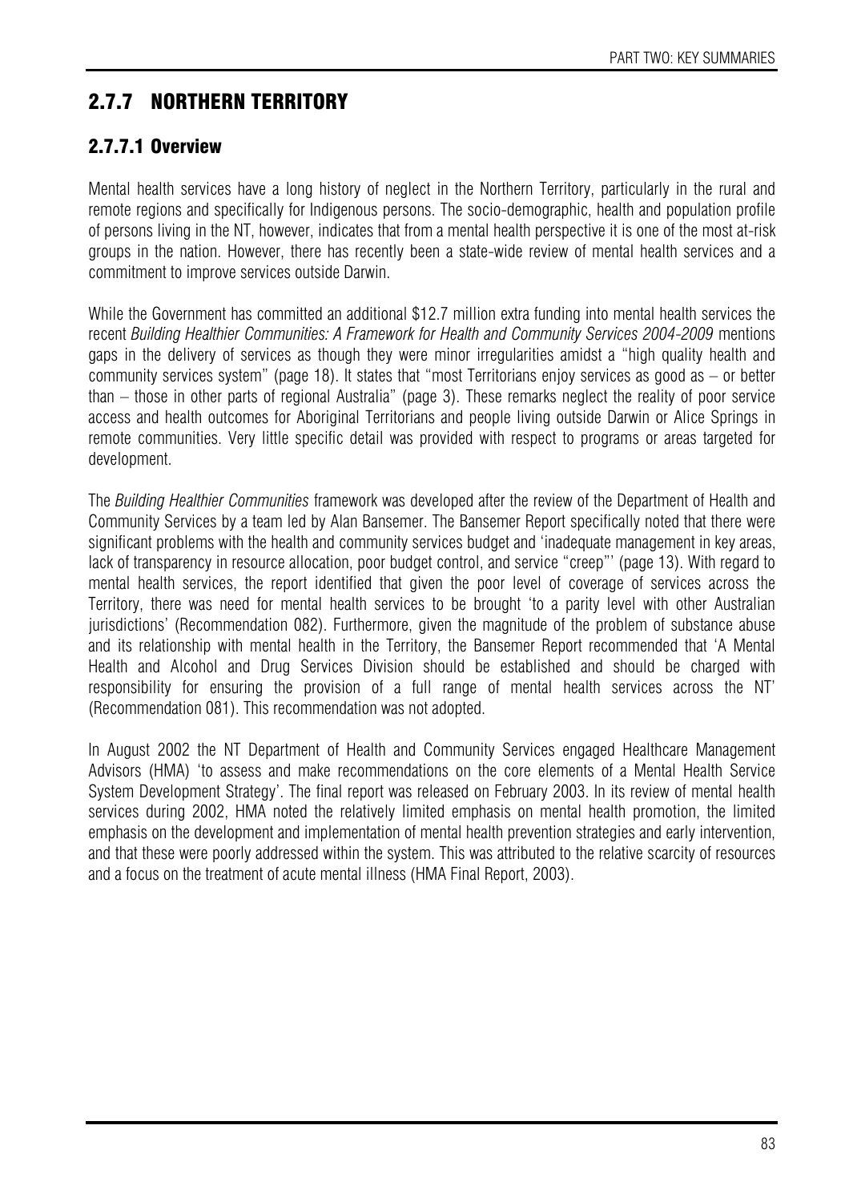## 2.7.7 NORTHERN TERRITORY

### 2.7.7.1 Overview

Mental health services have a long history of neglect in the Northern Territory, particularly in the rural and remote regions and specifically for Indigenous persons. The socio-demographic, health and population profile of persons living in the NT, however, indicates that from a mental health perspective it is one of the most at-risk groups in the nation. However, there has recently been a state-wide review of mental health services and a commitment to improve services outside Darwin.

While the Government has committed an additional $12.7 million extra funding into mental health services the recent *Building Healthier Communities: A Framework for Health and Community Services 2004-2009* mentions gaps in the delivery of services as though they were minor irregularities amidst a "high quality health and community services system" (page 18). It states that "most Territorians enjoy services as good as – or better than – those in other parts of regional Australia" (page 3). These remarks neglect the reality of poor service access and health outcomes for Aboriginal Territorians and people living outside Darwin or Alice Springs in remote communities. Very little specific detail was provided with respect to programs or areas targeted for development.

The *Building Healthier Communities* framework was developed after the review of the Department of Health and Community Services by a team led by Alan Bansemer. The Bansemer Report specifically noted that there were significant problems with the health and community services budget and 'inadequate management in key areas, lack of transparency in resource allocation, poor budget control, and service "creep"' (page 13). With regard to mental health services, the report identified that given the poor level of coverage of services across the Territory, there was need for mental health services to be brought 'to a parity level with other Australian jurisdictions' (Recommendation 082). Furthermore, given the magnitude of the problem of substance abuse and its relationship with mental health in the Territory, the Bansemer Report recommended that 'A Mental Health and Alcohol and Drug Services Division should be established and should be charged with responsibility for ensuring the provision of a full range of mental health services across the NT' (Recommendation 081). This recommendation was not adopted.

In August 2002 the NT Department of Health and Community Services engaged Healthcare Management Advisors (HMA) 'to assess and make recommendations on the core elements of a Mental Health Service System Development Strategy'. The final report was released on February 2003. In its review of mental health services during 2002, HMA noted the relatively limited emphasis on mental health promotion, the limited emphasis on the development and implementation of mental health prevention strategies and early intervention, and that these were poorly addressed within the system. This was attributed to the relative scarcity of resources and a focus on the treatment of acute mental illness (HMA Final Report, 2003).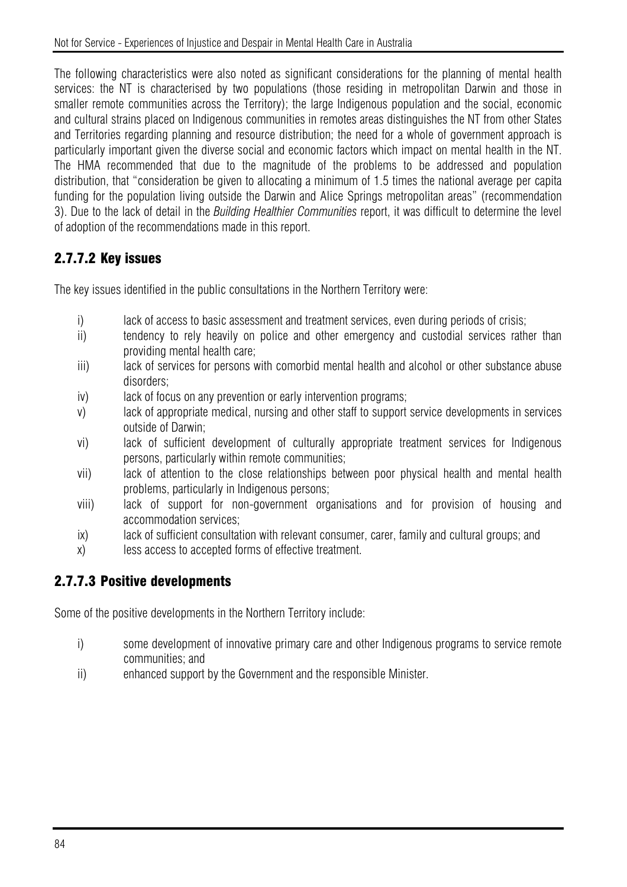The following characteristics were also noted as significant considerations for the planning of mental health services: the NT is characterised by two populations (those residing in metropolitan Darwin and those in smaller remote communities across the Territory); the large Indigenous population and the social, economic and cultural strains placed on Indigenous communities in remotes areas distinguishes the NT from other States and Territories regarding planning and resource distribution; the need for a whole of government approach is particularly important given the diverse social and economic factors which impact on mental health in the NT. The HMA recommended that due to the magnitude of the problems to be addressed and population distribution, that "consideration be given to allocating a minimum of 1.5 times the national average per capita funding for the population living outside the Darwin and Alice Springs metropolitan areas" (recommendation 3). Due to the lack of detail in the *Building Healthier Communities* report, it was difficult to determine the level of adoption of the recommendations made in this report.

### 2.7.7.2 Key issues

The key issues identified in the public consultations in the Northern Territory were:

i) lack of access to basic assessment and treatment services, even during periods of crisis;
ii) tendency to rely heavily on police and other emergency and custodial services rather than providing mental health care;
iii) lack of services for persons with comorbid mental health and alcohol or other substance abuse disorders;
iv) lack of focus on any prevention or early intervention programs;
v) lack of appropriate medical, nursing and other staff to support service developments in services outside of Darwin;
vi) lack of sufficient development of culturally appropriate treatment services for Indigenous persons, particularly within remote communities;
vii) lack of attention to the close relationships between poor physical health and mental health problems, particularly in Indigenous persons;
viii) lack of support for non-government organisations and for provision of housing and accommodation services;
ix) lack of sufficient consultation with relevant consumer, carer, family and cultural groups; and
x) less access to accepted forms of effective treatment.

### 2.7.7.3 Positive developments

Some of the positive developments in the Northern Territory include:

i) some development of innovative primary care and other Indigenous programs to service remote communities; and
ii) enhanced support by the Government and the responsible Minister.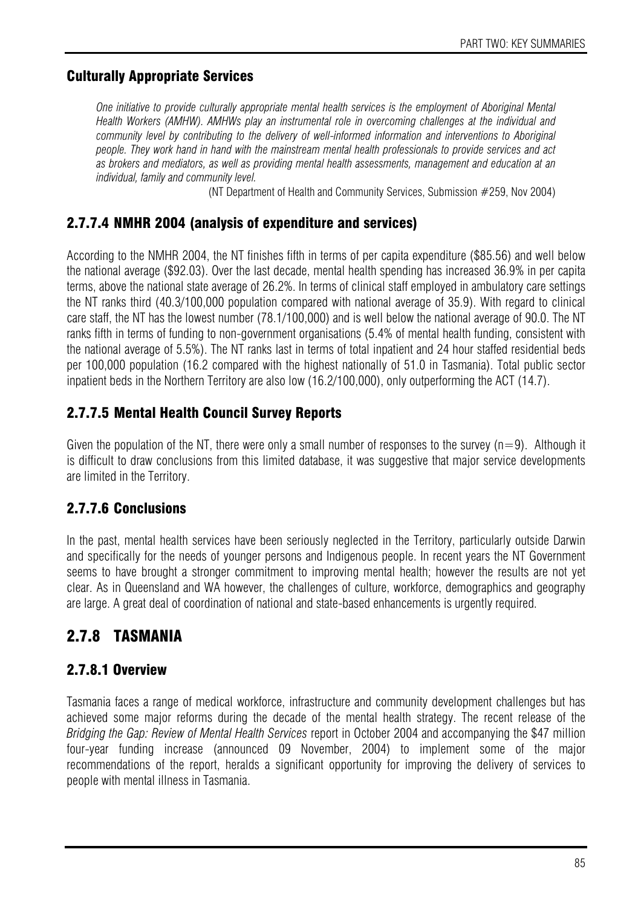### Culturally Appropriate Services

> *One initiative to provide culturally appropriate mental health services is the employment of Aboriginal Mental Health Workers (AMHW). AMHWs play an instrumental role in overcoming challenges at the individual and community level by contributing to the delivery of well-informed information and interventions to Aboriginal people. They work hand in hand with the mainstream mental health professionals to provide services and act as brokers and mediators, as well as providing mental health assessments, management and education at an individual, family and community level.*
>
> (NT Department of Health and Community Services, Submission #259, Nov 2004)

### 2.7.7.4 NMHR 2004 (analysis of expenditure and services)

According to the NMHR 2004, the NT finishes fifth in terms of per capita expenditure ($85.56) and well below the national average ($92.03). Over the last decade, mental health spending has increased 36.9% in per capita terms, above the national state average of 26.2%. In terms of clinical staff employed in ambulatory care settings the NT ranks third (40.3/100,000 population compared with national average of 35.9). With regard to clinical care staff, the NT has the lowest number (78.1/100,000) and is well below the national average of 90.0. The NT ranks fifth in terms of funding to non-government organisations (5.4% of mental health funding, consistent with the national average of 5.5%). The NT ranks last in terms of total inpatient and 24 hour staffed residential beds per 100,000 population (16.2 compared with the highest nationally of 51.0 in Tasmania). Total public sector inpatient beds in the Northern Territory are also low (16.2/100,000), only outperforming the ACT (14.7).

### 2.7.7.5 Mental Health Council Survey Reports

Given the population of the NT, there were only a small number of responses to the survey (n=9). Although it is difficult to draw conclusions from this limited database, it was suggestive that major service developments are limited in the Territory.

### 2.7.7.6 Conclusions

In the past, mental health services have been seriously neglected in the Territory, particularly outside Darwin and specifically for the needs of younger persons and Indigenous people. In recent years the NT Government seems to have brought a stronger commitment to improving mental health; however the results are not yet clear. As in Queensland and WA however, the challenges of culture, workforce, demographics and geography are large. A great deal of coordination of national and state-based enhancements is urgently required.

## 2.7.8 TASMANIA

### 2.7.8.1 Overview

Tasmania faces a range of medical workforce, infrastructure and community development challenges but has achieved some major reforms during the decade of the mental health strategy. The recent release of the *Bridging the Gap: Review of Mental Health Services* report in October 2004 and accompanying the $47 million four-year funding increase (announced 09 November, 2004) to implement some of the major recommendations of the report, heralds a significant opportunity for improving the delivery of services to people with mental illness in Tasmania.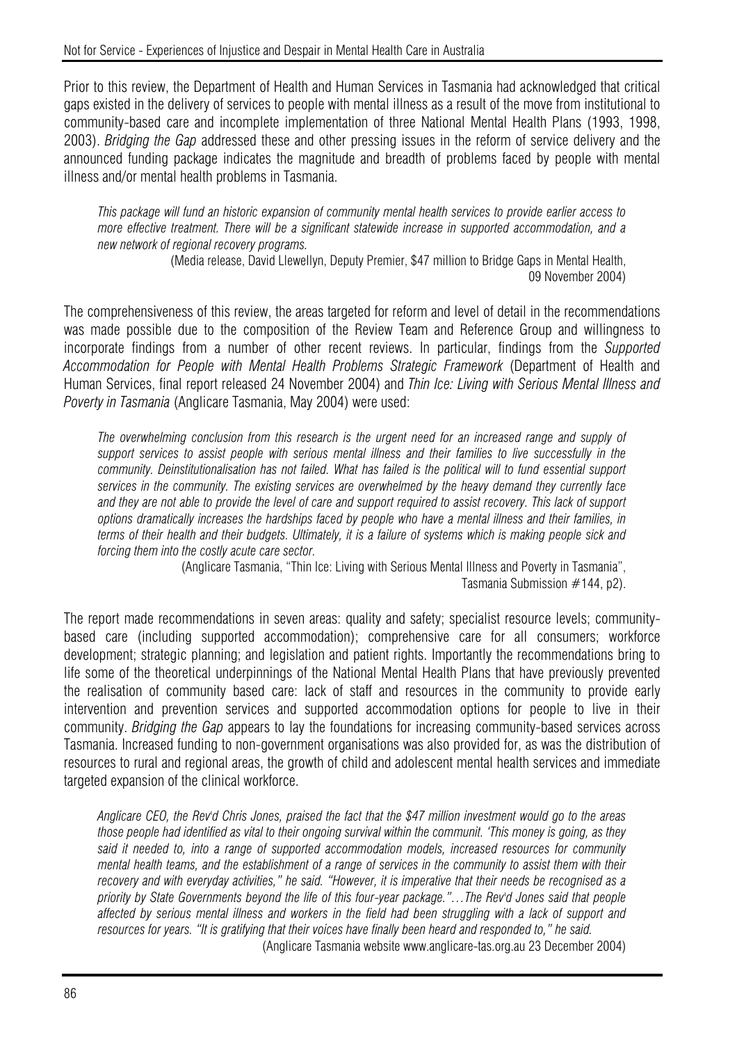Prior to this review, the Department of Health and Human Services in Tasmania had acknowledged that critical gaps existed in the delivery of services to people with mental illness as a result of the move from institutional to community-based care and incomplete implementation of three National Mental Health Plans (1993, 1998, 2003). *Bridging the Gap* addressed these and other pressing issues in the reform of service delivery and the announced funding package indicates the magnitude and breadth of problems faced by people with mental illness and/or mental health problems in Tasmania.

> *This package will fund an historic expansion of community mental health services to provide earlier access to more effective treatment. There will be a significant statewide increase in supported accommodation, and a new network of regional recovery programs.*
>
> (Media release, David Llewellyn, Deputy Premier, $47 million to Bridge Gaps in Mental Health, 09 November 2004)

The comprehensiveness of this review, the areas targeted for reform and level of detail in the recommendations was made possible due to the composition of the Review Team and Reference Group and willingness to incorporate findings from a number of other recent reviews. In particular, findings from the *Supported Accommodation for People with Mental Health Problems Strategic Framework* (Department of Health and Human Services, final report released 24 November 2004) and *Thin Ice: Living with Serious Mental Illness and Poverty in Tasmania* (Anglicare Tasmania, May 2004) were used:

> *The overwhelming conclusion from this research is the urgent need for an increased range and supply of support services to assist people with serious mental illness and their families to live successfully in the community. Deinstitutionalisation has not failed. What has failed is the political will to fund essential support services in the community. The existing services are overwhelmed by the heavy demand they currently face and they are not able to provide the level of care and support required to assist recovery. This lack of support options dramatically increases the hardships faced by people who have a mental illness and their families, in terms of their health and their budgets. Ultimately, it is a failure of systems which is making people sick and forcing them into the costly acute care sector.*
>
> (Anglicare Tasmania, "Thin Ice: Living with Serious Mental Illness and Poverty in Tasmania", Tasmania Submission #144, p2).

The report made recommendations in seven areas: quality and safety; specialist resource levels; community-based care (including supported accommodation); comprehensive care for all consumers; workforce development; strategic planning; and legislation and patient rights. Importantly the recommendations bring to life some of the theoretical underpinnings of the National Mental Health Plans that have previously prevented the realisation of community based care: lack of staff and resources in the community to provide early intervention and prevention services and supported accommodation options for people to live in their community. *Bridging the Gap* appears to lay the foundations for increasing community-based services across Tasmania. Increased funding to non-government organisations was also provided for, as was the distribution of resources to rural and regional areas, the growth of child and adolescent mental health services and immediate targeted expansion of the clinical workforce.

> *Anglicare CEO, the Rev'd Chris Jones, praised the fact that the $47 million investment would go to the areas those people had identified as vital to their ongoing survival within the communit. 'This money is going, as they said it needed to, into a range of supported accommodation models, increased resources for community mental health teams, and the establishment of a range of services in the community to assist them with their recovery and with everyday activities," he said. "However, it is imperative that their needs be recognised as a priority by State Governments beyond the life of this four-year package."…The Rev'd Jones said that people affected by serious mental illness and workers in the field had been struggling with a lack of support and resources for years. "It is gratifying that their voices have finally been heard and responded to," he said.*
>
> (Anglicare Tasmania website www.anglicare-tas.org.au 23 December 2004)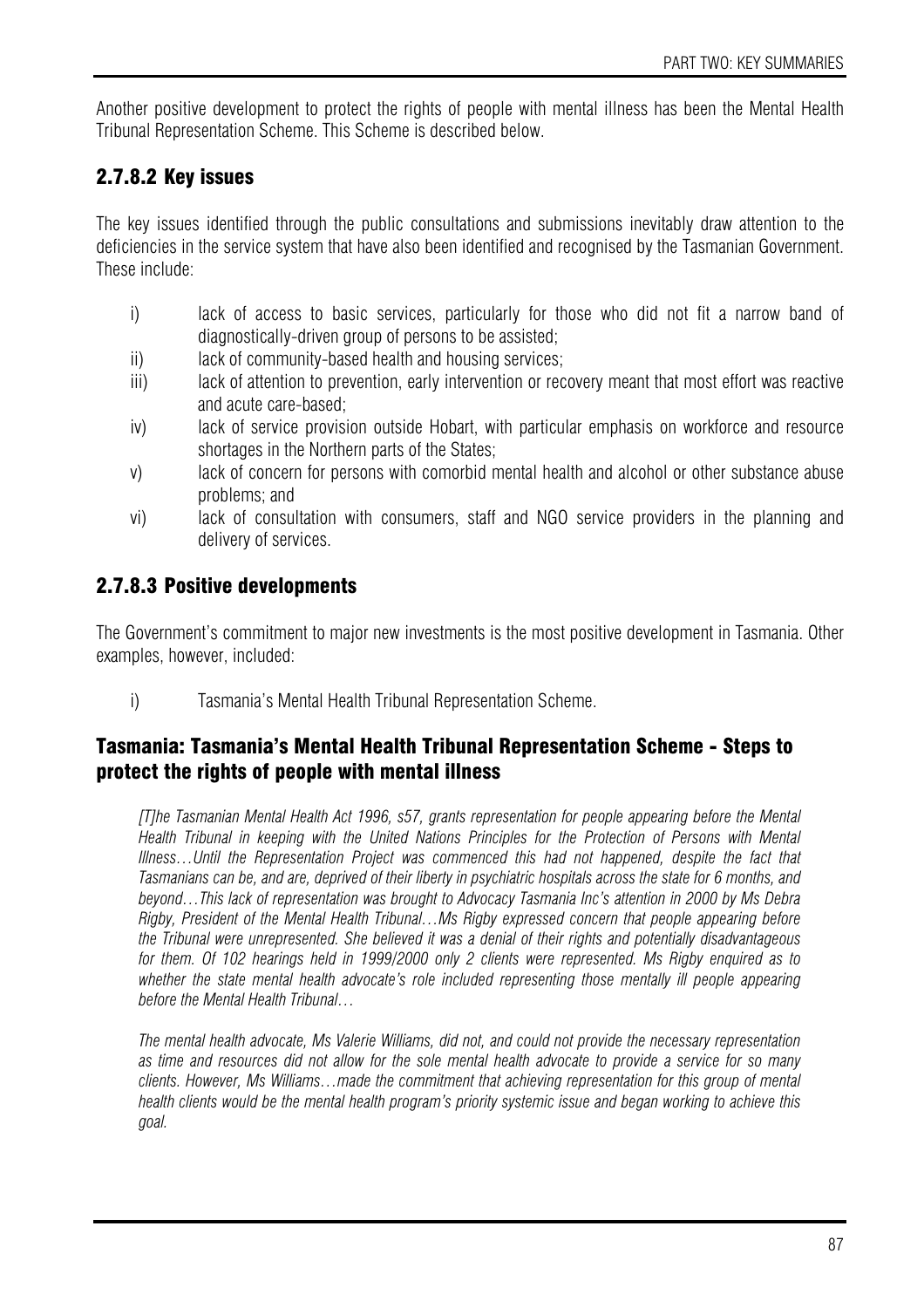Another positive development to protect the rights of people with mental illness has been the Mental Health Tribunal Representation Scheme. This Scheme is described below.

## 2.7.8.2 Key issues

The key issues identified through the public consultations and submissions inevitably draw attention to the deficiencies in the service system that have also been identified and recognised by the Tasmanian Government. These include:

- i) lack of access to basic services, particularly for those who did not fit a narrow band of diagnostically-driven group of persons to be assisted;
- ii) lack of community-based health and housing services;
- iii) lack of attention to prevention, early intervention or recovery meant that most effort was reactive and acute care-based;
- iv) lack of service provision outside Hobart, with particular emphasis on workforce and resource shortages in the Northern parts of the States;
- v) lack of concern for persons with comorbid mental health and alcohol or other substance abuse problems; and
- vi) lack of consultation with consumers, staff and NGO service providers in the planning and delivery of services.

## 2.7.8.3 Positive developments

The Government's commitment to major new investments is the most positive development in Tasmania. Other examples, however, included:

- i) Tasmania's Mental Health Tribunal Representation Scheme.

### Tasmania: Tasmania's Mental Health Tribunal Representation Scheme - Steps to protect the rights of people with mental illness

*[T]he Tasmanian Mental Health Act 1996, s57, grants representation for people appearing before the Mental Health Tribunal in keeping with the United Nations Principles for the Protection of Persons with Mental Illness…Until the Representation Project was commenced this had not happened, despite the fact that Tasmanians can be, and are, deprived of their liberty in psychiatric hospitals across the state for 6 months, and beyond…This lack of representation was brought to Advocacy Tasmania Inc's attention in 2000 by Ms Debra Rigby, President of the Mental Health Tribunal…Ms Rigby expressed concern that people appearing before the Tribunal were unrepresented. She believed it was a denial of their rights and potentially disadvantageous for them. Of 102 hearings held in 1999/2000 only 2 clients were represented. Ms Rigby enquired as to whether the state mental health advocate's role included representing those mentally ill people appearing before the Mental Health Tribunal…*

*The mental health advocate, Ms Valerie Williams, did not, and could not provide the necessary representation as time and resources did not allow for the sole mental health advocate to provide a service for so many clients. However, Ms Williams…made the commitment that achieving representation for this group of mental health clients would be the mental health program's priority systemic issue and began working to achieve this goal.*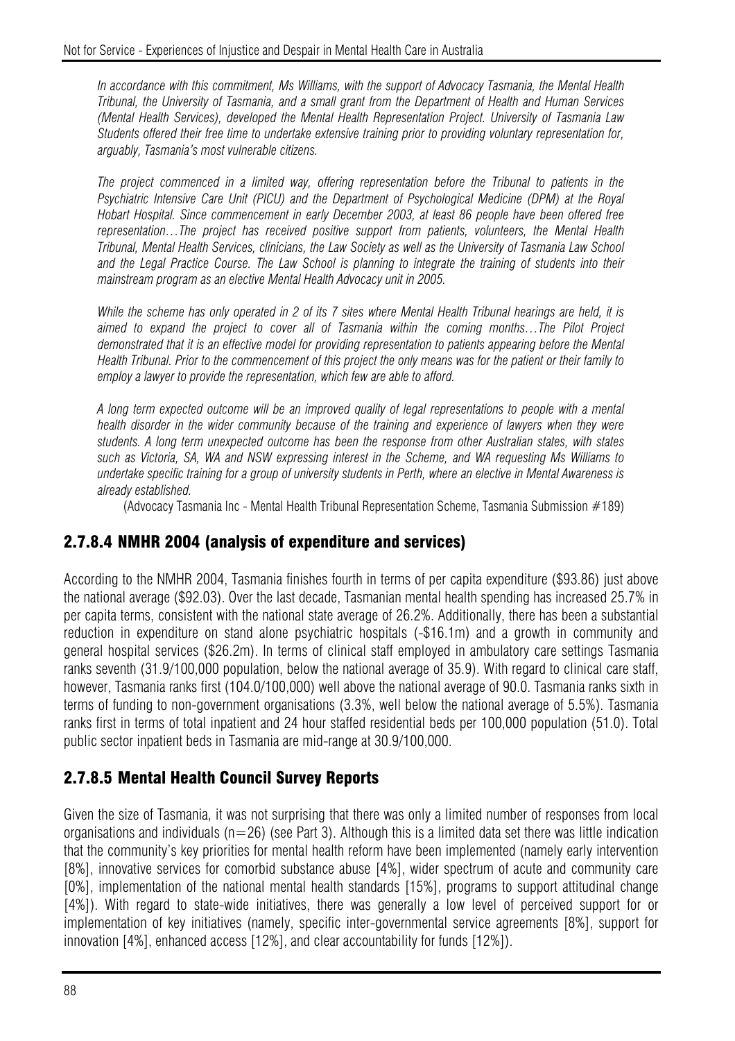*In accordance with this commitment, Ms Williams, with the support of Advocacy Tasmania, the Mental Health Tribunal, the University of Tasmania, and a small grant from the Department of Health and Human Services (Mental Health Services), developed the Mental Health Representation Project. University of Tasmania Law Students offered their free time to undertake extensive training prior to providing voluntary representation for, arguably, Tasmania's most vulnerable citizens.*

*The project commenced in a limited way, offering representation before the Tribunal to patients in the Psychiatric Intensive Care Unit (PICU) and the Department of Psychological Medicine (DPM) at the Royal Hobart Hospital. Since commencement in early December 2003, at least 86 people have been offered free representation…The project has received positive support from patients, volunteers, the Mental Health Tribunal, Mental Health Services, clinicians, the Law Society as well as the University of Tasmania Law School and the Legal Practice Course. The Law School is planning to integrate the training of students into their mainstream program as an elective Mental Health Advocacy unit in 2005.*

*While the scheme has only operated in 2 of its 7 sites where Mental Health Tribunal hearings are held, it is aimed to expand the project to cover all of Tasmania within the coming months…The Pilot Project demonstrated that it is an effective model for providing representation to patients appearing before the Mental Health Tribunal. Prior to the commencement of this project the only means was for the patient or their family to employ a lawyer to provide the representation, which few are able to afford.*

*A long term expected outcome will be an improved quality of legal representations to people with a mental health disorder in the wider community because of the training and experience of lawyers when they were students. A long term unexpected outcome has been the response from other Australian states, with states such as Victoria, SA, WA and NSW expressing interest in the Scheme, and WA requesting Ms Williams to undertake specific training for a group of university students in Perth, where an elective in Mental Awareness is already established.*

(Advocacy Tasmania Inc - Mental Health Tribunal Representation Scheme, Tasmania Submission #189)

## 2.7.8.4 NMHR 2004 (analysis of expenditure and services)

According to the NMHR 2004, Tasmania finishes fourth in terms of per capita expenditure ($93.86) just above the national average ($92.03). Over the last decade, Tasmanian mental health spending has increased 25.7% in per capita terms, consistent with the national state average of 26.2%. Additionally, there has been a substantial reduction in expenditure on stand alone psychiatric hospitals (-$16.1m) and a growth in community and general hospital services ($26.2m). In terms of clinical staff employed in ambulatory care settings Tasmania ranks seventh (31.9/100,000 population, below the national average of 35.9). With regard to clinical care staff, however, Tasmania ranks first (104.0/100,000) well above the national average of 90.0. Tasmania ranks sixth in terms of funding to non-government organisations (3.3%, well below the national average of 5.5%). Tasmania ranks first in terms of total inpatient and 24 hour staffed residential beds per 100,000 population (51.0). Total public sector inpatient beds in Tasmania are mid-range at 30.9/100,000.

## 2.7.8.5 Mental Health Council Survey Reports

Given the size of Tasmania, it was not surprising that there was only a limited number of responses from local organisations and individuals (n=26) (see Part 3). Although this is a limited data set there was little indication that the community's key priorities for mental health reform have been implemented (namely early intervention [8%], innovative services for comorbid substance abuse [4%], wider spectrum of acute and community care [0%], implementation of the national mental health standards [15%], programs to support attitudinal change [4%]). With regard to state-wide initiatives, there was generally a low level of perceived support for or implementation of key initiatives (namely, specific inter-governmental service agreements [8%], support for innovation [4%], enhanced access [12%], and clear accountability for funds [12%]).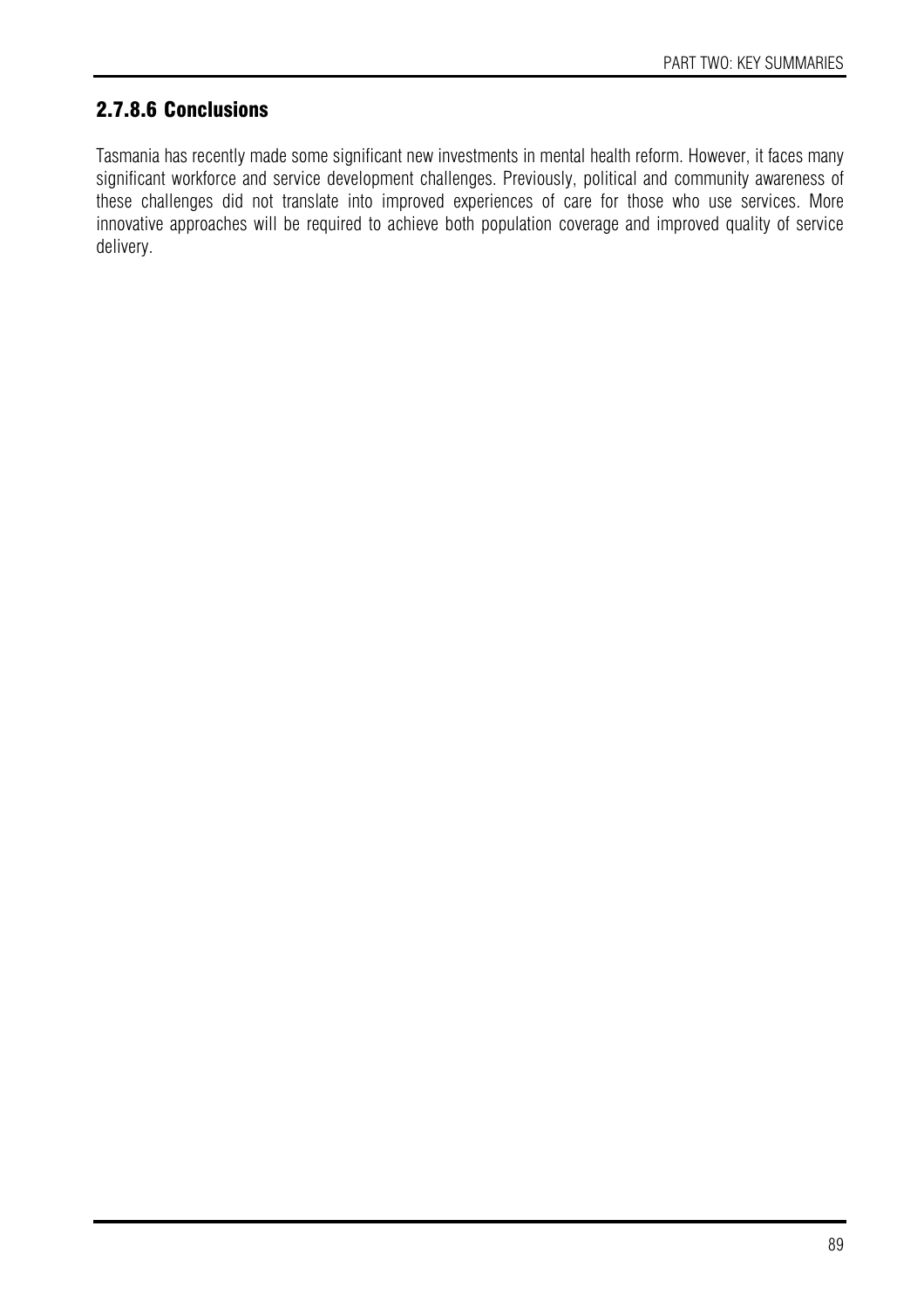### 2.7.8.6 Conclusions

Tasmania has recently made some significant new investments in mental health reform. However, it faces many significant workforce and service development challenges. Previously, political and community awareness of these challenges did not translate into improved experiences of care for those who use services. More innovative approaches will be required to achieve both population coverage and improved quality of service delivery.